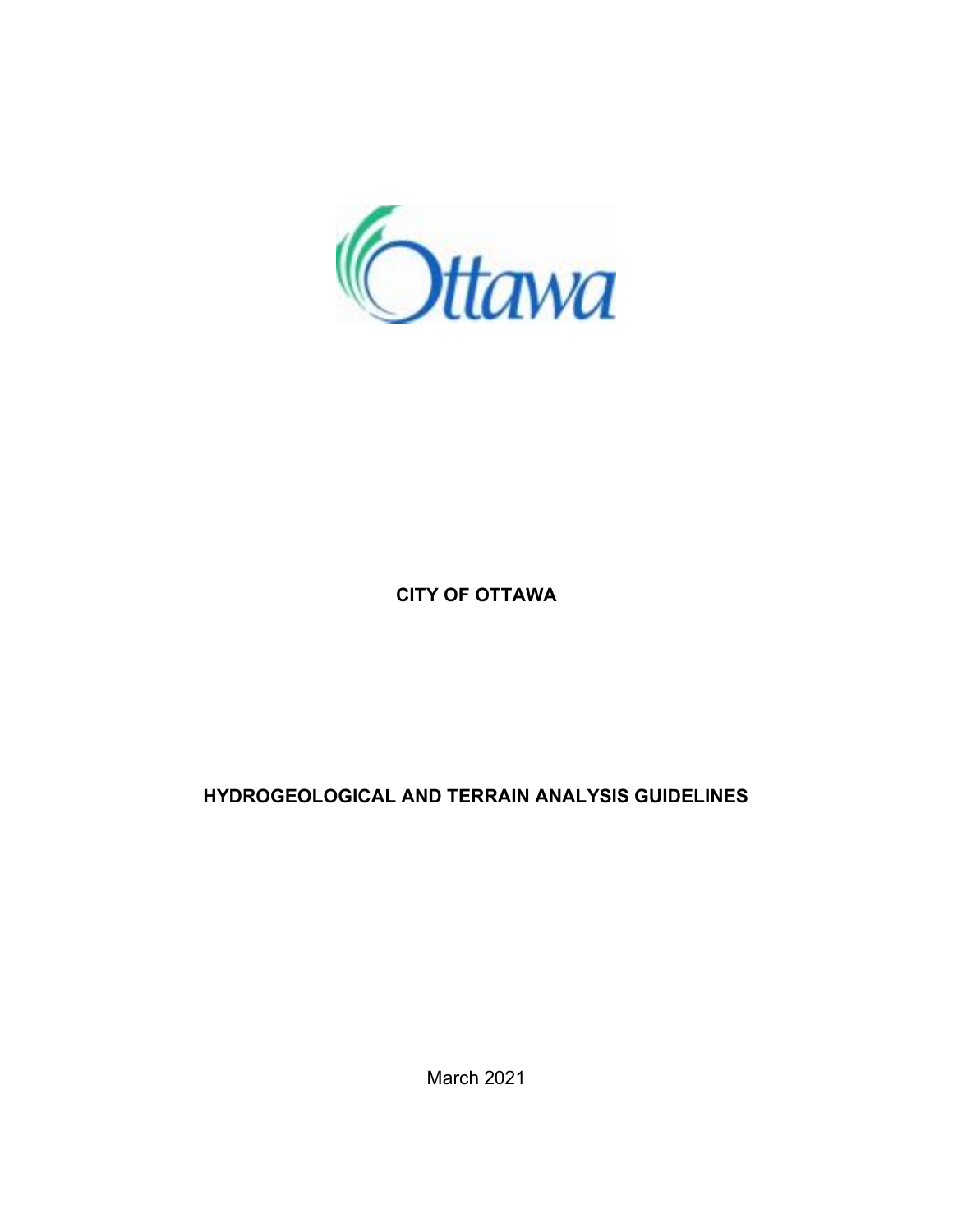**CITY OF OTTAWA**

**HYDROGEOLOGICAL AND TERRAIN ANALYSIS GUIDELINES**

March 2021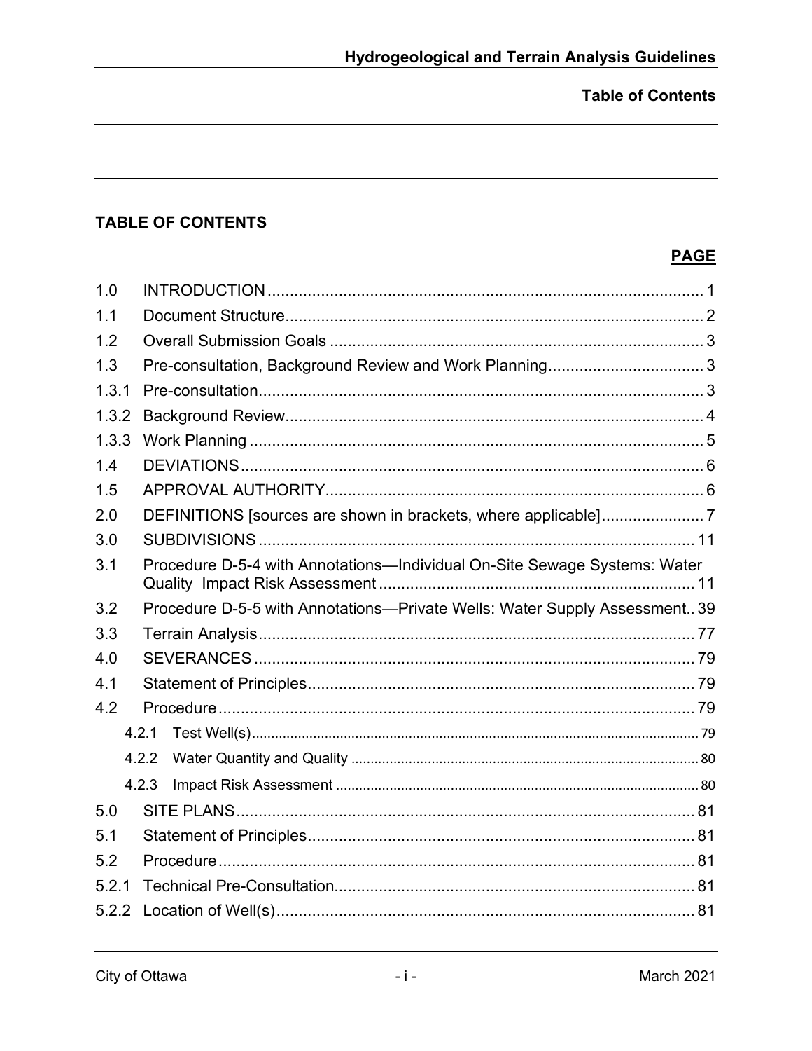## TABLE OF CONTENTS

| | | PAGE |
|---|---|---|
| 1.0 | INTRODUCTION | 1 |
| 1.1 | Document Structure | 2 |
| 1.2 | Overall Submission Goals | 3 |
| 1.3 | Pre-consultation, Background Review and Work Planning | 3 |
| 1.3.1 | Pre-consultation | 3 |
| 1.3.2 | Background Review | 4 |
| 1.3.3 | Work Planning | 5 |
| 1.4 | DEVIATIONS | 6 |
| 1.5 | APPROVAL AUTHORITY | 6 |
| 2.0 | DEFINITIONS [sources are shown in brackets, where applicable] | 7 |
| 3.0 | SUBDIVISIONS | 11 |
| 3.1 | Procedure D-5-4 with Annotations—Individual On-Site Sewage Systems: Water Quality Impact Risk Assessment | 11 |
| 3.2 | Procedure D-5-5 with Annotations—Private Wells: Water Supply Assessment | 39 |
| 3.3 | Terrain Analysis | 77 |
| 4.0 | SEVERANCES | 79 |
| 4.1 | Statement of Principles | 79 |
| 4.2 | Procedure | 79 |
| 4.2.1 | Test Well(s) | 79 |
| 4.2.2 | Water Quantity and Quality | 80 |
| 4.2.3 | Impact Risk Assessment | 80 |
| 5.0 | SITE PLANS | 81 |
| 5.1 | Statement of Principles | 81 |
| 5.2 | Procedure | 81 |
| 5.2.1 | Technical Pre-Consultation | 81 |
| 5.2.2 | Location of Well(s) | 81 |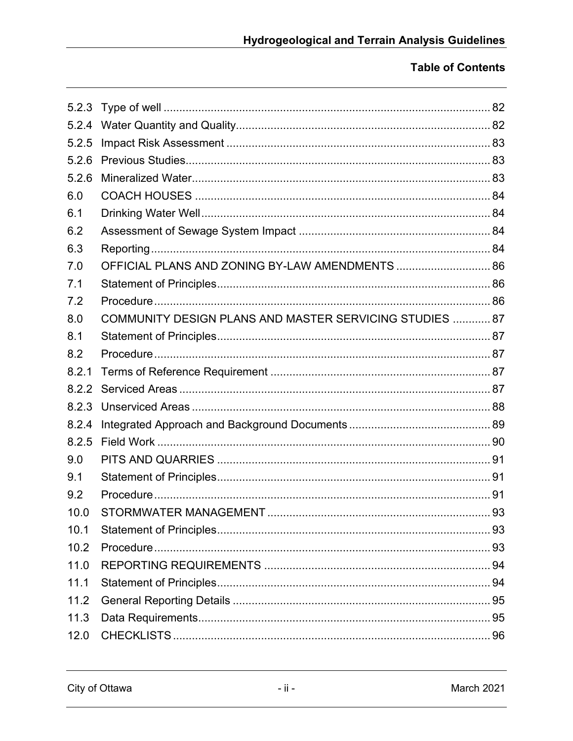**Table of Contents**

| | | |
|---|---|---|
| 5.2.3 | Type of well | 82 |
| 5.2.4 | Water Quantity and Quality | 82 |
| 5.2.5 | Impact Risk Assessment | 83 |
| 5.2.6 | Previous Studies | 83 |
| 5.2.6 | Mineralized Water | 83 |
| 6.0 | COACH HOUSES | 84 |
| 6.1 | Drinking Water Well | 84 |
| 6.2 | Assessment of Sewage System Impact | 84 |
| 6.3 | Reporting | 84 |
| 7.0 | OFFICIAL PLANS AND ZONING BY-LAW AMENDMENTS | 86 |
| 7.1 | Statement of Principles | 86 |
| 7.2 | Procedure | 86 |
| 8.0 | COMMUNITY DESIGN PLANS AND MASTER SERVICING STUDIES | 87 |
| 8.1 | Statement of Principles | 87 |
| 8.2 | Procedure | 87 |
| 8.2.1 | Terms of Reference Requirement | 87 |
| 8.2.2 | Serviced Areas | 87 |
| 8.2.3 | Unserviced Areas | 88 |
| 8.2.4 | Integrated Approach and Background Documents | 89 |
| 8.2.5 | Field Work | 90 |
| 9.0 | PITS AND QUARRIES | 91 |
| 9.1 | Statement of Principles | 91 |
| 9.2 | Procedure | 91 |
| 10.0 | STORMWATER MANAGEMENT | 93 |
| 10.1 | Statement of Principles | 93 |
| 10.2 | Procedure | 93 |
| 11.0 | REPORTING REQUIREMENTS | 94 |
| 11.1 | Statement of Principles | 94 |
| 11.2 | General Reporting Details | 95 |
| 11.3 | Data Requirements | 95 |
| 12.0 | CHECKLISTS | 96 |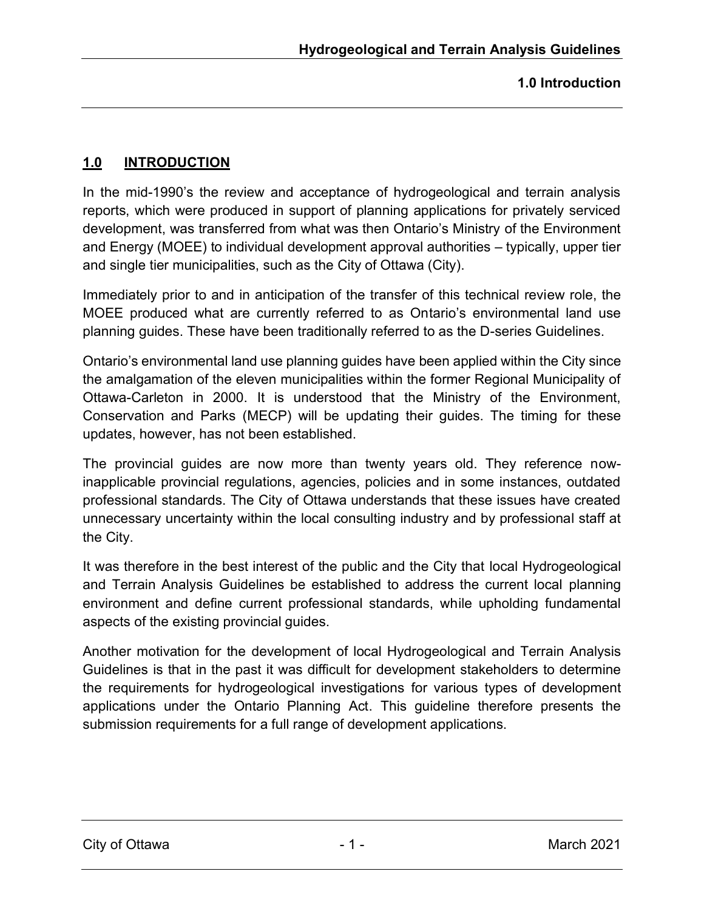# 1.0 INTRODUCTION

In the mid-1990's the review and acceptance of hydrogeological and terrain analysis reports, which were produced in support of planning applications for privately serviced development, was transferred from what was then Ontario's Ministry of the Environment and Energy (MOEE) to individual development approval authorities – typically, upper tier and single tier municipalities, such as the City of Ottawa (City).

Immediately prior to and in anticipation of the transfer of this technical review role, the MOEE produced what are currently referred to as Ontario's environmental land use planning guides. These have been traditionally referred to as the D-series Guidelines.

Ontario's environmental land use planning guides have been applied within the City since the amalgamation of the eleven municipalities within the former Regional Municipality of Ottawa-Carleton in 2000. It is understood that the Ministry of the Environment, Conservation and Parks (MECP) will be updating their guides. The timing for these updates, however, has not been established.

The provincial guides are now more than twenty years old. They reference now-inapplicable provincial regulations, agencies, policies and in some instances, outdated professional standards. The City of Ottawa understands that these issues have created unnecessary uncertainty within the local consulting industry and by professional staff at the City.

It was therefore in the best interest of the public and the City that local Hydrogeological and Terrain Analysis Guidelines be established to address the current local planning environment and define current professional standards, while upholding fundamental aspects of the existing provincial guides.

Another motivation for the development of local Hydrogeological and Terrain Analysis Guidelines is that in the past it was difficult for development stakeholders to determine the requirements for hydrogeological investigations for various types of development applications under the Ontario Planning Act. This guideline therefore presents the submission requirements for a full range of development applications.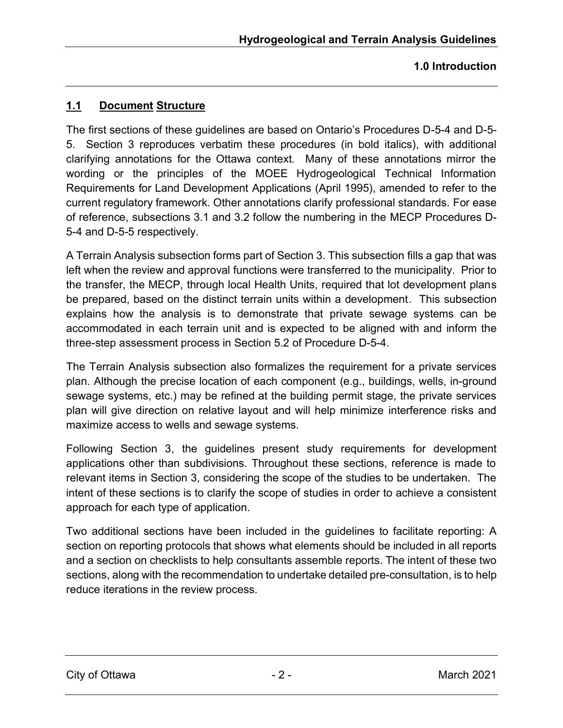## 1.1 Document Structure

The first sections of these guidelines are based on Ontario's Procedures D-5-4 and D-5-5. Section 3 reproduces verbatim these procedures (in bold italics), with additional clarifying annotations for the Ottawa context. Many of these annotations mirror the wording or the principles of the MOEE Hydrogeological Technical Information Requirements for Land Development Applications (April 1995), amended to refer to the current regulatory framework. Other annotations clarify professional standards. For ease of reference, subsections 3.1 and 3.2 follow the numbering in the MECP Procedures D-5-4 and D-5-5 respectively.

A Terrain Analysis subsection forms part of Section 3. This subsection fills a gap that was left when the review and approval functions were transferred to the municipality. Prior to the transfer, the MECP, through local Health Units, required that lot development plans be prepared, based on the distinct terrain units within a development. This subsection explains how the analysis is to demonstrate that private sewage systems can be accommodated in each terrain unit and is expected to be aligned with and inform the three-step assessment process in Section 5.2 of Procedure D-5-4.

The Terrain Analysis subsection also formalizes the requirement for a private services plan. Although the precise location of each component (e.g., buildings, wells, in-ground sewage systems, etc.) may be refined at the building permit stage, the private services plan will give direction on relative layout and will help minimize interference risks and maximize access to wells and sewage systems.

Following Section 3, the guidelines present study requirements for development applications other than subdivisions. Throughout these sections, reference is made to relevant items in Section 3, considering the scope of the studies to be undertaken. The intent of these sections is to clarify the scope of studies in order to achieve a consistent approach for each type of application.

Two additional sections have been included in the guidelines to facilitate reporting: A section on reporting protocols that shows what elements should be included in all reports and a section on checklists to help consultants assemble reports. The intent of these two sections, along with the recommendation to undertake detailed pre-consultation, is to help reduce iterations in the review process.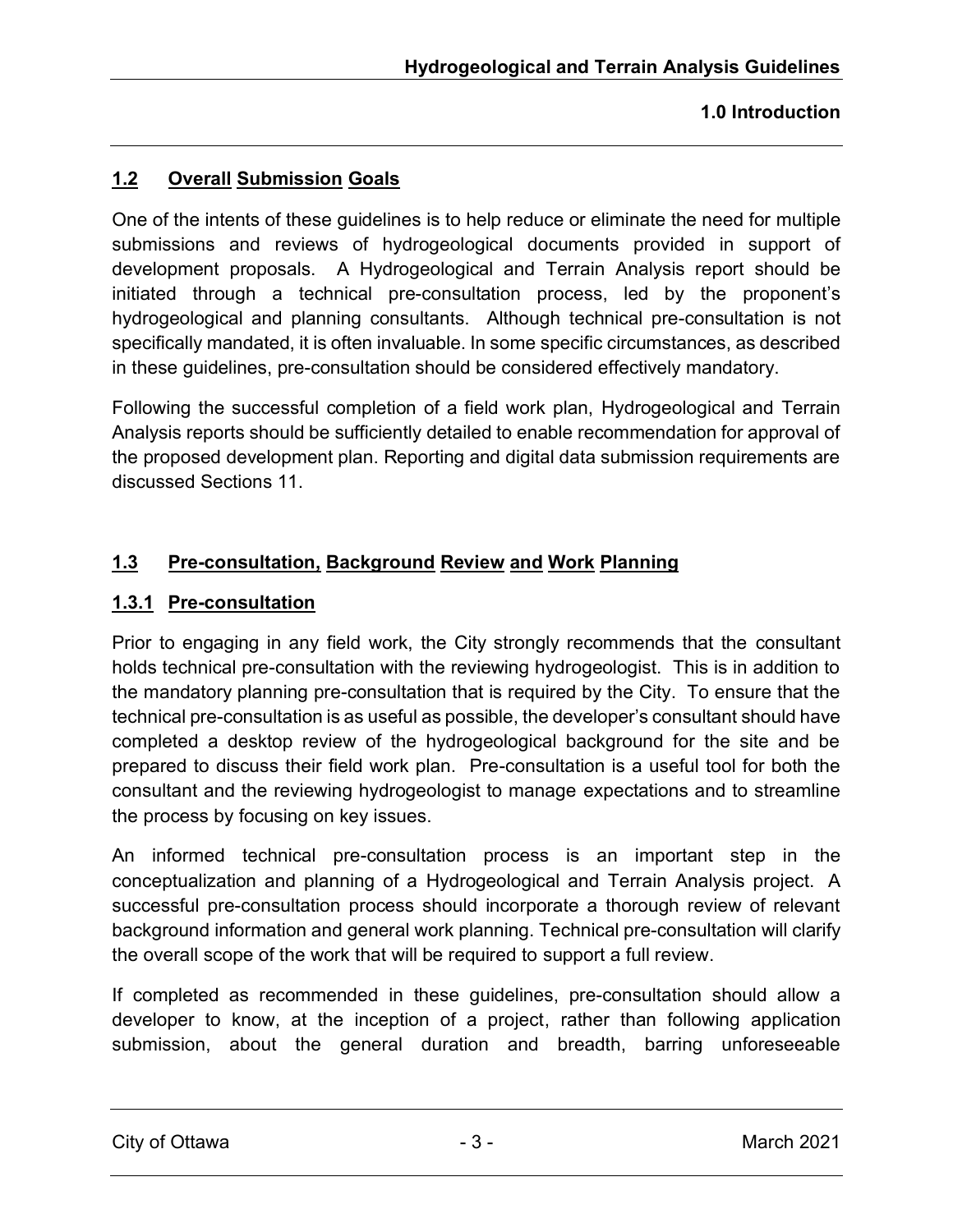## 1.2 Overall Submission Goals

One of the intents of these guidelines is to help reduce or eliminate the need for multiple submissions and reviews of hydrogeological documents provided in support of development proposals. A Hydrogeological and Terrain Analysis report should be initiated through a technical pre-consultation process, led by the proponent's hydrogeological and planning consultants. Although technical pre-consultation is not specifically mandated, it is often invaluable. In some specific circumstances, as described in these guidelines, pre-consultation should be considered effectively mandatory.

Following the successful completion of a field work plan, Hydrogeological and Terrain Analysis reports should be sufficiently detailed to enable recommendation for approval of the proposed development plan. Reporting and digital data submission requirements are discussed Sections 11.

## 1.3 Pre-consultation, Background Review and Work Planning

### 1.3.1 Pre-consultation

Prior to engaging in any field work, the City strongly recommends that the consultant holds technical pre-consultation with the reviewing hydrogeologist. This is in addition to the mandatory planning pre-consultation that is required by the City. To ensure that the technical pre-consultation is as useful as possible, the developer's consultant should have completed a desktop review of the hydrogeological background for the site and be prepared to discuss their field work plan. Pre-consultation is a useful tool for both the consultant and the reviewing hydrogeologist to manage expectations and to streamline the process by focusing on key issues.

An informed technical pre-consultation process is an important step in the conceptualization and planning of a Hydrogeological and Terrain Analysis project. A successful pre-consultation process should incorporate a thorough review of relevant background information and general work planning. Technical pre-consultation will clarify the overall scope of the work that will be required to support a full review.

If completed as recommended in these guidelines, pre-consultation should allow a developer to know, at the inception of a project, rather than following application submission, about the general duration and breadth, barring unforeseeable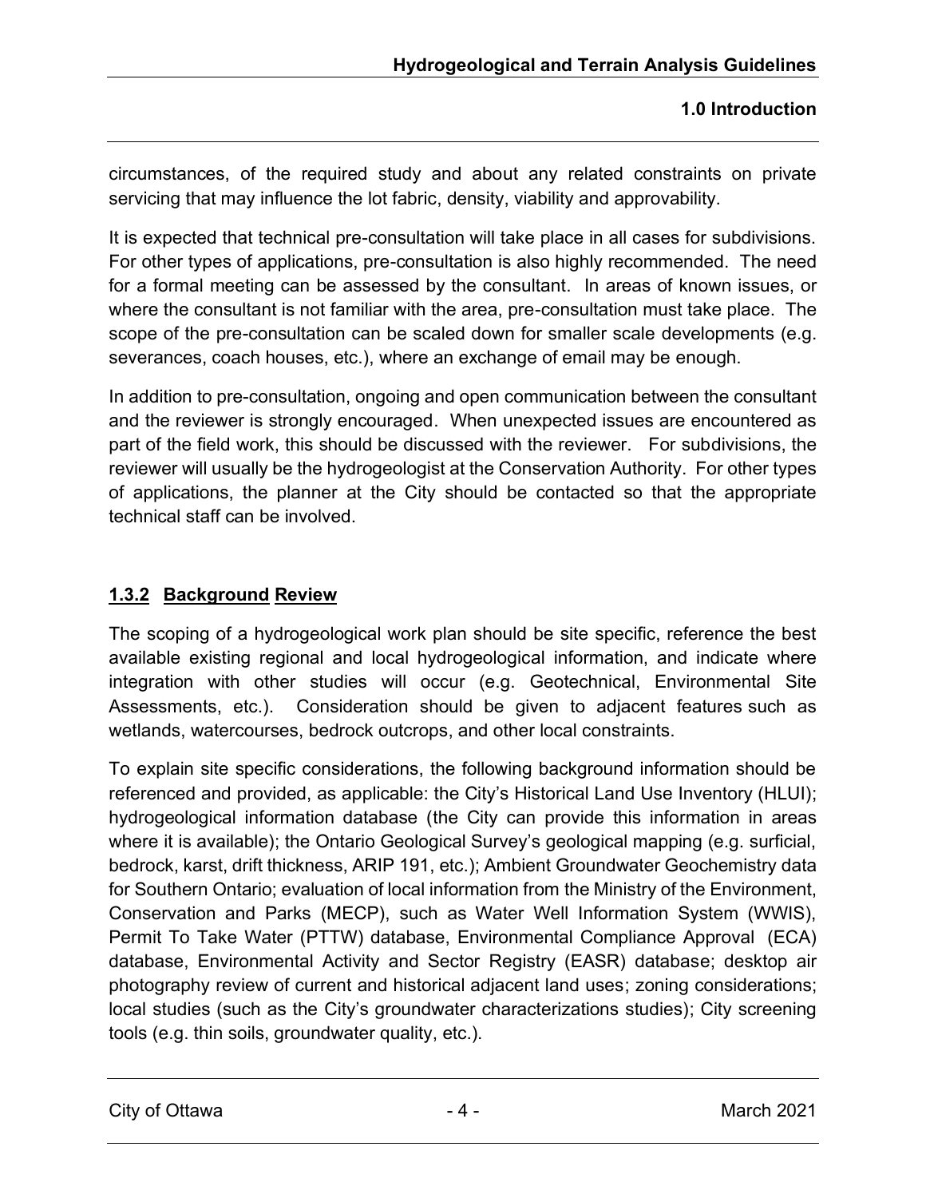circumstances, of the required study and about any related constraints on private servicing that may influence the lot fabric, density, viability and approvability.

It is expected that technical pre-consultation will take place in all cases for subdivisions. For other types of applications, pre-consultation is also highly recommended. The need for a formal meeting can be assessed by the consultant. In areas of known issues, or where the consultant is not familiar with the area, pre-consultation must take place. The scope of the pre-consultation can be scaled down for smaller scale developments (e.g. severances, coach houses, etc.), where an exchange of email may be enough.

In addition to pre-consultation, ongoing and open communication between the consultant and the reviewer is strongly encouraged. When unexpected issues are encountered as part of the field work, this should be discussed with the reviewer. For subdivisions, the reviewer will usually be the hydrogeologist at the Conservation Authority. For other types of applications, the planner at the City should be contacted so that the appropriate technical staff can be involved.

### 1.3.2 Background Review

The scoping of a hydrogeological work plan should be site specific, reference the best available existing regional and local hydrogeological information, and indicate where integration with other studies will occur (e.g. Geotechnical, Environmental Site Assessments, etc.). Consideration should be given to adjacent features such as wetlands, watercourses, bedrock outcrops, and other local constraints.

To explain site specific considerations, the following background information should be referenced and provided, as applicable: the City's Historical Land Use Inventory (HLUI); hydrogeological information database (the City can provide this information in areas where it is available); the Ontario Geological Survey's geological mapping (e.g. surficial, bedrock, karst, drift thickness, ARIP 191, etc.); Ambient Groundwater Geochemistry data for Southern Ontario; evaluation of local information from the Ministry of the Environment, Conservation and Parks (MECP), such as Water Well Information System (WWIS), Permit To Take Water (PTTW) database, Environmental Compliance Approval (ECA) database, Environmental Activity and Sector Registry (EASR) database; desktop air photography review of current and historical adjacent land uses; zoning considerations; local studies (such as the City's groundwater characterizations studies); City screening tools (e.g. thin soils, groundwater quality, etc.).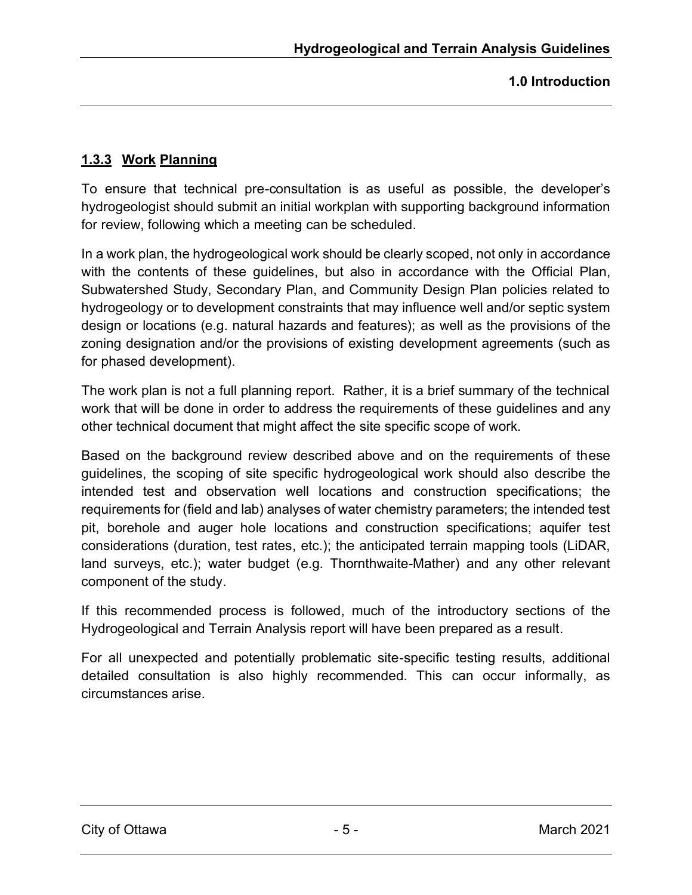### 1.3.3 Work Planning

To ensure that technical pre-consultation is as useful as possible, the developer's hydrogeologist should submit an initial workplan with supporting background information for review, following which a meeting can be scheduled.

In a work plan, the hydrogeological work should be clearly scoped, not only in accordance with the contents of these guidelines, but also in accordance with the Official Plan, Subwatershed Study, Secondary Plan, and Community Design Plan policies related to hydrogeology or to development constraints that may influence well and/or septic system design or locations (e.g. natural hazards and features); as well as the provisions of the zoning designation and/or the provisions of existing development agreements (such as for phased development).

The work plan is not a full planning report. Rather, it is a brief summary of the technical work that will be done in order to address the requirements of these guidelines and any other technical document that might affect the site specific scope of work.

Based on the background review described above and on the requirements of these guidelines, the scoping of site specific hydrogeological work should also describe the intended test and observation well locations and construction specifications; the requirements for (field and lab) analyses of water chemistry parameters; the intended test pit, borehole and auger hole locations and construction specifications; aquifer test considerations (duration, test rates, etc.); the anticipated terrain mapping tools (LiDAR, land surveys, etc.); water budget (e.g. Thornthwaite-Mather) and any other relevant component of the study.

If this recommended process is followed, much of the introductory sections of the Hydrogeological and Terrain Analysis report will have been prepared as a result.

For all unexpected and potentially problematic site-specific testing results, additional detailed consultation is also highly recommended. This can occur informally, as circumstances arise.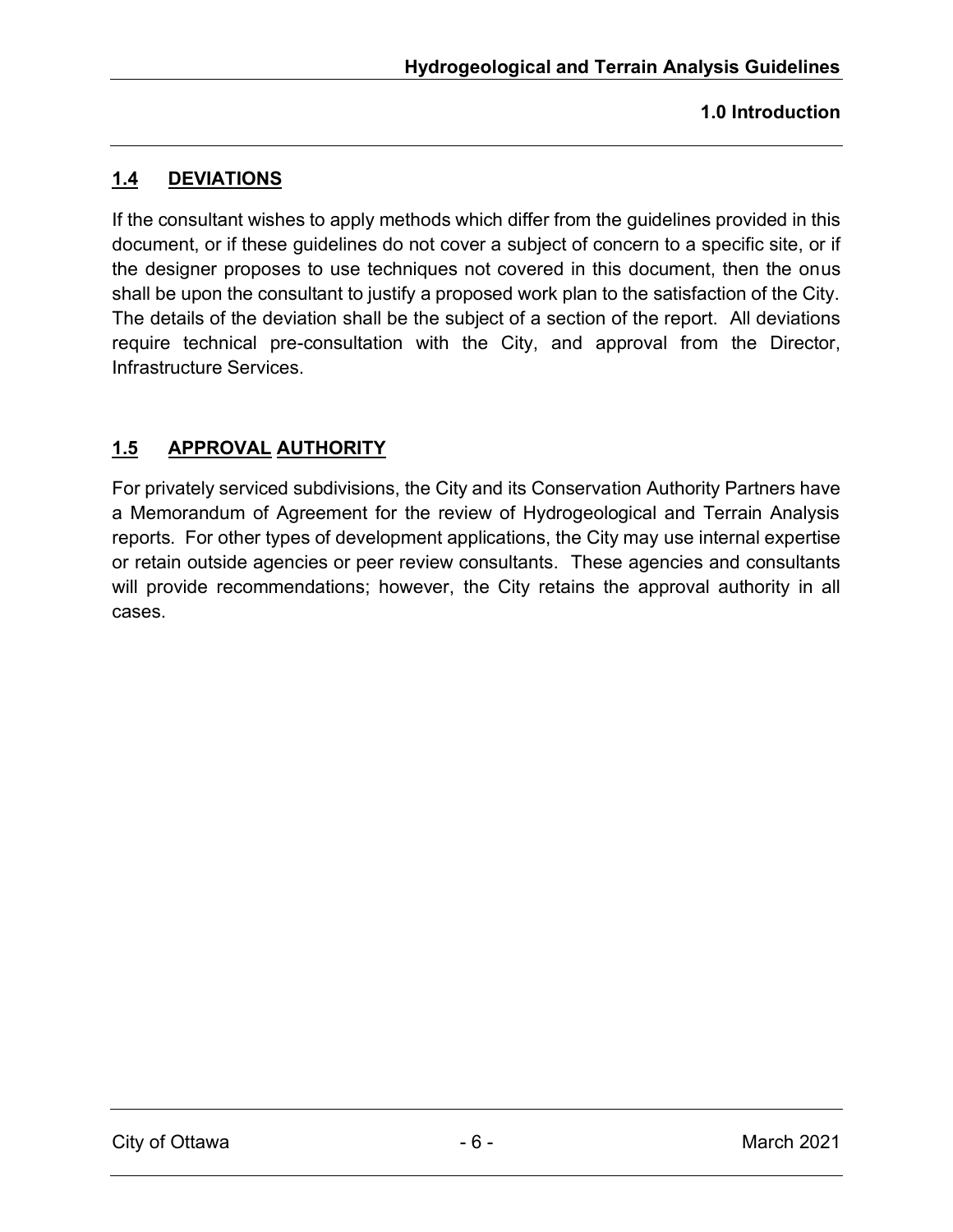## 1.4 DEVIATIONS

If the consultant wishes to apply methods which differ from the guidelines provided in this document, or if these guidelines do not cover a subject of concern to a specific site, or if the designer proposes to use techniques not covered in this document, then the onus shall be upon the consultant to justify a proposed work plan to the satisfaction of the City. The details of the deviation shall be the subject of a section of the report. All deviations require technical pre-consultation with the City, and approval from the Director, Infrastructure Services.

## 1.5 APPROVAL AUTHORITY

For privately serviced subdivisions, the City and its Conservation Authority Partners have a Memorandum of Agreement for the review of Hydrogeological and Terrain Analysis reports. For other types of development applications, the City may use internal expertise or retain outside agencies or peer review consultants. These agencies and consultants will provide recommendations; however, the City retains the approval authority in all cases.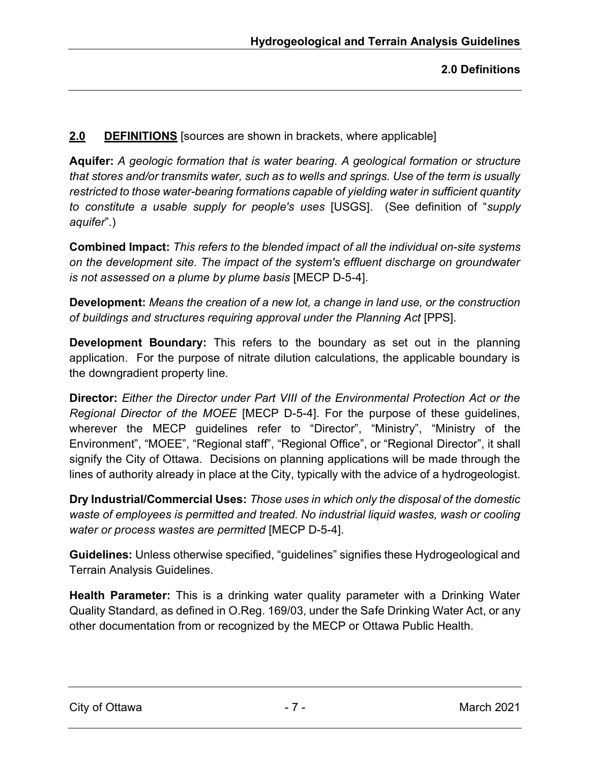## 2.0 **DEFINITIONS** [sources are shown in brackets, where applicable]

**Aquifer:** *A geologic formation that is water bearing. A geological formation or structure that stores and/or transmits water, such as to wells and springs. Use of the term is usually restricted to those water-bearing formations capable of yielding water in sufficient quantity to constitute a usable supply for people's uses* [USGS]. (See definition of "*supply aquifer*".)

**Combined Impact:** *This refers to the blended impact of all the individual on-site systems on the development site. The impact of the system's effluent discharge on groundwater is not assessed on a plume by plume basis* [MECP D-5-4].

**Development:** *Means the creation of a new lot, a change in land use, or the construction of buildings and structures requiring approval under the Planning Act* [PPS].

**Development Boundary:** This refers to the boundary as set out in the planning application. For the purpose of nitrate dilution calculations, the applicable boundary is the downgradient property line.

**Director:** *Either the Director under Part VIII of the Environmental Protection Act or the Regional Director of the MOEE* [MECP D-5-4]. For the purpose of these guidelines, wherever the MECP guidelines refer to "Director", "Ministry", "Ministry of the Environment", "MOEE", "Regional staff", "Regional Office", or "Regional Director", it shall signify the City of Ottawa. Decisions on planning applications will be made through the lines of authority already in place at the City, typically with the advice of a hydrogeologist.

**Dry Industrial/Commercial Uses:** *Those uses in which only the disposal of the domestic waste of employees is permitted and treated. No industrial liquid wastes, wash or cooling water or process wastes are permitted* [MECP D-5-4].

**Guidelines:** Unless otherwise specified, "guidelines" signifies these Hydrogeological and Terrain Analysis Guidelines.

**Health Parameter:** This is a drinking water quality parameter with a Drinking Water Quality Standard, as defined in O.Reg. 169/03, under the Safe Drinking Water Act, or any other documentation from or recognized by the MECP or Ottawa Public Health.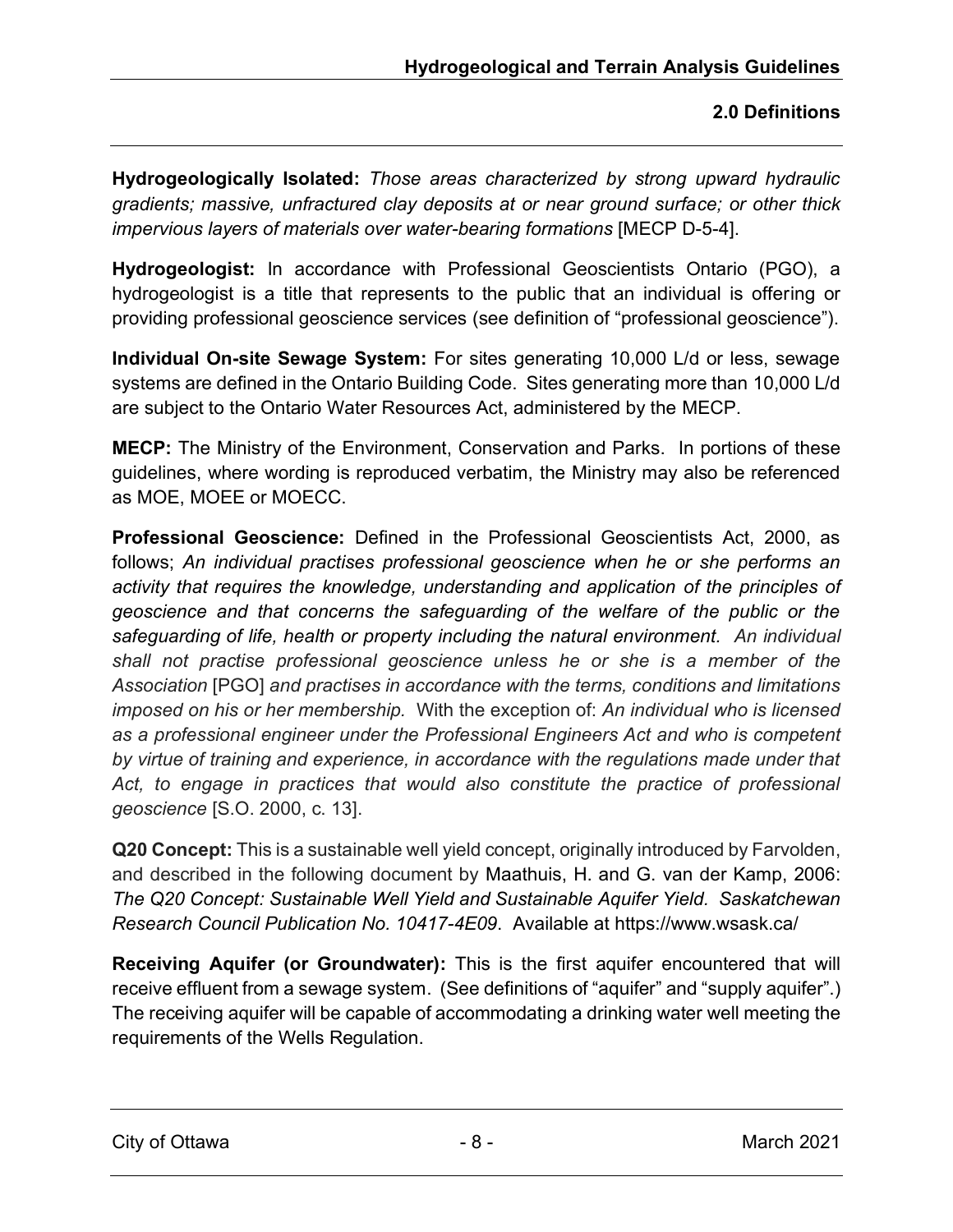**Hydrogeologically Isolated:** *Those areas characterized by strong upward hydraulic gradients; massive, unfractured clay deposits at or near ground surface; or other thick impervious layers of materials over water-bearing formations* [MECP D-5-4].

**Hydrogeologist:** In accordance with Professional Geoscientists Ontario (PGO), a hydrogeologist is a title that represents to the public that an individual is offering or providing professional geoscience services (see definition of "professional geoscience").

**Individual On-site Sewage System:** For sites generating 10,000 L/d or less, sewage systems are defined in the Ontario Building Code. Sites generating more than 10,000 L/d are subject to the Ontario Water Resources Act, administered by the MECP.

**MECP:** The Ministry of the Environment, Conservation and Parks. In portions of these guidelines, where wording is reproduced verbatim, the Ministry may also be referenced as MOE, MOEE or MOECC.

**Professional Geoscience:** Defined in the Professional Geoscientists Act, 2000, as follows; *An individual practises professional geoscience when he or she performs an activity that requires the knowledge, understanding and application of the principles of geoscience and that concerns the safeguarding of the welfare of the public or the safeguarding of life, health or property including the natural environment. An individual shall not practise professional geoscience unless he or she is a member of the Association* [PGO] *and practises in accordance with the terms, conditions and limitations imposed on his or her membership.* With the exception of: *An individual who is licensed as a professional engineer under the Professional Engineers Act and who is competent by virtue of training and experience, in accordance with the regulations made under that Act, to engage in practices that would also constitute the practice of professional geoscience* [S.O. 2000, c. 13].

**Q20 Concept:** This is a sustainable well yield concept, originally introduced by Farvolden, and described in the following document by Maathuis, H. and G. van der Kamp, 2006: *The Q20 Concept: Sustainable Well Yield and Sustainable Aquifer Yield. Saskatchewan Research Council Publication No. 10417-4E09*. Available at https://www.wsask.ca/

**Receiving Aquifer (or Groundwater):** This is the first aquifer encountered that will receive effluent from a sewage system. (See definitions of "aquifer" and "supply aquifer".) The receiving aquifer will be capable of accommodating a drinking water well meeting the requirements of the Wells Regulation.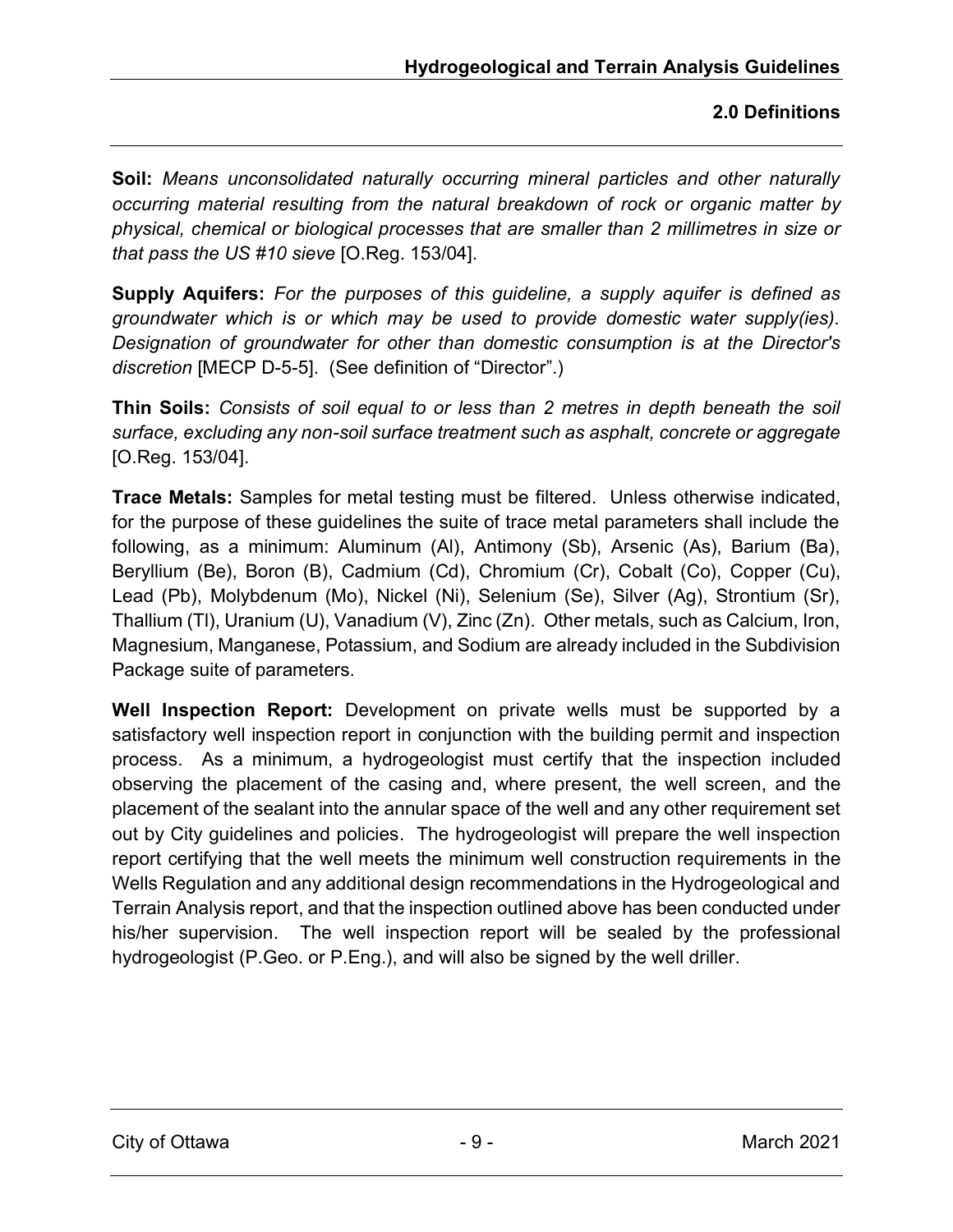**Soil:** *Means unconsolidated naturally occurring mineral particles and other naturally occurring material resulting from the natural breakdown of rock or organic matter by physical, chemical or biological processes that are smaller than 2 millimetres in size or that pass the US #10 sieve* [O.Reg. 153/04].

**Supply Aquifers:** *For the purposes of this guideline, a supply aquifer is defined as groundwater which is or which may be used to provide domestic water supply(ies). Designation of groundwater for other than domestic consumption is at the Director's discretion* [MECP D-5-5]. (See definition of "Director".)

**Thin Soils:** *Consists of soil equal to or less than 2 metres in depth beneath the soil surface, excluding any non-soil surface treatment such as asphalt, concrete or aggregate* [O.Reg. 153/04].

**Trace Metals:** Samples for metal testing must be filtered. Unless otherwise indicated, for the purpose of these guidelines the suite of trace metal parameters shall include the following, as a minimum: Aluminum (Al), Antimony (Sb), Arsenic (As), Barium (Ba), Beryllium (Be), Boron (B), Cadmium (Cd), Chromium (Cr), Cobalt (Co), Copper (Cu), Lead (Pb), Molybdenum (Mo), Nickel (Ni), Selenium (Se), Silver (Ag), Strontium (Sr), Thallium (Tl), Uranium (U), Vanadium (V), Zinc (Zn). Other metals, such as Calcium, Iron, Magnesium, Manganese, Potassium, and Sodium are already included in the Subdivision Package suite of parameters.

**Well Inspection Report:** Development on private wells must be supported by a satisfactory well inspection report in conjunction with the building permit and inspection process. As a minimum, a hydrogeologist must certify that the inspection included observing the placement of the casing and, where present, the well screen, and the placement of the sealant into the annular space of the well and any other requirement set out by City guidelines and policies. The hydrogeologist will prepare the well inspection report certifying that the well meets the minimum well construction requirements in the Wells Regulation and any additional design recommendations in the Hydrogeological and Terrain Analysis report, and that the inspection outlined above has been conducted under his/her supervision. The well inspection report will be sealed by the professional hydrogeologist (P.Geo. or P.Eng.), and will also be signed by the well driller.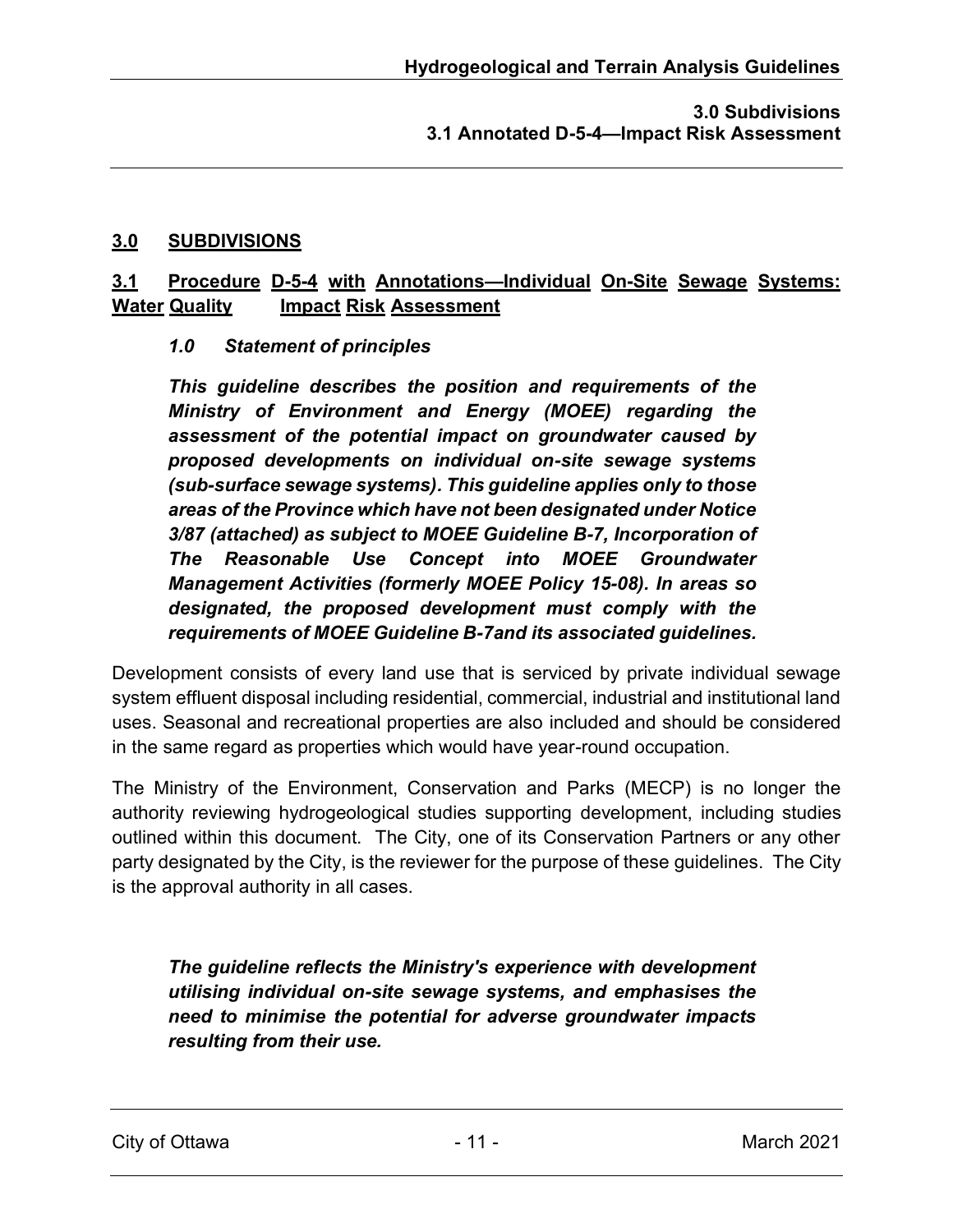## 3.0 SUBDIVISIONS

### 3.1 Procedure D-5-4 with Annotations—Individual On-Site Sewage Systems: Water Quality Impact Risk Assessment

#### *1.0 Statement of principles*

***This guideline describes the position and requirements of the Ministry of Environment and Energy (MOEE) regarding the assessment of the potential impact on groundwater caused by proposed developments on individual on-site sewage systems (sub-surface sewage systems). This guideline applies only to those areas of the Province which have not been designated under Notice 3/87 (attached) as subject to MOEE Guideline B-7, Incorporation of The Reasonable Use Concept into MOEE Groundwater Management Activities (formerly MOEE Policy 15-08). In areas so designated, the proposed development must comply with the requirements of MOEE Guideline B-7and its associated guidelines.***

Development consists of every land use that is serviced by private individual sewage system effluent disposal including residential, commercial, industrial and institutional land uses. Seasonal and recreational properties are also included and should be considered in the same regard as properties which would have year-round occupation.

The Ministry of the Environment, Conservation and Parks (MECP) is no longer the authority reviewing hydrogeological studies supporting development, including studies outlined within this document. The City, one of its Conservation Partners or any other party designated by the City, is the reviewer for the purpose of these guidelines. The City is the approval authority in all cases.

***The guideline reflects the Ministry's experience with development utilising individual on-site sewage systems, and emphasises the need to minimise the potential for adverse groundwater impacts resulting from their use.***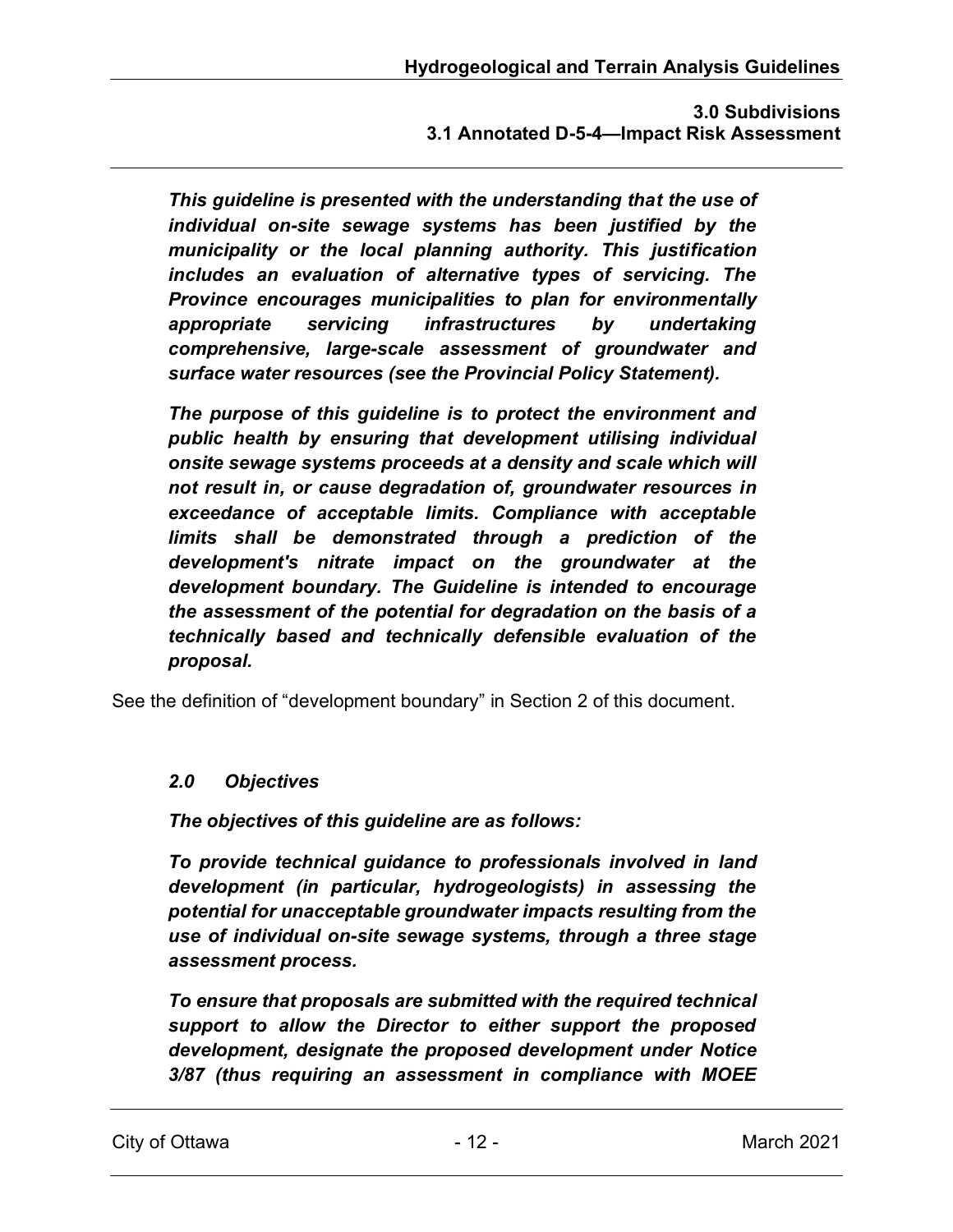***This guideline is presented with the understanding that the use of individual on-site sewage systems has been justified by the municipality or the local planning authority. This justification includes an evaluation of alternative types of servicing. The Province encourages municipalities to plan for environmentally appropriate servicing infrastructures by undertaking comprehensive, large-scale assessment of groundwater and surface water resources (see the Provincial Policy Statement).***

***The purpose of this guideline is to protect the environment and public health by ensuring that development utilising individual onsite sewage systems proceeds at a density and scale which will not result in, or cause degradation of, groundwater resources in exceedance of acceptable limits. Compliance with acceptable limits shall be demonstrated through a prediction of the development's nitrate impact on the groundwater at the development boundary. The Guideline is intended to encourage the assessment of the potential for degradation on the basis of a technically based and technically defensible evaluation of the proposal.***

See the definition of “development boundary” in Section 2 of this document.

### *2.0 Objectives*

***The objectives of this guideline are as follows:***

***To provide technical guidance to professionals involved in land development (in particular, hydrogeologists) in assessing the potential for unacceptable groundwater impacts resulting from the use of individual on-site sewage systems, through a three stage assessment process.***

***To ensure that proposals are submitted with the required technical support to allow the Director to either support the proposed development, designate the proposed development under Notice 3/87 (thus requiring an assessment in compliance with MOEE***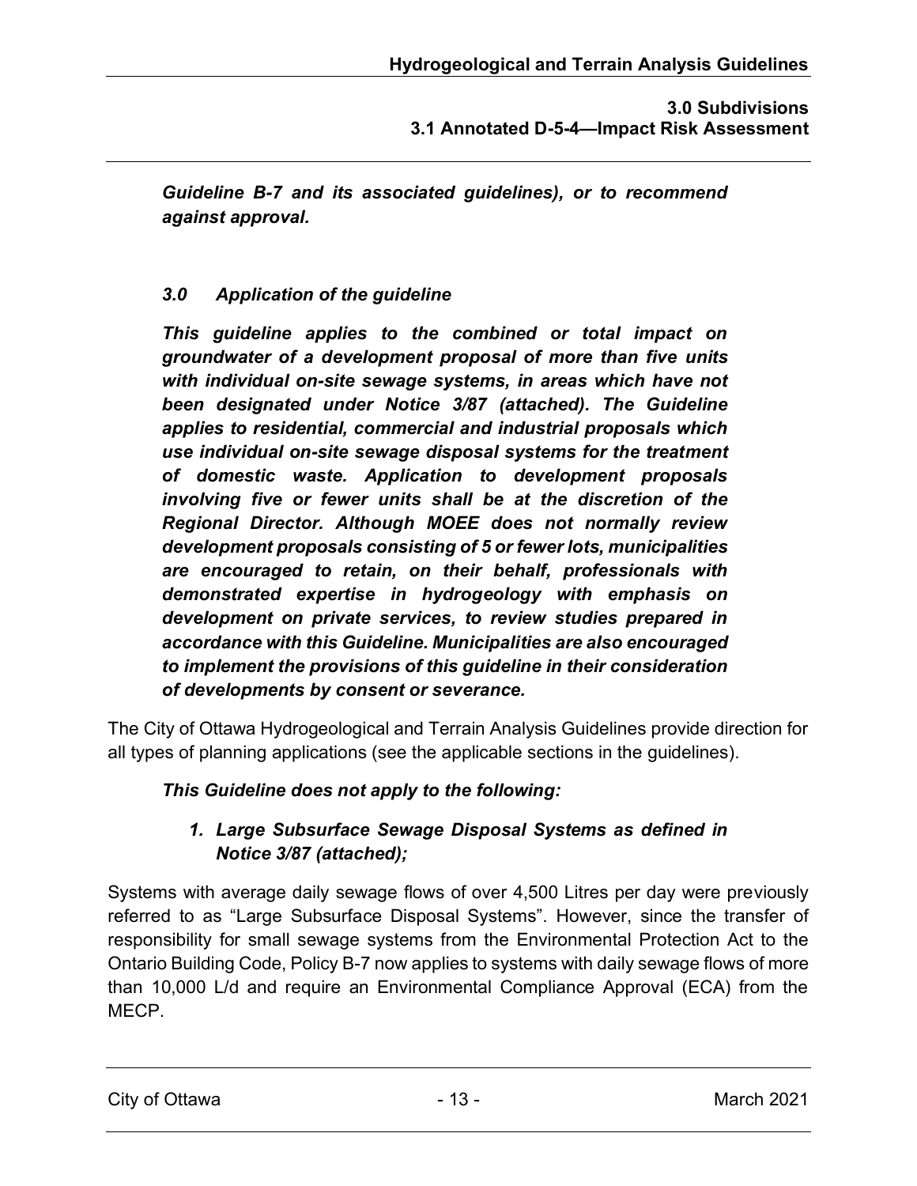***Guideline B-7 and its associated guidelines), or to recommend against approval.***

### *3.0 Application of the guideline*

***This guideline applies to the combined or total impact on groundwater of a development proposal of more than five units with individual on-site sewage systems, in areas which have not been designated under Notice 3/87 (attached). The Guideline applies to residential, commercial and industrial proposals which use individual on-site sewage disposal systems for the treatment of domestic waste. Application to development proposals involving five or fewer units shall be at the discretion of the Regional Director. Although MOEE does not normally review development proposals consisting of 5 or fewer lots, municipalities are encouraged to retain, on their behalf, professionals with demonstrated expertise in hydrogeology with emphasis on development on private services, to review studies prepared in accordance with this Guideline. Municipalities are also encouraged to implement the provisions of this guideline in their consideration of developments by consent or severance.***

The City of Ottawa Hydrogeological and Terrain Analysis Guidelines provide direction for all types of planning applications (see the applicable sections in the guidelines).

***This Guideline does not apply to the following:***

1. ***Large Subsurface Sewage Disposal Systems as defined in Notice 3/87 (attached);***

Systems with average daily sewage flows of over 4,500 Litres per day were previously referred to as "Large Subsurface Disposal Systems". However, since the transfer of responsibility for small sewage systems from the Environmental Protection Act to the Ontario Building Code, Policy B-7 now applies to systems with daily sewage flows of more than 10,000 L/d and require an Environmental Compliance Approval (ECA) from the MECP.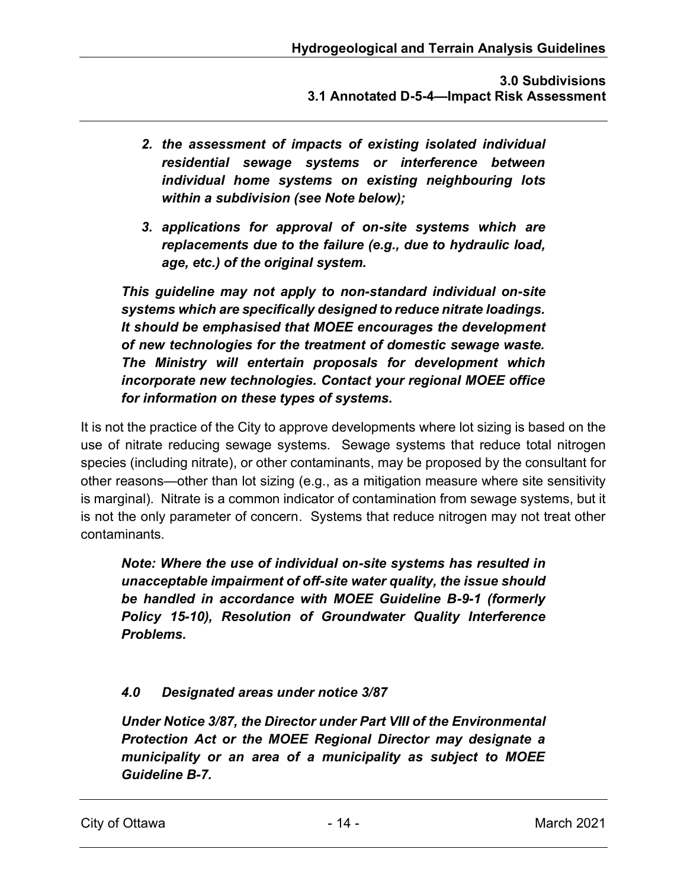2. ***the assessment of impacts of existing isolated individual residential sewage systems or interference between individual home systems on existing neighbouring lots within a subdivision (see Note below);***

3. ***applications for approval of on-site systems which are replacements due to the failure (e.g., due to hydraulic load, age, etc.) of the original system.***

***This guideline may not apply to non-standard individual on-site systems which are specifically designed to reduce nitrate loadings. It should be emphasised that MOEE encourages the development of new technologies for the treatment of domestic sewage waste. The Ministry will entertain proposals for development which incorporate new technologies. Contact your regional MOEE office for information on these types of systems.***

It is not the practice of the City to approve developments where lot sizing is based on the use of nitrate reducing sewage systems. Sewage systems that reduce total nitrogen species (including nitrate), or other contaminants, may be proposed by the consultant for other reasons—other than lot sizing (e.g., as a mitigation measure where site sensitivity is marginal). Nitrate is a common indicator of contamination from sewage systems, but it is not the only parameter of concern. Systems that reduce nitrogen may not treat other contaminants.

***Note: Where the use of individual on-site systems has resulted in unacceptable impairment of off-site water quality, the issue should be handled in accordance with MOEE Guideline B-9-1 (formerly Policy 15-10), Resolution of Groundwater Quality Interference Problems.***

### ***4.0 Designated areas under notice 3/87***

***Under Notice 3/87, the Director under Part VIII of the Environmental Protection Act or the MOEE Regional Director may designate a municipality or an area of a municipality as subject to MOEE Guideline B-7.***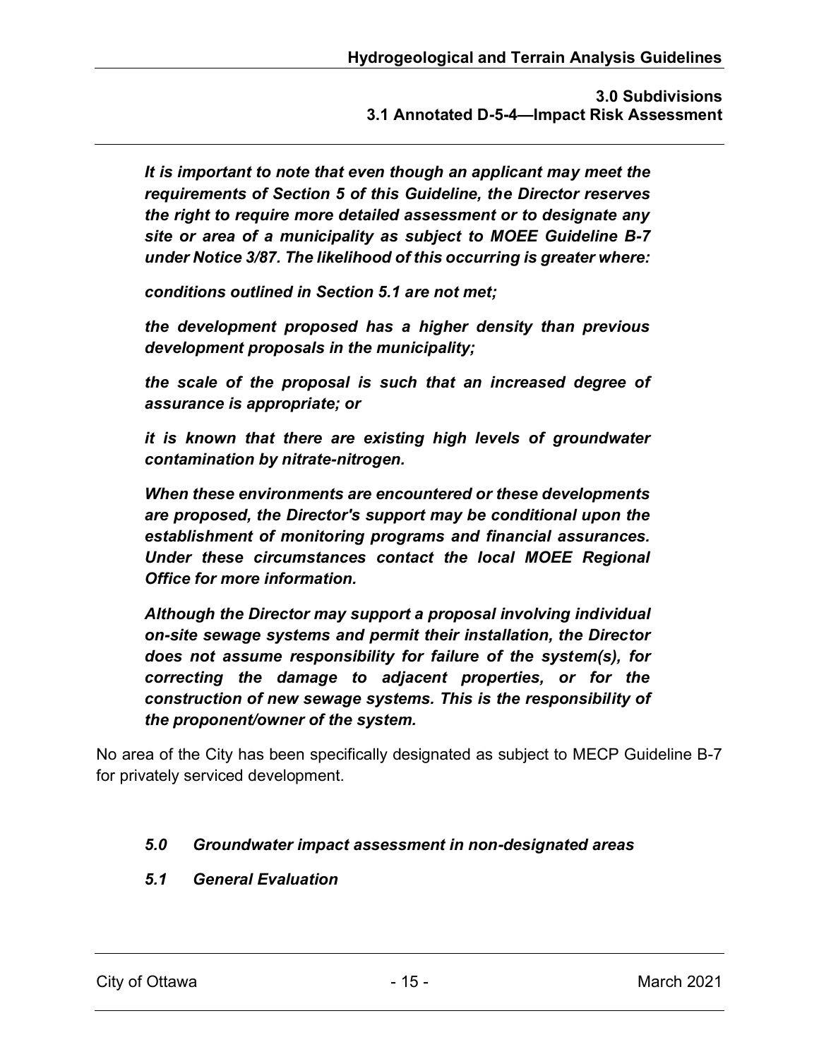***It is important to note that even though an applicant may meet the requirements of Section 5 of this Guideline, the Director reserves the right to require more detailed assessment or to designate any site or area of a municipality as subject to MOEE Guideline B-7 under Notice 3/87. The likelihood of this occurring is greater where:***

***conditions outlined in Section 5.1 are not met;***

***the development proposed has a higher density than previous development proposals in the municipality;***

***the scale of the proposal is such that an increased degree of assurance is appropriate; or***

***it is known that there are existing high levels of groundwater contamination by nitrate-nitrogen.***

***When these environments are encountered or these developments are proposed, the Director's support may be conditional upon the establishment of monitoring programs and financial assurances. Under these circumstances contact the local MOEE Regional Office for more information.***

***Although the Director may support a proposal involving individual on-site sewage systems and permit their installation, the Director does not assume responsibility for failure of the system(s), for correcting the damage to adjacent properties, or for the construction of new sewage systems. This is the responsibility of the proponent/owner of the system.***

No area of the City has been specifically designated as subject to MECP Guideline B-7 for privately serviced development.

### *5.0 Groundwater impact assessment in non-designated areas*

### *5.1 General Evaluation*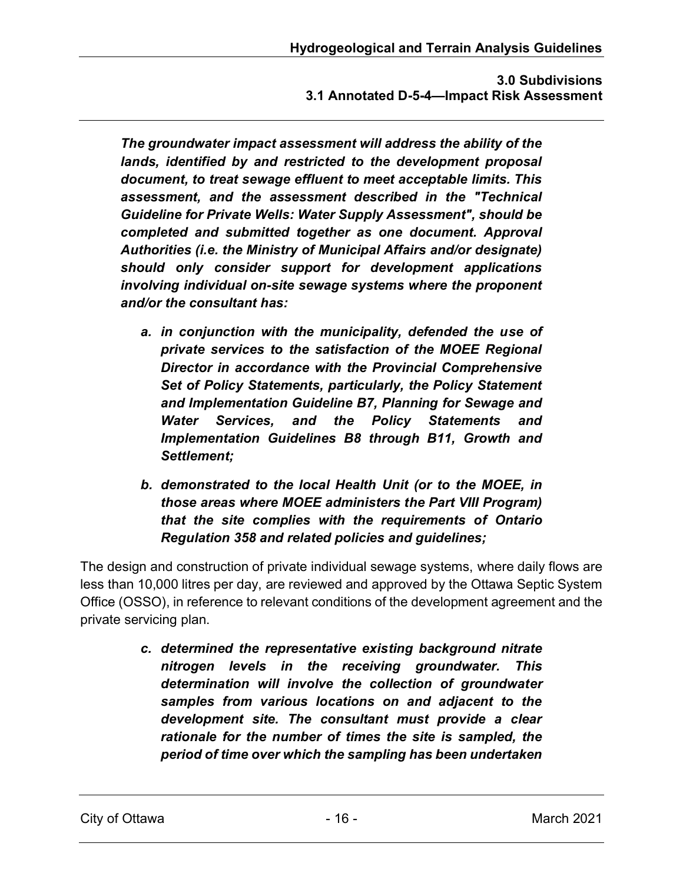***The groundwater impact assessment will address the ability of the lands, identified by and restricted to the development proposal document, to treat sewage effluent to meet acceptable limits. This assessment, and the assessment described in the "Technical Guideline for Private Wells: Water Supply Assessment", should be completed and submitted together as one document. Approval Authorities (i.e. the Ministry of Municipal Affairs and/or designate) should only consider support for development applications involving individual on-site sewage systems where the proponent and/or the consultant has:***

- ***a. in conjunction with the municipality, defended the use of private services to the satisfaction of the MOEE Regional Director in accordance with the Provincial Comprehensive Set of Policy Statements, particularly, the Policy Statement and Implementation Guideline B7, Planning for Sewage and Water Services, and the Policy Statements and Implementation Guidelines B8 through B11, Growth and Settlement;***
- ***b. demonstrated to the local Health Unit (or to the MOEE, in those areas where MOEE administers the Part VIII Program) that the site complies with the requirements of Ontario Regulation 358 and related policies and guidelines;***

The design and construction of private individual sewage systems, where daily flows are less than 10,000 litres per day, are reviewed and approved by the Ottawa Septic System Office (OSSO), in reference to relevant conditions of the development agreement and the private servicing plan.

- ***c. determined the representative existing background nitrate nitrogen levels in the receiving groundwater. This determination will involve the collection of groundwater samples from various locations on and adjacent to the development site. The consultant must provide a clear rationale for the number of times the site is sampled, the period of time over which the sampling has been undertaken***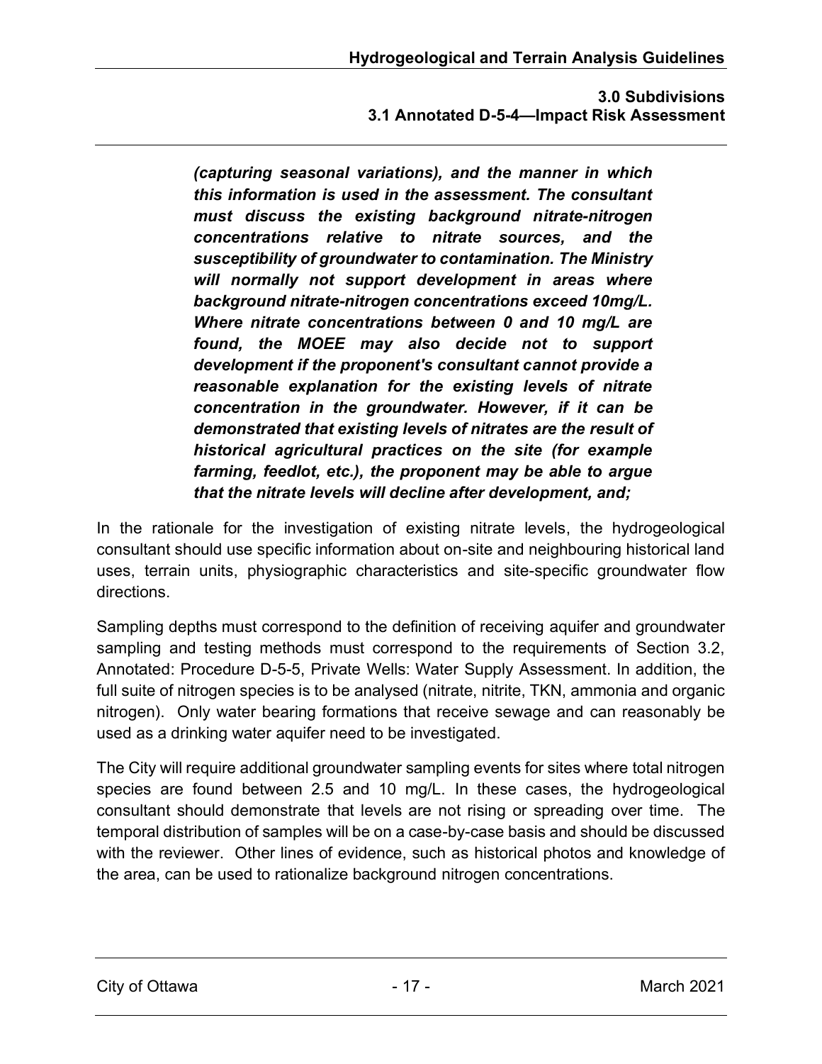***(capturing seasonal variations), and the manner in which this information is used in the assessment. The consultant must discuss the existing background nitrate-nitrogen concentrations relative to nitrate sources, and the susceptibility of groundwater to contamination. The Ministry will normally not support development in areas where background nitrate-nitrogen concentrations exceed 10mg/L. Where nitrate concentrations between 0 and 10 mg/L are found, the MOEE may also decide not to support development if the proponent's consultant cannot provide a reasonable explanation for the existing levels of nitrate concentration in the groundwater. However, if it can be demonstrated that existing levels of nitrates are the result of historical agricultural practices on the site (for example farming, feedlot, etc.), the proponent may be able to argue that the nitrate levels will decline after development, and;***

In the rationale for the investigation of existing nitrate levels, the hydrogeological consultant should use specific information about on-site and neighbouring historical land uses, terrain units, physiographic characteristics and site-specific groundwater flow directions.

Sampling depths must correspond to the definition of receiving aquifer and groundwater sampling and testing methods must correspond to the requirements of Section 3.2, Annotated: Procedure D-5-5, Private Wells: Water Supply Assessment. In addition, the full suite of nitrogen species is to be analysed (nitrate, nitrite, TKN, ammonia and organic nitrogen). Only water bearing formations that receive sewage and can reasonably be used as a drinking water aquifer need to be investigated.

The City will require additional groundwater sampling events for sites where total nitrogen species are found between 2.5 and 10 mg/L. In these cases, the hydrogeological consultant should demonstrate that levels are not rising or spreading over time. The temporal distribution of samples will be on a case-by-case basis and should be discussed with the reviewer. Other lines of evidence, such as historical photos and knowledge of the area, can be used to rationalize background nitrogen concentrations.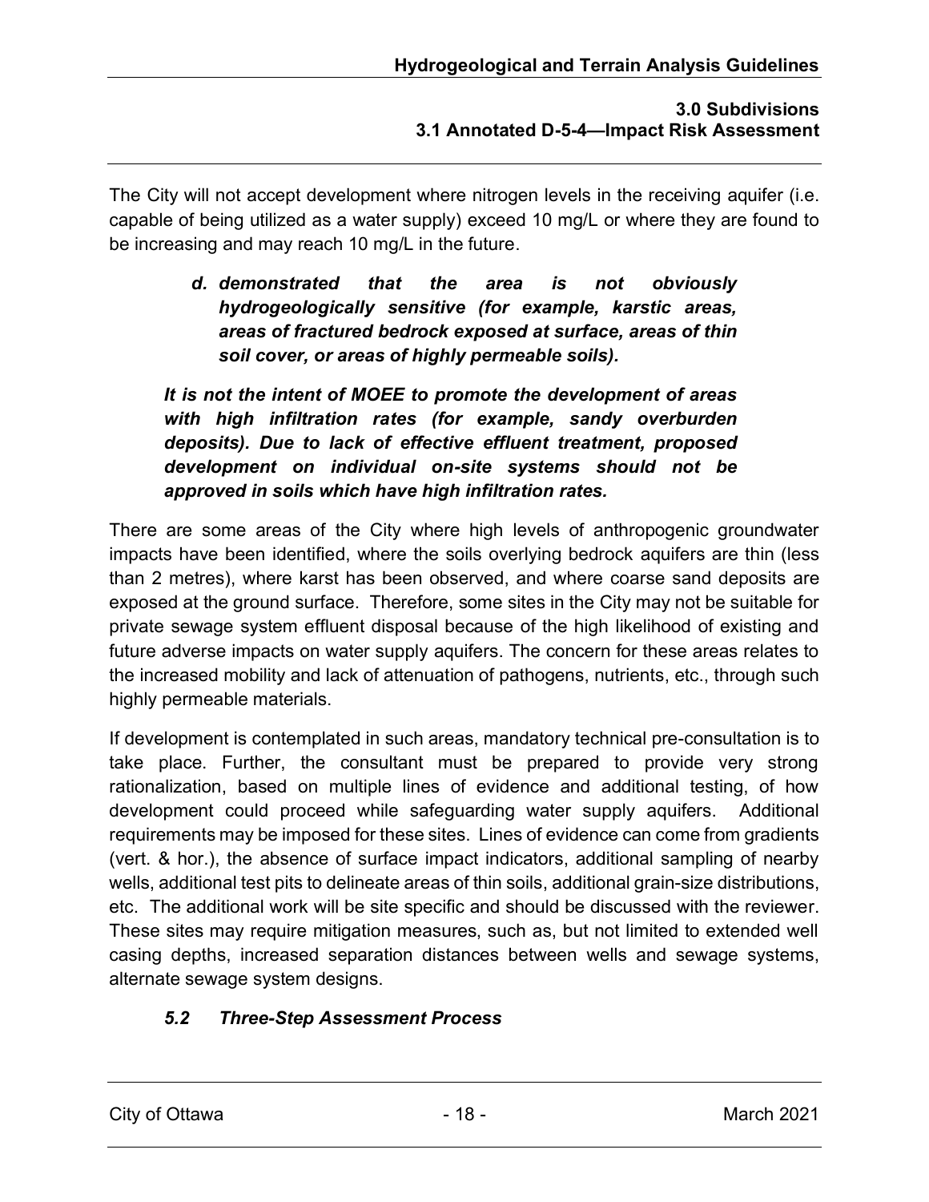The City will not accept development where nitrogen levels in the receiving aquifer (i.e. capable of being utilized as a water supply) exceed 10 mg/L or where they are found to be increasing and may reach 10 mg/L in the future.

*d. **demonstrated that the area is not obviously hydrogeologically sensitive (for example, karstic areas, areas of fractured bedrock exposed at surface, areas of thin soil cover, or areas of highly permeable soils).***

***It is not the intent of MOEE to promote the development of areas with high infiltration rates (for example, sandy overburden deposits). Due to lack of effective effluent treatment, proposed development on individual on-site systems should not be approved in soils which have high infiltration rates.***

There are some areas of the City where high levels of anthropogenic groundwater impacts have been identified, where the soils overlying bedrock aquifers are thin (less than 2 metres), where karst has been observed, and where coarse sand deposits are exposed at the ground surface. Therefore, some sites in the City may not be suitable for private sewage system effluent disposal because of the high likelihood of existing and future adverse impacts on water supply aquifers. The concern for these areas relates to the increased mobility and lack of attenuation of pathogens, nutrients, etc., through such highly permeable materials.

If development is contemplated in such areas, mandatory technical pre-consultation is to take place. Further, the consultant must be prepared to provide very strong rationalization, based on multiple lines of evidence and additional testing, of how development could proceed while safeguarding water supply aquifers. Additional requirements may be imposed for these sites. Lines of evidence can come from gradients (vert. & hor.), the absence of surface impact indicators, additional sampling of nearby wells, additional test pits to delineate areas of thin soils, additional grain-size distributions, etc. The additional work will be site specific and should be discussed with the reviewer. These sites may require mitigation measures, such as, but not limited to extended well casing depths, increased separation distances between wells and sewage systems, alternate sewage system designs.

### *5.2 Three-Step Assessment Process*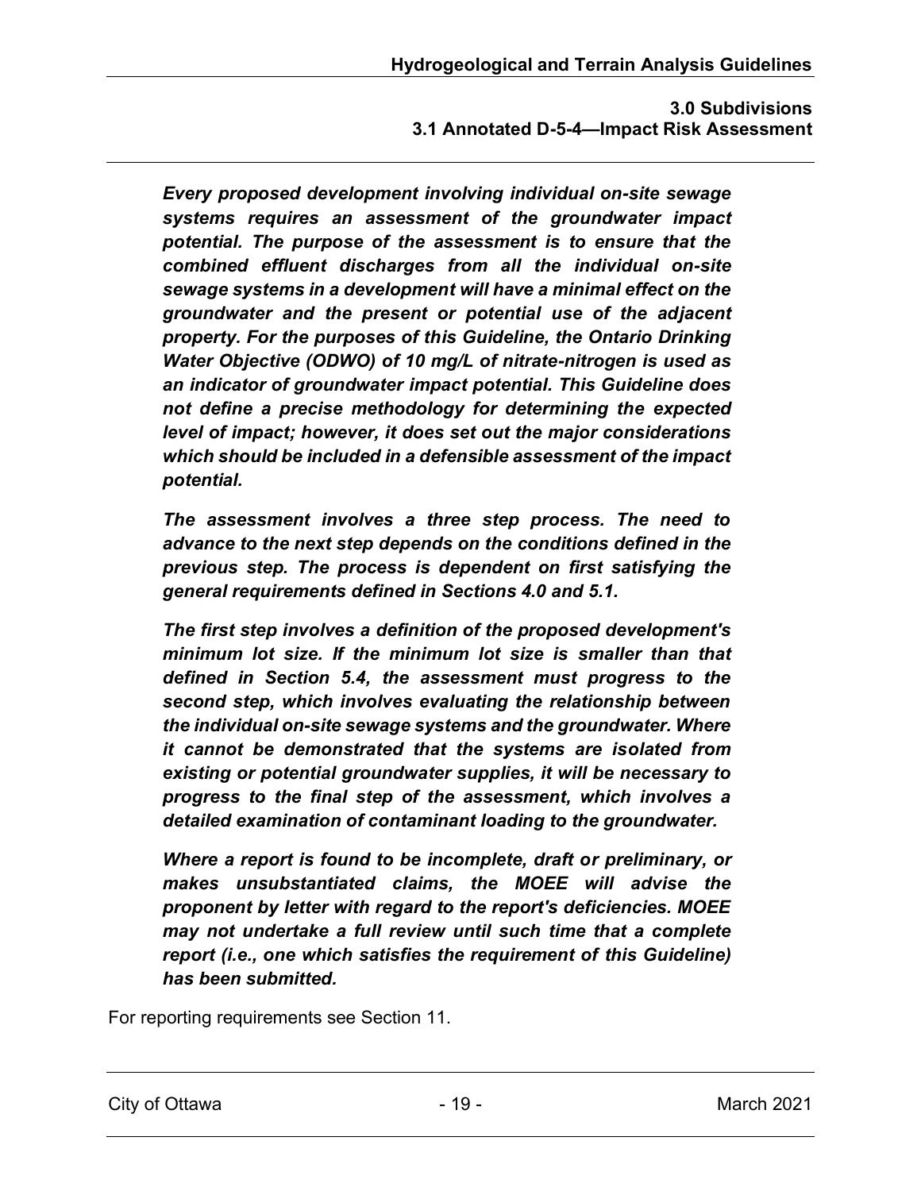*Every proposed development involving individual on-site sewage systems requires an assessment of the groundwater impact potential. The purpose of the assessment is to ensure that the combined effluent discharges from all the individual on-site sewage systems in a development will have a minimal effect on the groundwater and the present or potential use of the adjacent property. For the purposes of this Guideline, the Ontario Drinking Water Objective (ODWO) of 10 mg/L of nitrate-nitrogen is used as an indicator of groundwater impact potential. This Guideline does not define a precise methodology for determining the expected level of impact; however, it does set out the major considerations which should be included in a defensible assessment of the impact potential.*

*The assessment involves a three step process. The need to advance to the next step depends on the conditions defined in the previous step. The process is dependent on first satisfying the general requirements defined in Sections 4.0 and 5.1.*

*The first step involves a definition of the proposed development's minimum lot size. If the minimum lot size is smaller than that defined in Section 5.4, the assessment must progress to the second step, which involves evaluating the relationship between the individual on-site sewage systems and the groundwater. Where it cannot be demonstrated that the systems are isolated from existing or potential groundwater supplies, it will be necessary to progress to the final step of the assessment, which involves a detailed examination of contaminant loading to the groundwater.*

*Where a report is found to be incomplete, draft or preliminary, or makes unsubstantiated claims, the MOEE will advise the proponent by letter with regard to the report's deficiencies. MOEE may not undertake a full review until such time that a complete report (i.e., one which satisfies the requirement of this Guideline) has been submitted.*

For reporting requirements see Section 11.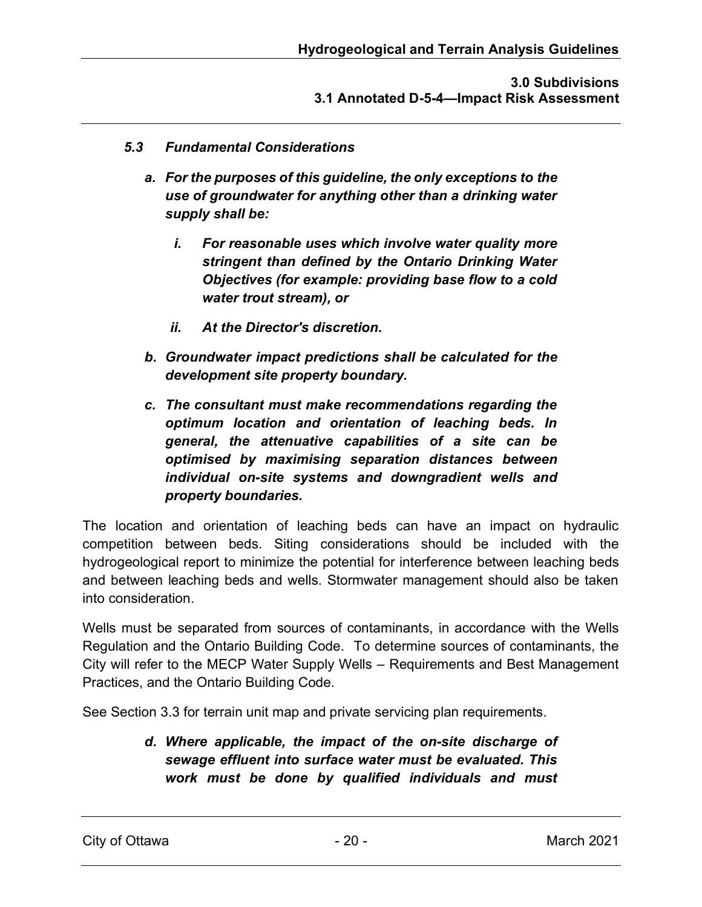### *5.3 Fundamental Considerations*

***a. For the purposes of this guideline, the only exceptions to the use of groundwater for anything other than a drinking water supply shall be:***

***i. For reasonable uses which involve water quality more stringent than defined by the Ontario Drinking Water Objectives (for example: providing base flow to a cold water trout stream), or***

***ii. At the Director's discretion.***

***b. Groundwater impact predictions shall be calculated for the development site property boundary.***

***c. The consultant must make recommendations regarding the optimum location and orientation of leaching beds. In general, the attenuative capabilities of a site can be optimised by maximising separation distances between individual on-site systems and downgradient wells and property boundaries.***

The location and orientation of leaching beds can have an impact on hydraulic competition between beds. Siting considerations should be included with the hydrogeological report to minimize the potential for interference between leaching beds and between leaching beds and wells. Stormwater management should also be taken into consideration.

Wells must be separated from sources of contaminants, in accordance with the Wells Regulation and the Ontario Building Code. To determine sources of contaminants, the City will refer to the MECP Water Supply Wells – Requirements and Best Management Practices, and the Ontario Building Code.

See Section 3.3 for terrain unit map and private servicing plan requirements.

***d. Where applicable, the impact of the on-site discharge of sewage effluent into surface water must be evaluated. This work must be done by qualified individuals and must***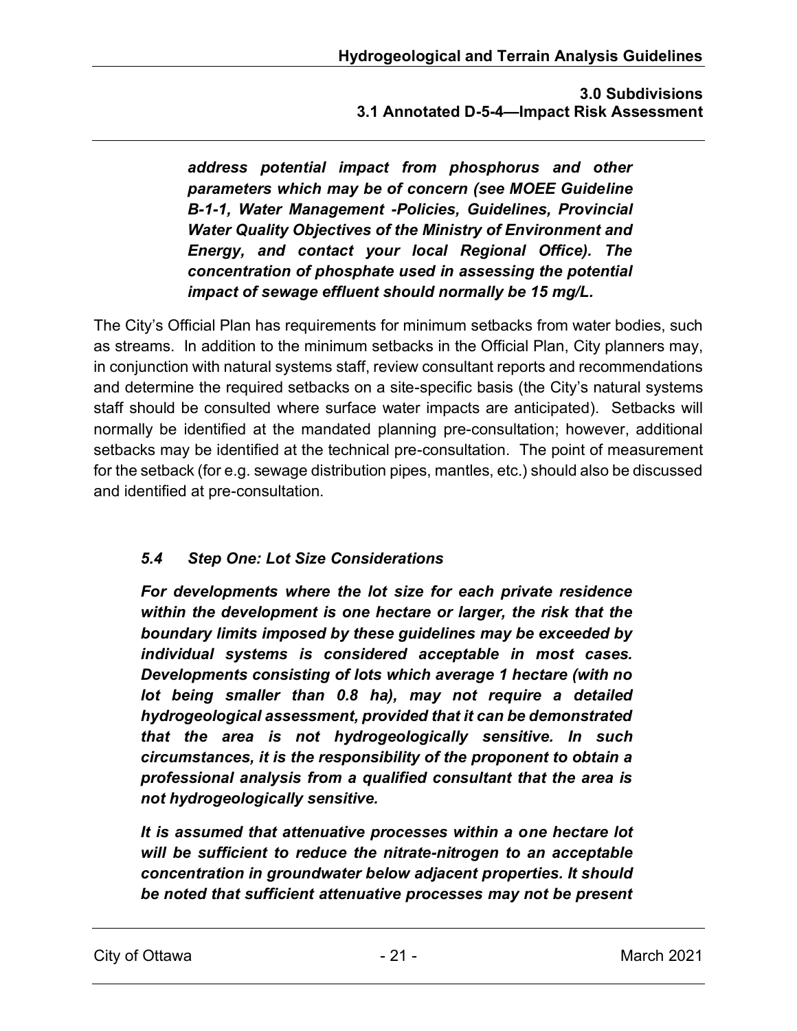***address potential impact from phosphorus and other parameters which may be of concern (see MOEE Guideline B-1-1, Water Management -Policies, Guidelines, Provincial Water Quality Objectives of the Ministry of Environment and Energy, and contact your local Regional Office). The concentration of phosphate used in assessing the potential impact of sewage effluent should normally be 15 mg/L.***

The City's Official Plan has requirements for minimum setbacks from water bodies, such as streams. In addition to the minimum setbacks in the Official Plan, City planners may, in conjunction with natural systems staff, review consultant reports and recommendations and determine the required setbacks on a site-specific basis (the City's natural systems staff should be consulted where surface water impacts are anticipated). Setbacks will normally be identified at the mandated planning pre-consultation; however, additional setbacks may be identified at the technical pre-consultation. The point of measurement for the setback (for e.g. sewage distribution pipes, mantles, etc.) should also be discussed and identified at pre-consultation.

### *5.4 Step One: Lot Size Considerations*

***For developments where the lot size for each private residence within the development is one hectare or larger, the risk that the boundary limits imposed by these guidelines may be exceeded by individual systems is considered acceptable in most cases. Developments consisting of lots which average 1 hectare (with no lot being smaller than 0.8 ha), may not require a detailed hydrogeological assessment, provided that it can be demonstrated that the area is not hydrogeologically sensitive. In such circumstances, it is the responsibility of the proponent to obtain a professional analysis from a qualified consultant that the area is not hydrogeologically sensitive.***

***It is assumed that attenuative processes within a one hectare lot will be sufficient to reduce the nitrate-nitrogen to an acceptable concentration in groundwater below adjacent properties. It should be noted that sufficient attenuative processes may not be present***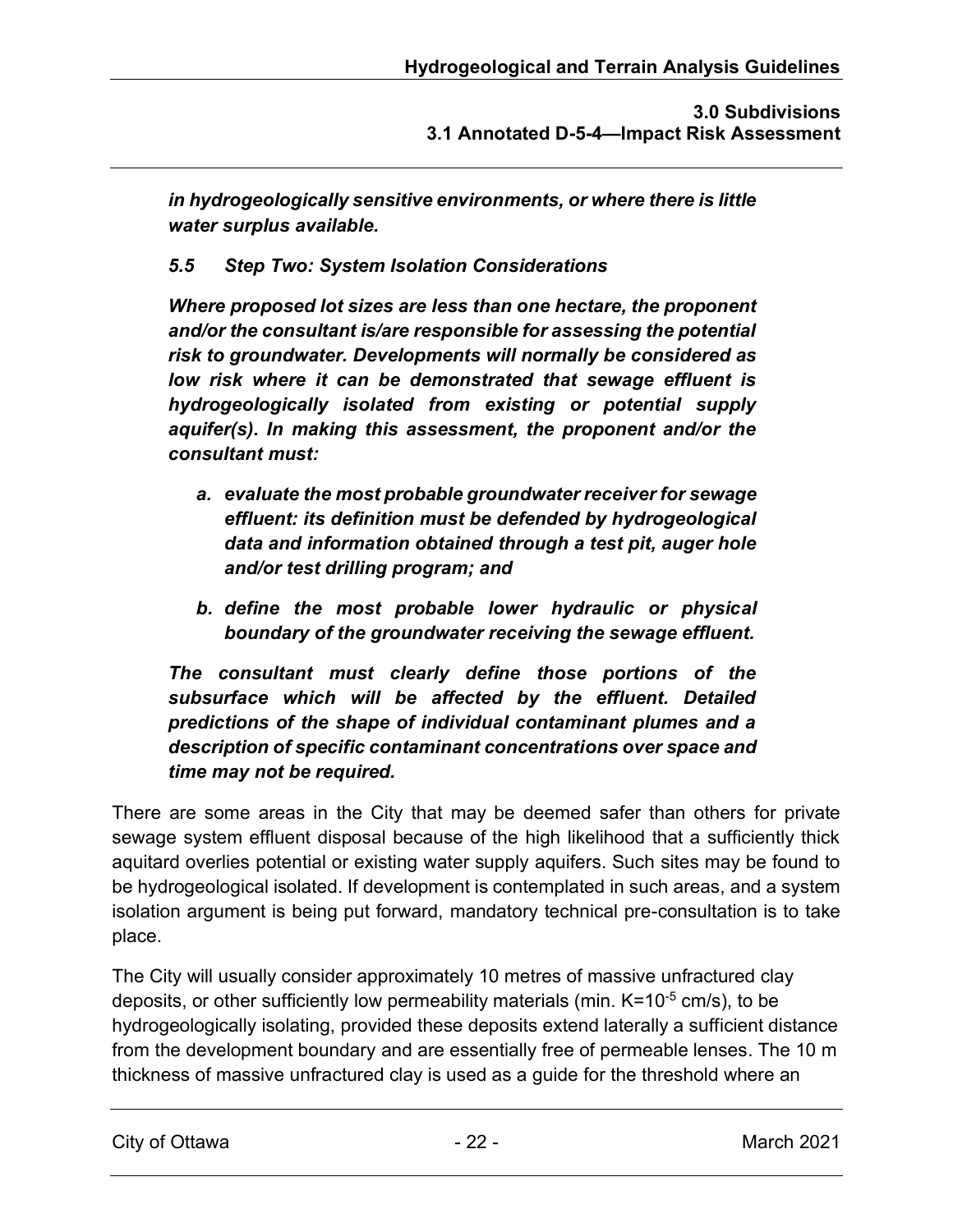***in hydrogeologically sensitive environments, or where there is little water surplus available.***

### ***5.5 Step Two: System Isolation Considerations***

***Where proposed lot sizes are less than one hectare, the proponent and/or the consultant is/are responsible for assessing the potential risk to groundwater. Developments will normally be considered as low risk where it can be demonstrated that sewage effluent is hydrogeologically isolated from existing or potential supply aquifer(s). In making this assessment, the proponent and/or the consultant must:***

***a. evaluate the most probable groundwater receiver for sewage effluent: its definition must be defended by hydrogeological data and information obtained through a test pit, auger hole and/or test drilling program; and***

***b. define the most probable lower hydraulic or physical boundary of the groundwater receiving the sewage effluent.***

***The consultant must clearly define those portions of the subsurface which will be affected by the effluent. Detailed predictions of the shape of individual contaminant plumes and a description of specific contaminant concentrations over space and time may not be required.***

There are some areas in the City that may be deemed safer than others for private sewage system effluent disposal because of the high likelihood that a sufficiently thick aquitard overlies potential or existing water supply aquifers. Such sites may be found to be hydrogeological isolated. If development is contemplated in such areas, and a system isolation argument is being put forward, mandatory technical pre-consultation is to take place.

The City will usually consider approximately 10 metres of massive unfractured clay deposits, or other sufficiently low permeability materials (min. $K=10^{-5}$ cm/s), to be hydrogeologically isolating, provided these deposits extend laterally a sufficient distance from the development boundary and are essentially free of permeable lenses. The 10 m thickness of massive unfractured clay is used as a guide for the threshold where an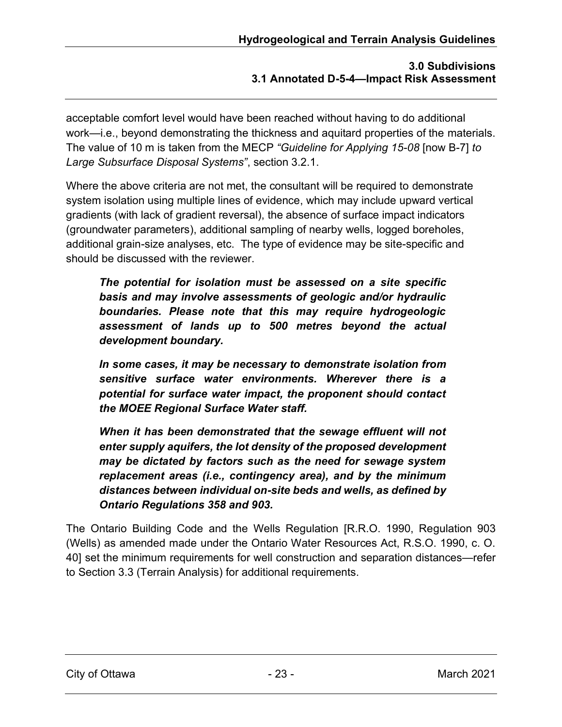acceptable comfort level would have been reached without having to do additional work—i.e., beyond demonstrating the thickness and aquitard properties of the materials. The value of 10 m is taken from the MECP *"Guideline for Applying 15-08* [now B-7] *to Large Subsurface Disposal Systems"*, section 3.2.1.

Where the above criteria are not met, the consultant will be required to demonstrate system isolation using multiple lines of evidence, which may include upward vertical gradients (with lack of gradient reversal), the absence of surface impact indicators (groundwater parameters), additional sampling of nearby wells, logged boreholes, additional grain-size analyses, etc. The type of evidence may be site-specific and should be discussed with the reviewer.

> ***The potential for isolation must be assessed on a site specific basis and may involve assessments of geologic and/or hydraulic boundaries. Please note that this may require hydrogeologic assessment of lands up to 500 metres beyond the actual development boundary.***
>
> ***In some cases, it may be necessary to demonstrate isolation from sensitive surface water environments. Wherever there is a potential for surface water impact, the proponent should contact the MOEE Regional Surface Water staff.***
>
> ***When it has been demonstrated that the sewage effluent will not enter supply aquifers, the lot density of the proposed development may be dictated by factors such as the need for sewage system replacement areas (i.e., contingency area), and by the minimum distances between individual on-site beds and wells, as defined by Ontario Regulations 358 and 903.***

The Ontario Building Code and the Wells Regulation [R.R.O. 1990, Regulation 903 (Wells) as amended made under the Ontario Water Resources Act, R.S.O. 1990, c. O. 40] set the minimum requirements for well construction and separation distances—refer to Section 3.3 (Terrain Analysis) for additional requirements.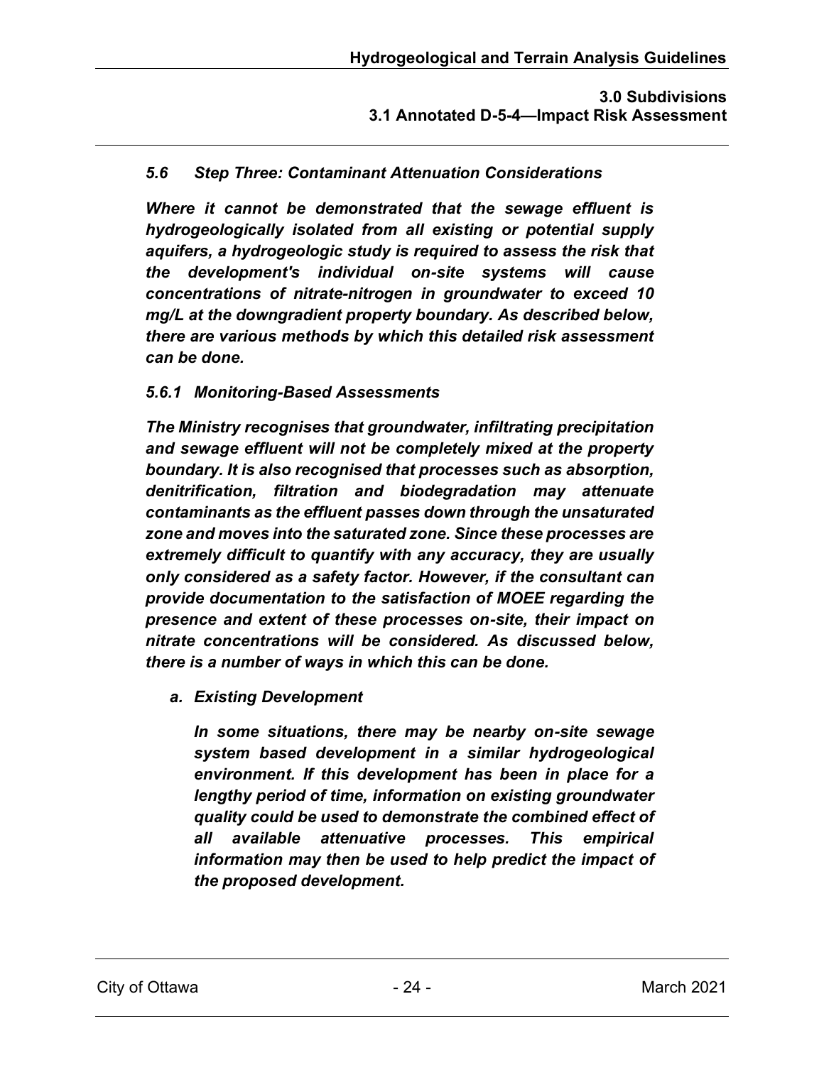*5.6 Step Three: Contaminant Attenuation Considerations*

***Where it cannot be demonstrated that the sewage effluent is hydrogeologically isolated from all existing or potential supply aquifers, a hydrogeologic study is required to assess the risk that the development's individual on-site systems will cause concentrations of nitrate-nitrogen in groundwater to exceed 10 mg/L at the downgradient property boundary. As described below, there are various methods by which this detailed risk assessment can be done.***

*5.6.1 Monitoring-Based Assessments*

***The Ministry recognises that groundwater, infiltrating precipitation and sewage effluent will not be completely mixed at the property boundary. It is also recognised that processes such as absorption, denitrification, filtration and biodegradation may attenuate contaminants as the effluent passes down through the unsaturated zone and moves into the saturated zone. Since these processes are extremely difficult to quantify with any accuracy, they are usually only considered as a safety factor. However, if the consultant can provide documentation to the satisfaction of MOEE regarding the presence and extent of these processes on-site, their impact on nitrate concentrations will be considered. As discussed below, there is a number of ways in which this can be done.***

*a. Existing Development*

***In some situations, there may be nearby on-site sewage system based development in a similar hydrogeological environment. If this development has been in place for a lengthy period of time, information on existing groundwater quality could be used to demonstrate the combined effect of all available attenuative processes. This empirical information may then be used to help predict the impact of the proposed development.***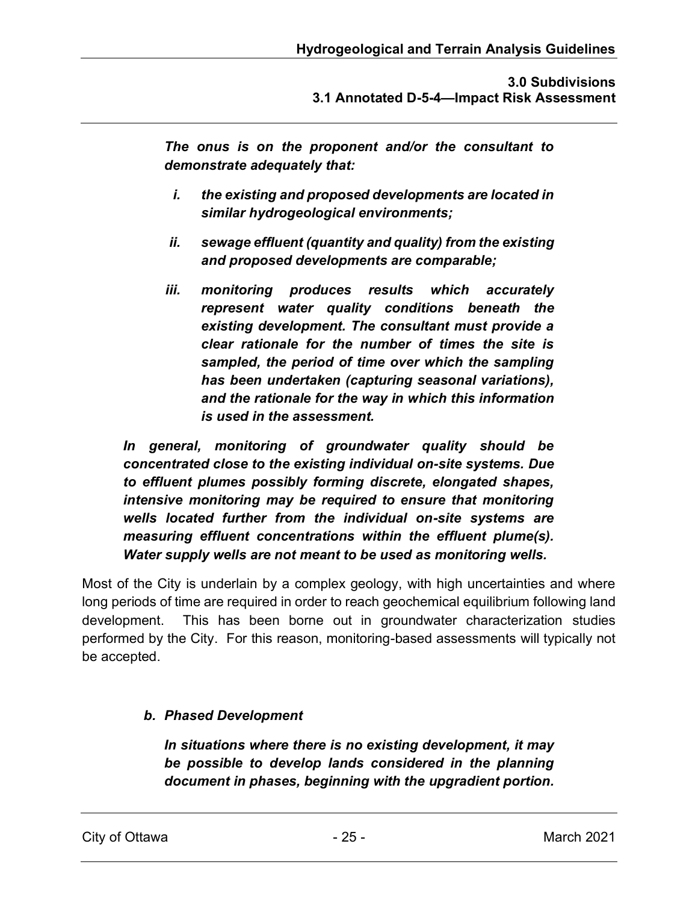***The onus is on the proponent and/or the consultant to demonstrate adequately that:***

- ***i. the existing and proposed developments are located in similar hydrogeological environments;***
- ***ii. sewage effluent (quantity and quality) from the existing and proposed developments are comparable;***
- ***iii. monitoring produces results which accurately represent water quality conditions beneath the existing development. The consultant must provide a clear rationale for the number of times the site is sampled, the period of time over which the sampling has been undertaken (capturing seasonal variations), and the rationale for the way in which this information is used in the assessment.***

***In general, monitoring of groundwater quality should be concentrated close to the existing individual on-site systems. Due to effluent plumes possibly forming discrete, elongated shapes, intensive monitoring may be required to ensure that monitoring wells located further from the individual on-site systems are measuring effluent concentrations within the effluent plume(s). Water supply wells are not meant to be used as monitoring wells.***

Most of the City is underlain by a complex geology, with high uncertainties and where long periods of time are required in order to reach geochemical equilibrium following land development. This has been borne out in groundwater characterization studies performed by the City. For this reason, monitoring-based assessments will typically not be accepted.

***b. Phased Development***

***In situations where there is no existing development, it may be possible to develop lands considered in the planning document in phases, beginning with the upgradient portion.***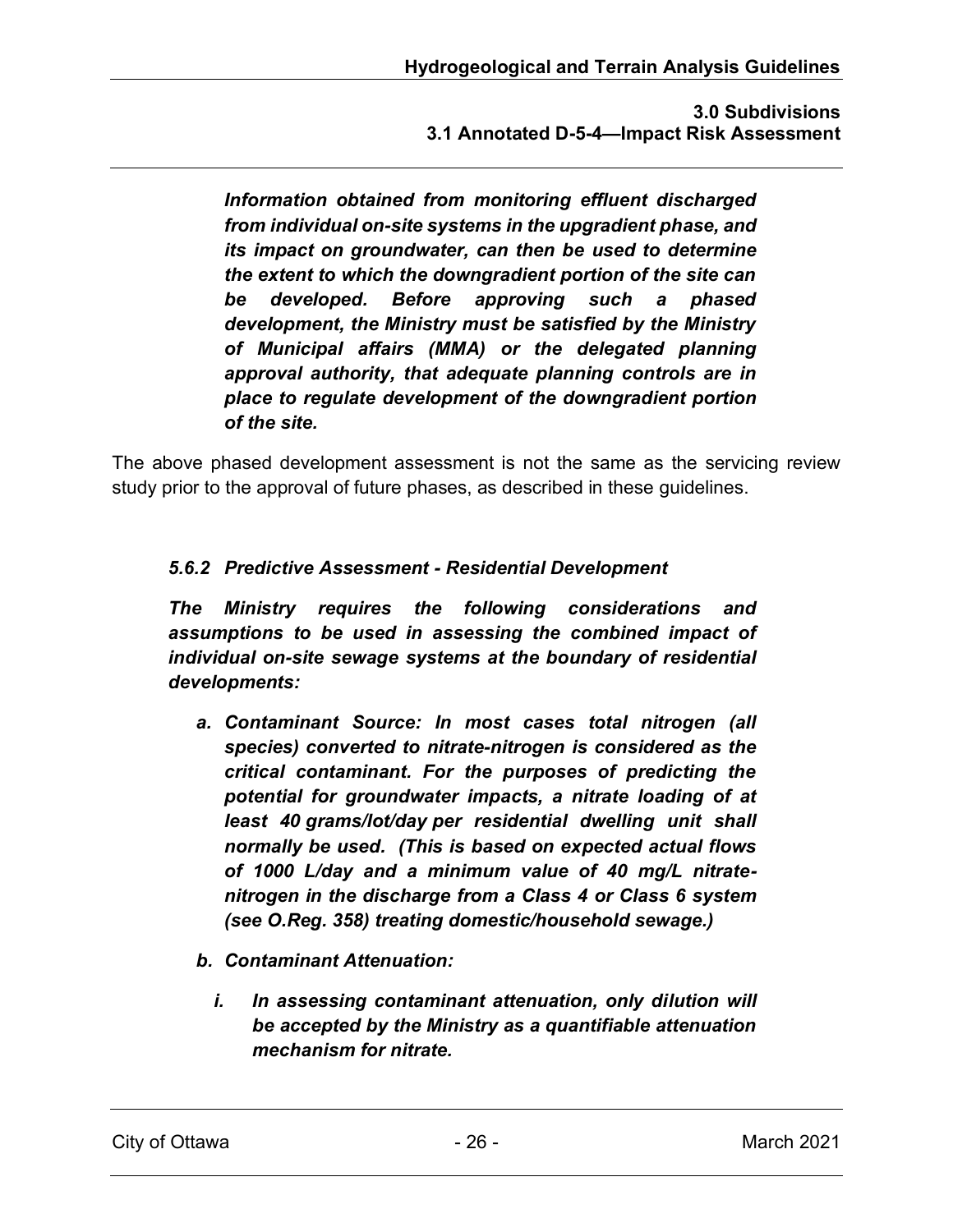***Information obtained from monitoring effluent discharged from individual on-site systems in the upgradient phase, and its impact on groundwater, can then be used to determine the extent to which the downgradient portion of the site can be developed. Before approving such a phased development, the Ministry must be satisfied by the Ministry of Municipal affairs (MMA) or the delegated planning approval authority, that adequate planning controls are in place to regulate development of the downgradient portion of the site.***

The above phased development assessment is not the same as the servicing review study prior to the approval of future phases, as described in these guidelines.

### *5.6.2 Predictive Assessment - Residential Development*

***The Ministry requires the following considerations and assumptions to be used in assessing the combined impact of individual on-site sewage systems at the boundary of residential developments:***

- ***a. Contaminant Source: In most cases total nitrogen (all species) converted to nitrate-nitrogen is considered as the critical contaminant. For the purposes of predicting the potential for groundwater impacts, a nitrate loading of at least 40 grams/lot/day per residential dwelling unit shall normally be used. (This is based on expected actual flows of 1000 L/day and a minimum value of 40 mg/L nitrate-nitrogen in the discharge from a Class 4 or Class 6 system (see O.Reg. 358) treating domestic/household sewage.)***
- ***b. Contaminant Attenuation:***
  - ***i. In assessing contaminant attenuation, only dilution will be accepted by the Ministry as a quantifiable attenuation mechanism for nitrate.***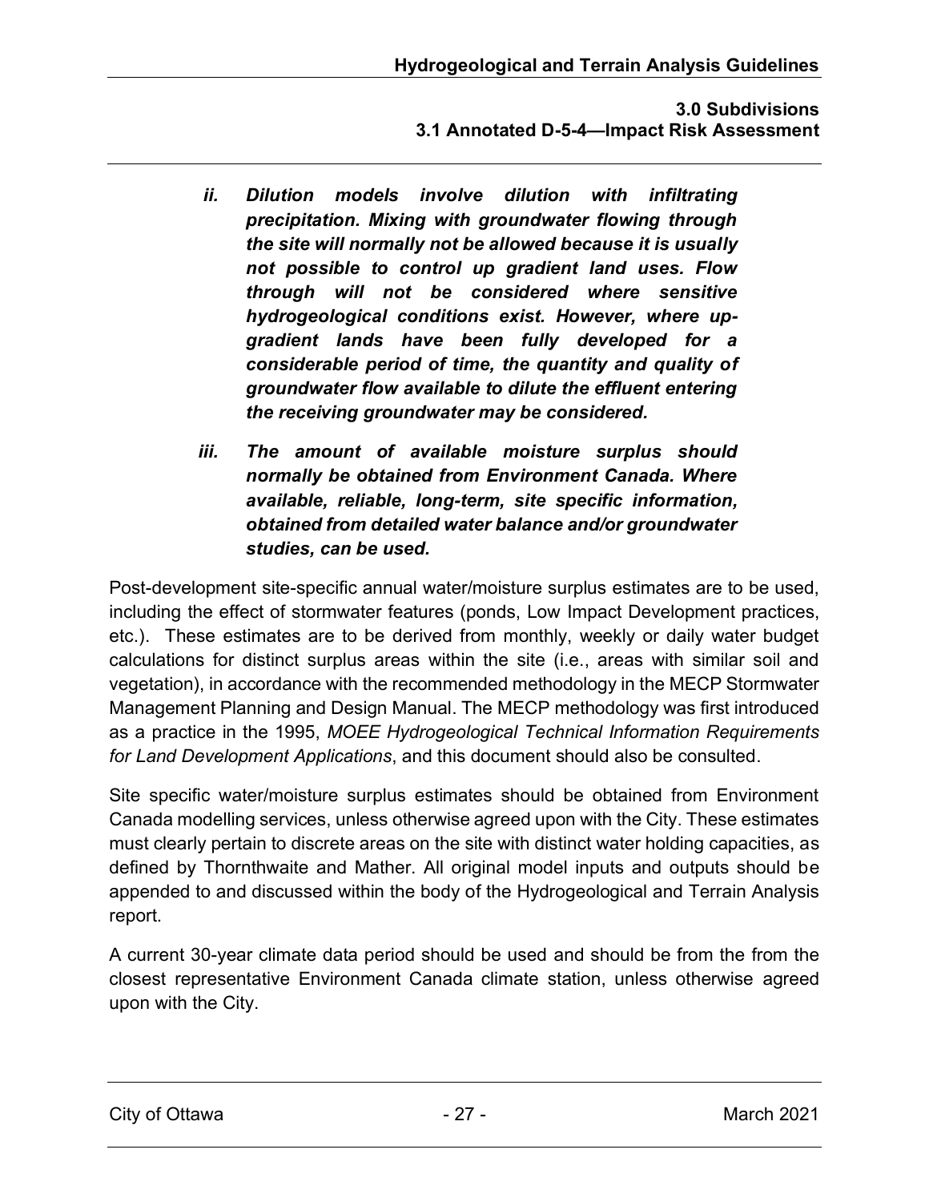ii. ***Dilution models involve dilution with infiltrating precipitation. Mixing with groundwater flowing through the site will normally not be allowed because it is usually not possible to control up gradient land uses. Flow through will not be considered where sensitive hydrogeological conditions exist. However, where up-gradient lands have been fully developed for a considerable period of time, the quantity and quality of groundwater flow available to dilute the effluent entering the receiving groundwater may be considered.***

iii. ***The amount of available moisture surplus should normally be obtained from Environment Canada. Where available, reliable, long-term, site specific information, obtained from detailed water balance and/or groundwater studies, can be used.***

Post-development site-specific annual water/moisture surplus estimates are to be used, including the effect of stormwater features (ponds, Low Impact Development practices, etc.). These estimates are to be derived from monthly, weekly or daily water budget calculations for distinct surplus areas within the site (i.e., areas with similar soil and vegetation), in accordance with the recommended methodology in the MECP Stormwater Management Planning and Design Manual. The MECP methodology was first introduced as a practice in the 1995, *MOEE Hydrogeological Technical Information Requirements for Land Development Applications*, and this document should also be consulted.

Site specific water/moisture surplus estimates should be obtained from Environment Canada modelling services, unless otherwise agreed upon with the City. These estimates must clearly pertain to discrete areas on the site with distinct water holding capacities, as defined by Thornthwaite and Mather. All original model inputs and outputs should be appended to and discussed within the body of the Hydrogeological and Terrain Analysis report.

A current 30-year climate data period should be used and should be from the from the closest representative Environment Canada climate station, unless otherwise agreed upon with the City.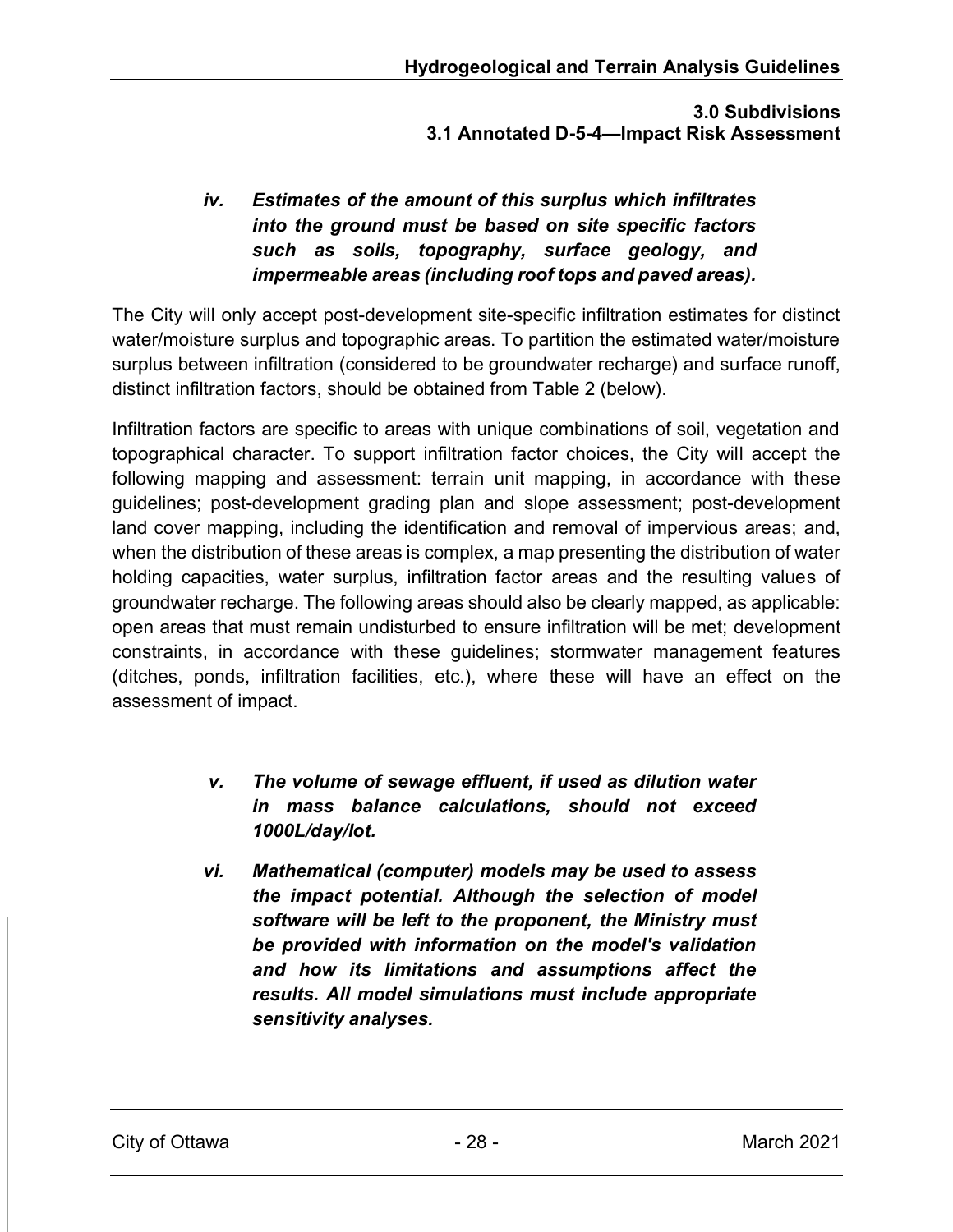***iv. Estimates of the amount of this surplus which infiltrates into the ground must be based on site specific factors such as soils, topography, surface geology, and impermeable areas (including roof tops and paved areas).***

The City will only accept post-development site-specific infiltration estimates for distinct water/moisture surplus and topographic areas. To partition the estimated water/moisture surplus between infiltration (considered to be groundwater recharge) and surface runoff, distinct infiltration factors, should be obtained from Table 2 (below).

Infiltration factors are specific to areas with unique combinations of soil, vegetation and topographical character. To support infiltration factor choices, the City will accept the following mapping and assessment: terrain unit mapping, in accordance with these guidelines; post-development grading plan and slope assessment; post-development land cover mapping, including the identification and removal of impervious areas; and, when the distribution of these areas is complex, a map presenting the distribution of water holding capacities, water surplus, infiltration factor areas and the resulting values of groundwater recharge. The following areas should also be clearly mapped, as applicable: open areas that must remain undisturbed to ensure infiltration will be met; development constraints, in accordance with these guidelines; stormwater management features (ditches, ponds, infiltration facilities, etc.), where these will have an effect on the assessment of impact.

***v. The volume of sewage effluent, if used as dilution water in mass balance calculations, should not exceed 1000L/day/lot.***

***vi. Mathematical (computer) models may be used to assess the impact potential. Although the selection of model software will be left to the proponent, the Ministry must be provided with information on the model's validation and how its limitations and assumptions affect the results. All model simulations must include appropriate sensitivity analyses.***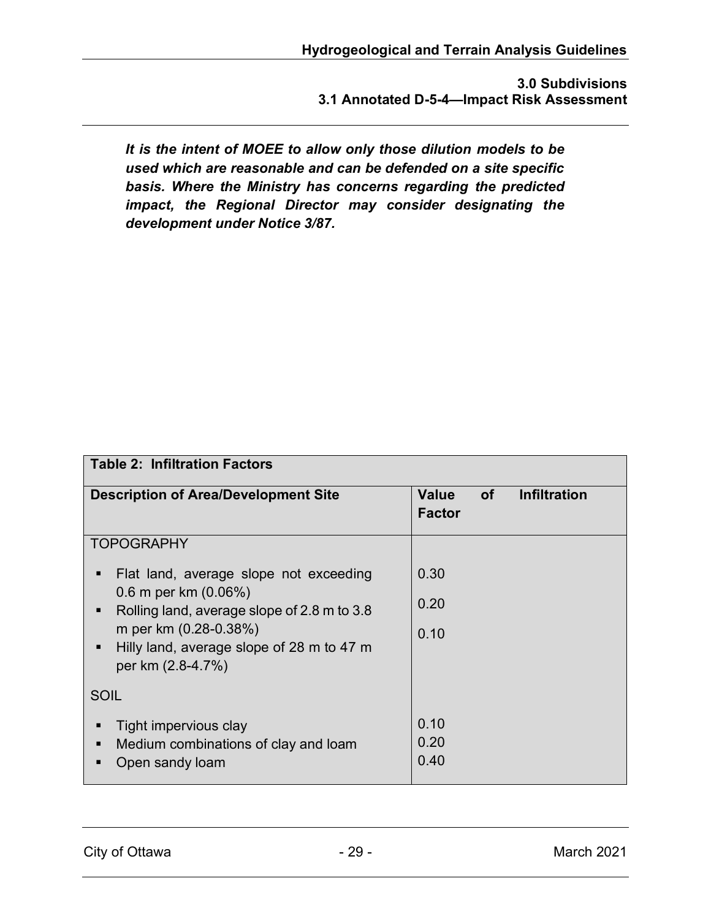*It is the intent of MOEE to allow only those dilution models to be used which are reasonable and can be defended on a site specific basis. Where the Ministry has concerns regarding the predicted impact, the Regional Director may consider designating the development under Notice 3/87.*

| **Table 2: Infiltration Factors** | |
|---|---|
| **Description of Area/Development Site** | **Value of Infiltration Factor** |
| TOPOGRAPHY | |
| ▪ Flat land, average slope not exceeding 0.6 m per km (0.06%) | 0.30 |
| ▪ Rolling land, average slope of 2.8 m to 3.8 m per km (0.28-0.38%) | 0.20 |
| ▪ Hilly land, average slope of 28 m to 47 m per km (2.8-4.7%) | 0.10 |
| SOIL | |
| ▪ Tight impervious clay | 0.10 |
| ▪ Medium combinations of clay and loam | 0.20 |
| ▪ Open sandy loam | 0.40 |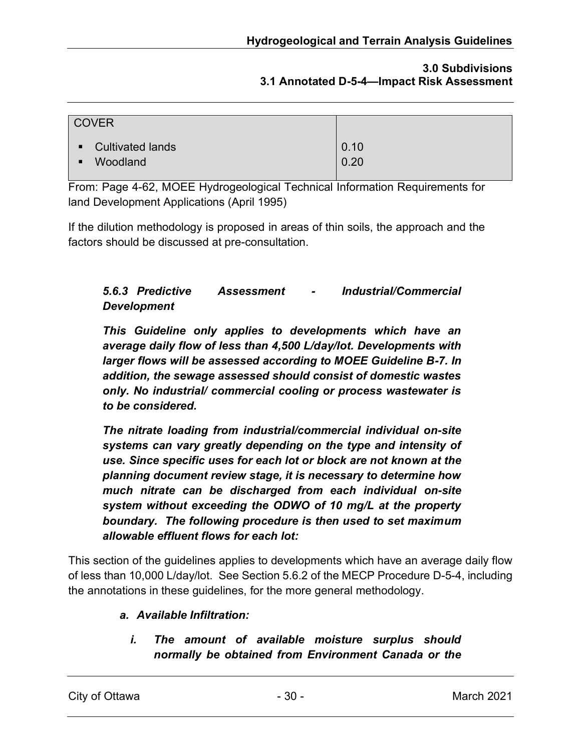| COVER | |
|---|---|
| ▪ Cultivated lands | 0.10 |
| ▪ Woodland | 0.20 |

From: Page 4-62, MOEE Hydrogeological Technical Information Requirements for land Development Applications (April 1995)

If the dilution methodology is proposed in areas of thin soils, the approach and the factors should be discussed at pre-consultation.

### *5.6.3 Predictive Assessment - Industrial/Commercial Development*

***This Guideline only applies to developments which have an average daily flow of less than 4,500 L/day/lot. Developments with larger flows will be assessed according to MOEE Guideline B-7. In addition, the sewage assessed should consist of domestic wastes only. No industrial/ commercial cooling or process wastewater is to be considered.***

***The nitrate loading from industrial/commercial individual on-site systems can vary greatly depending on the type and intensity of use. Since specific uses for each lot or block are not known at the planning document review stage, it is necessary to determine how much nitrate can be discharged from each individual on-site system without exceeding the ODWO of 10 mg/L at the property boundary. The following procedure is then used to set maximum allowable effluent flows for each lot:***

This section of the guidelines applies to developments which have an average daily flow of less than 10,000 L/day/lot. See Section 5.6.2 of the MECP Procedure D-5-4, including the annotations in these guidelines, for the more general methodology.

***a. Available Infiltration:***

***i. The amount of available moisture surplus should normally be obtained from Environment Canada or the***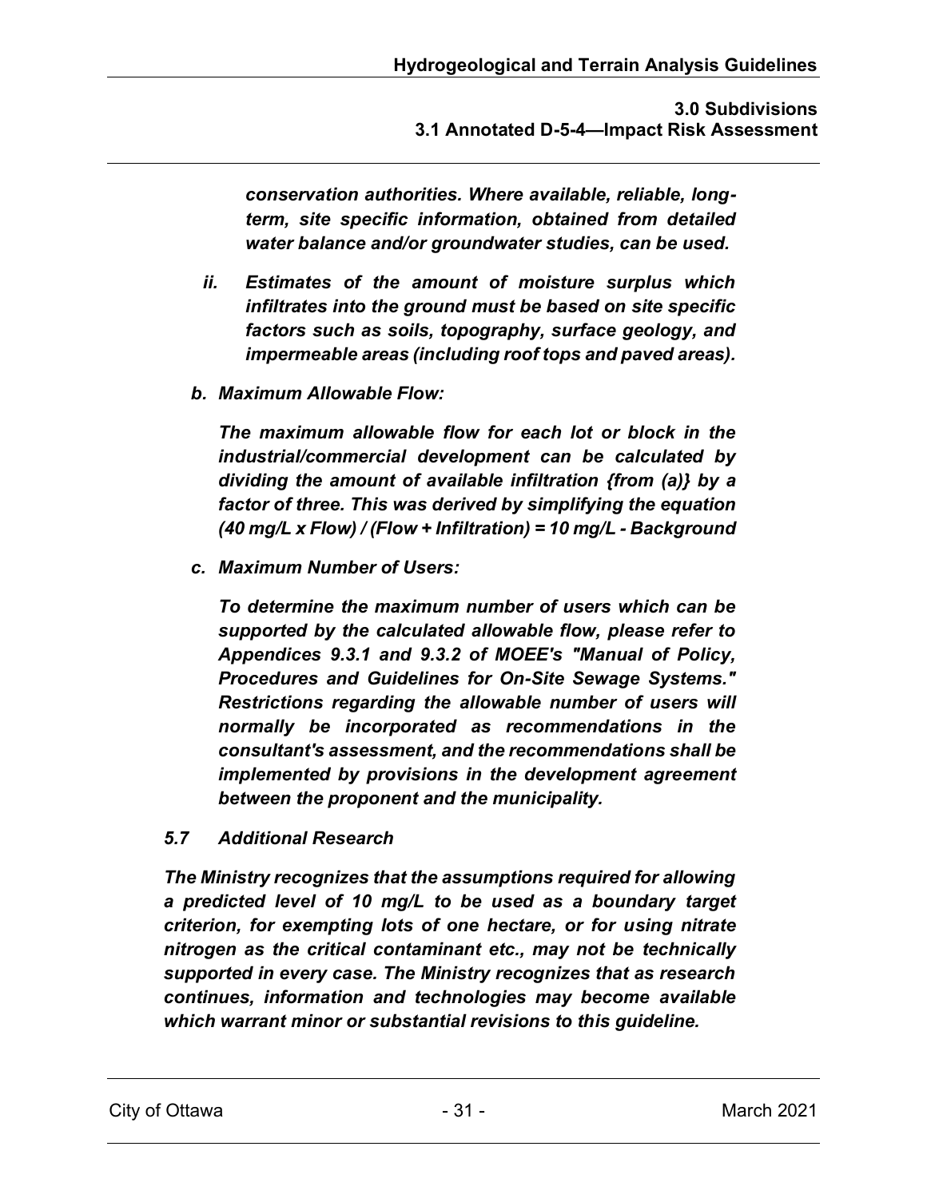*conservation authorities. Where available, reliable, long-term, site specific information, obtained from detailed water balance and/or groundwater studies, can be used.*

*ii. Estimates of the amount of moisture surplus which infiltrates into the ground must be based on site specific factors such as soils, topography, surface geology, and impermeable areas (including roof tops and paved areas).*

***b. Maximum Allowable Flow:***

***The maximum allowable flow for each lot or block in the industrial/commercial development can be calculated by dividing the amount of available infiltration {from (a)} by a factor of three. This was derived by simplifying the equation (40 mg/L x Flow) / (Flow + Infiltration) = 10 mg/L - Background***

***c. Maximum Number of Users:***

***To determine the maximum number of users which can be supported by the calculated allowable flow, please refer to Appendices 9.3.1 and 9.3.2 of MOEE's "Manual of Policy, Procedures and Guidelines for On-Site Sewage Systems." Restrictions regarding the allowable number of users will normally be incorporated as recommendations in the consultant's assessment, and the recommendations shall be implemented by provisions in the development agreement between the proponent and the municipality.***

### *5.7 Additional Research*

***The Ministry recognizes that the assumptions required for allowing a predicted level of 10 mg/L to be used as a boundary target criterion, for exempting lots of one hectare, or for using nitrate nitrogen as the critical contaminant etc., may not be technically supported in every case. The Ministry recognizes that as research continues, information and technologies may become available which warrant minor or substantial revisions to this guideline.***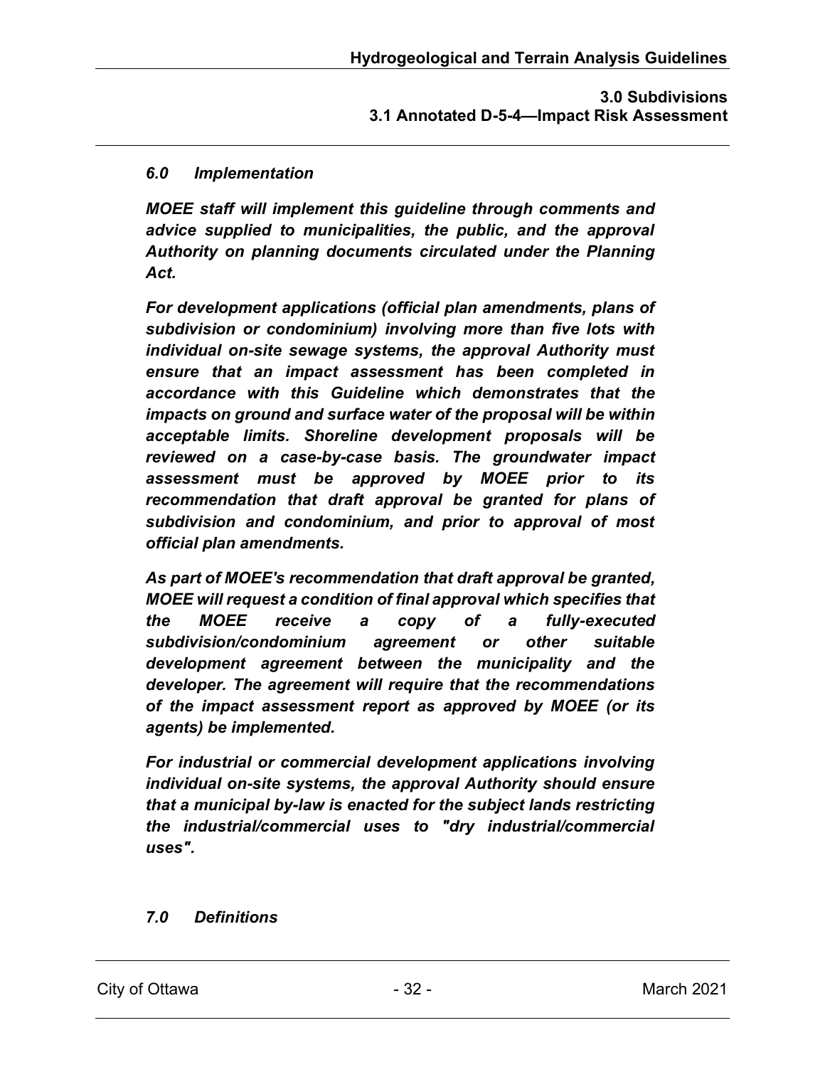### *6.0 Implementation*

***MOEE staff will implement this guideline through comments and advice supplied to municipalities, the public, and the approval Authority on planning documents circulated under the Planning Act.***

***For development applications (official plan amendments, plans of subdivision or condominium) involving more than five lots with individual on-site sewage systems, the approval Authority must ensure that an impact assessment has been completed in accordance with this Guideline which demonstrates that the impacts on ground and surface water of the proposal will be within acceptable limits. Shoreline development proposals will be reviewed on a case-by-case basis. The groundwater impact assessment must be approved by MOEE prior to its recommendation that draft approval be granted for plans of subdivision and condominium, and prior to approval of most official plan amendments.***

***As part of MOEE's recommendation that draft approval be granted, MOEE will request a condition of final approval which specifies that the MOEE receive a copy of a fully-executed subdivision/condominium agreement or other suitable development agreement between the municipality and the developer. The agreement will require that the recommendations of the impact assessment report as approved by MOEE (or its agents) be implemented.***

***For industrial or commercial development applications involving individual on-site systems, the approval Authority should ensure that a municipal by-law is enacted for the subject lands restricting the industrial/commercial uses to "dry industrial/commercial uses".***

### *7.0 Definitions*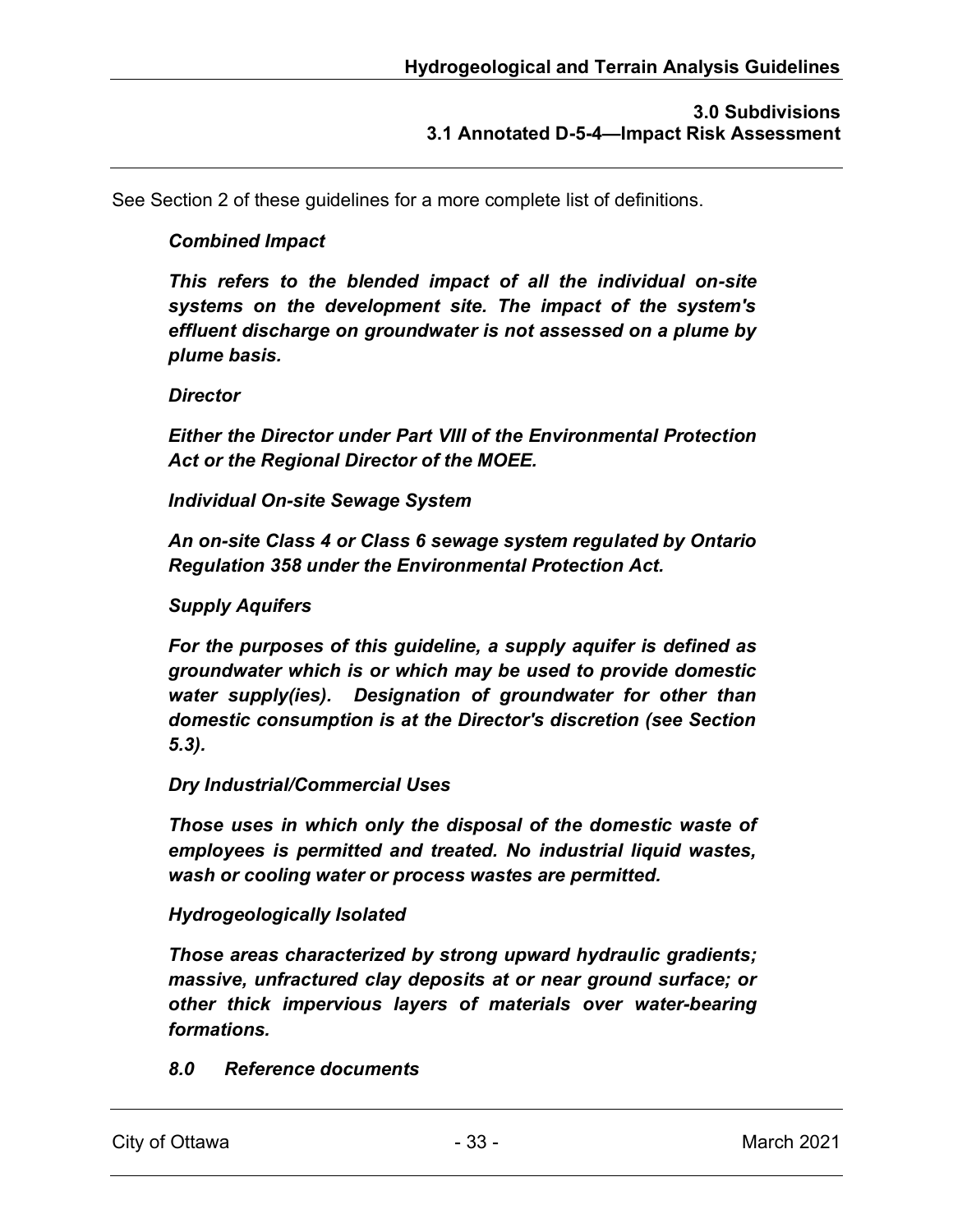See Section 2 of these guidelines for a more complete list of definitions.

***Combined Impact***

***This refers to the blended impact of all the individual on-site systems on the development site. The impact of the system's effluent discharge on groundwater is not assessed on a plume by plume basis.***

***Director***

***Either the Director under Part VIII of the Environmental Protection Act or the Regional Director of the MOEE.***

***Individual On-site Sewage System***

***An on-site Class 4 or Class 6 sewage system regulated by Ontario Regulation 358 under the Environmental Protection Act.***

***Supply Aquifers***

***For the purposes of this guideline, a supply aquifer is defined as groundwater which is or which may be used to provide domestic water supply(ies). Designation of groundwater for other than domestic consumption is at the Director's discretion (see Section 5.3).***

***Dry Industrial/Commercial Uses***

***Those uses in which only the disposal of the domestic waste of employees is permitted and treated. No industrial liquid wastes, wash or cooling water or process wastes are permitted.***

***Hydrogeologically Isolated***

***Those areas characterized by strong upward hydraulic gradients; massive, unfractured clay deposits at or near ground surface; or other thick impervious layers of materials over water-bearing formations.***

***8.0 Reference documents***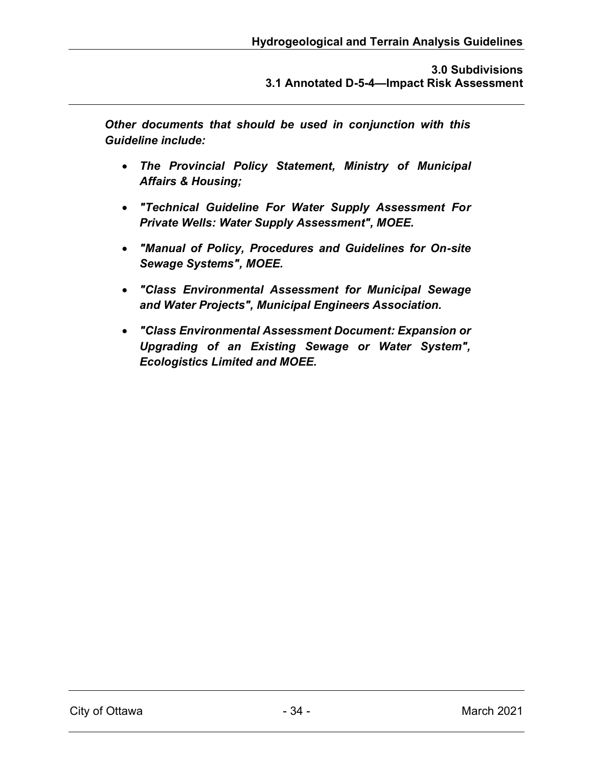***Other documents that should be used in conjunction with this Guideline include:***

- ***The Provincial Policy Statement, Ministry of Municipal Affairs & Housing;***
- ***"Technical Guideline For Water Supply Assessment For Private Wells: Water Supply Assessment", MOEE.***
- ***"Manual of Policy, Procedures and Guidelines for On-site Sewage Systems", MOEE.***
- ***"Class Environmental Assessment for Municipal Sewage and Water Projects", Municipal Engineers Association.***
- ***"Class Environmental Assessment Document: Expansion or Upgrading of an Existing Sewage or Water System", Ecologistics Limited and MOEE.***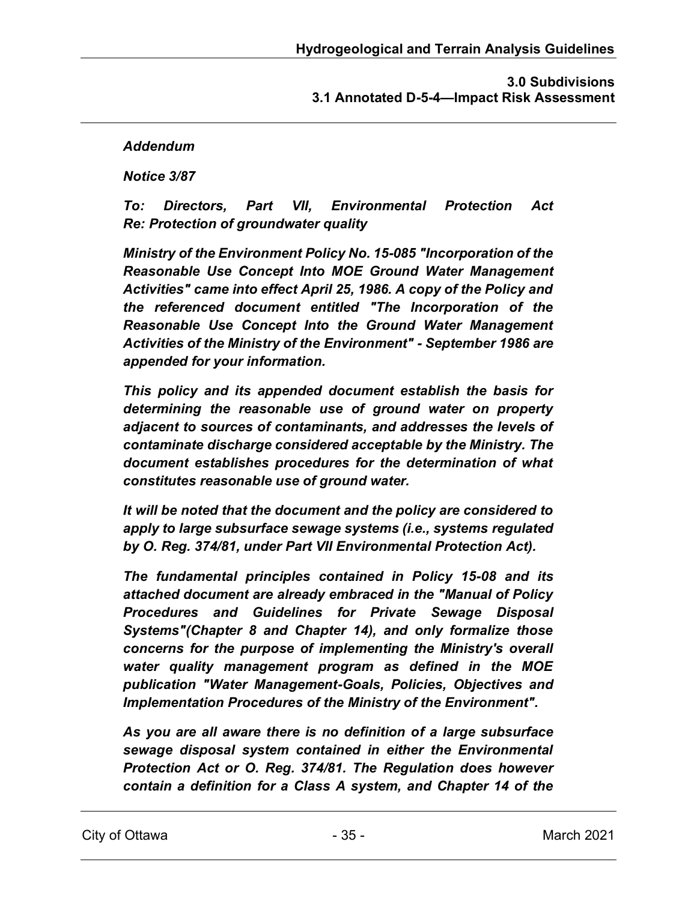***Addendum***

***Notice 3/87***

***To: Directors, Part VII, Environmental Protection Act***
***Re: Protection of groundwater quality***

***Ministry of the Environment Policy No. 15-085 "Incorporation of the Reasonable Use Concept Into MOE Ground Water Management Activities" came into effect April 25, 1986. A copy of the Policy and the referenced document entitled "The Incorporation of the Reasonable Use Concept Into the Ground Water Management Activities of the Ministry of the Environment" - September 1986 are appended for your information.***

***This policy and its appended document establish the basis for determining the reasonable use of ground water on property adjacent to sources of contaminants, and addresses the levels of contaminate discharge considered acceptable by the Ministry. The document establishes procedures for the determination of what constitutes reasonable use of ground water.***

***It will be noted that the document and the policy are considered to apply to large subsurface sewage systems (i.e., systems regulated by O. Reg. 374/81, under Part VII Environmental Protection Act).***

***The fundamental principles contained in Policy 15-08 and its attached document are already embraced in the "Manual of Policy Procedures and Guidelines for Private Sewage Disposal Systems"(Chapter 8 and Chapter 14), and only formalize those concerns for the purpose of implementing the Ministry's overall water quality management program as defined in the MOE publication "Water Management-Goals, Policies, Objectives and Implementation Procedures of the Ministry of the Environment".***

***As you are all aware there is no definition of a large subsurface sewage disposal system contained in either the Environmental Protection Act or O. Reg. 374/81. The Regulation does however contain a definition for a Class A system, and Chapter 14 of the***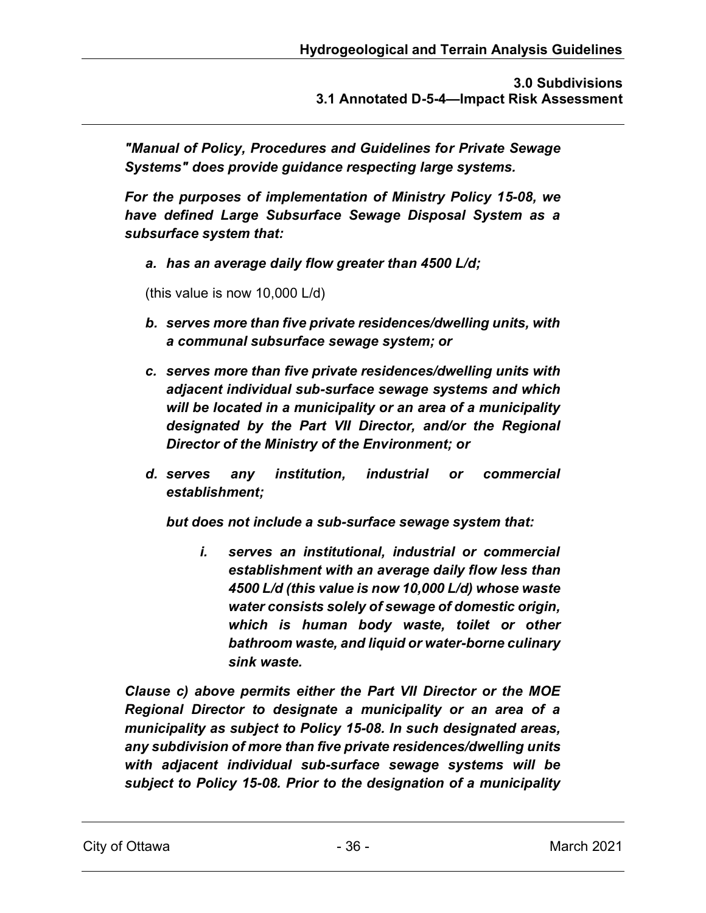***"Manual of Policy, Procedures and Guidelines for Private Sewage Systems" does provide guidance respecting large systems.***

***For the purposes of implementation of Ministry Policy 15-08, we have defined Large Subsurface Sewage Disposal System as a subsurface system that:***

*a.* ***has an average daily flow greater than 4500 L/d;***

(this value is now 10,000 L/d)

*b.* ***serves more than five private residences/dwelling units, with a communal subsurface sewage system; or***

*c.* ***serves more than five private residences/dwelling units with adjacent individual sub-surface sewage systems and which will be located in a municipality or an area of a municipality designated by the Part VII Director, and/or the Regional Director of the Ministry of the Environment; or***

*d.* ***serves any institution, industrial or commercial establishment;***

***but does not include a sub-surface sewage system that:***

*i.* ***serves an institutional, industrial or commercial establishment with an average daily flow less than 4500 L/d (this value is now 10,000 L/d) whose waste water consists solely of sewage of domestic origin, which is human body waste, toilet or other bathroom waste, and liquid or water-borne culinary sink waste.***

***Clause c) above permits either the Part VII Director or the MOE Regional Director to designate a municipality or an area of a municipality as subject to Policy 15-08. In such designated areas, any subdivision of more than five private residences/dwelling units with adjacent individual sub-surface sewage systems will be subject to Policy 15-08. Prior to the designation of a municipality***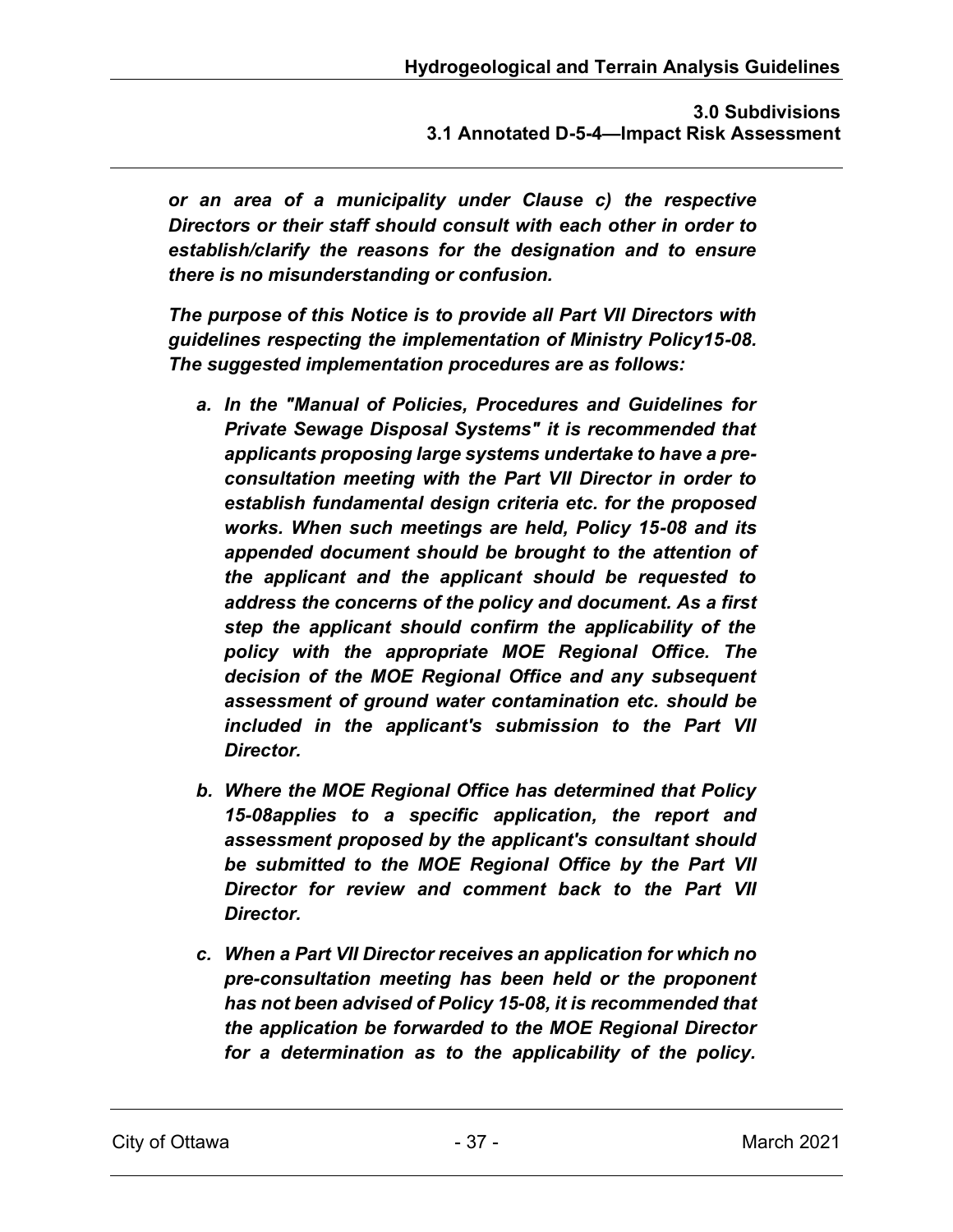***or an area of a municipality under Clause c) the respective Directors or their staff should consult with each other in order to establish/clarify the reasons for the designation and to ensure there is no misunderstanding or confusion.***

***The purpose of this Notice is to provide all Part VII Directors with guidelines respecting the implementation of Ministry Policy15-08. The suggested implementation procedures are as follows:***

- ***a. In the "Manual of Policies, Procedures and Guidelines for Private Sewage Disposal Systems" it is recommended that applicants proposing large systems undertake to have a pre-consultation meeting with the Part VII Director in order to establish fundamental design criteria etc. for the proposed works. When such meetings are held, Policy 15-08 and its appended document should be brought to the attention of the applicant and the applicant should be requested to address the concerns of the policy and document. As a first step the applicant should confirm the applicability of the policy with the appropriate MOE Regional Office. The decision of the MOE Regional Office and any subsequent assessment of ground water contamination etc. should be included in the applicant's submission to the Part VII Director.***
- ***b. Where the MOE Regional Office has determined that Policy 15-08applies to a specific application, the report and assessment proposed by the applicant's consultant should be submitted to the MOE Regional Office by the Part VII Director for review and comment back to the Part VII Director.***
- ***c. When a Part VII Director receives an application for which no pre-consultation meeting has been held or the proponent has not been advised of Policy 15-08, it is recommended that the application be forwarded to the MOE Regional Director for a determination as to the applicability of the policy.***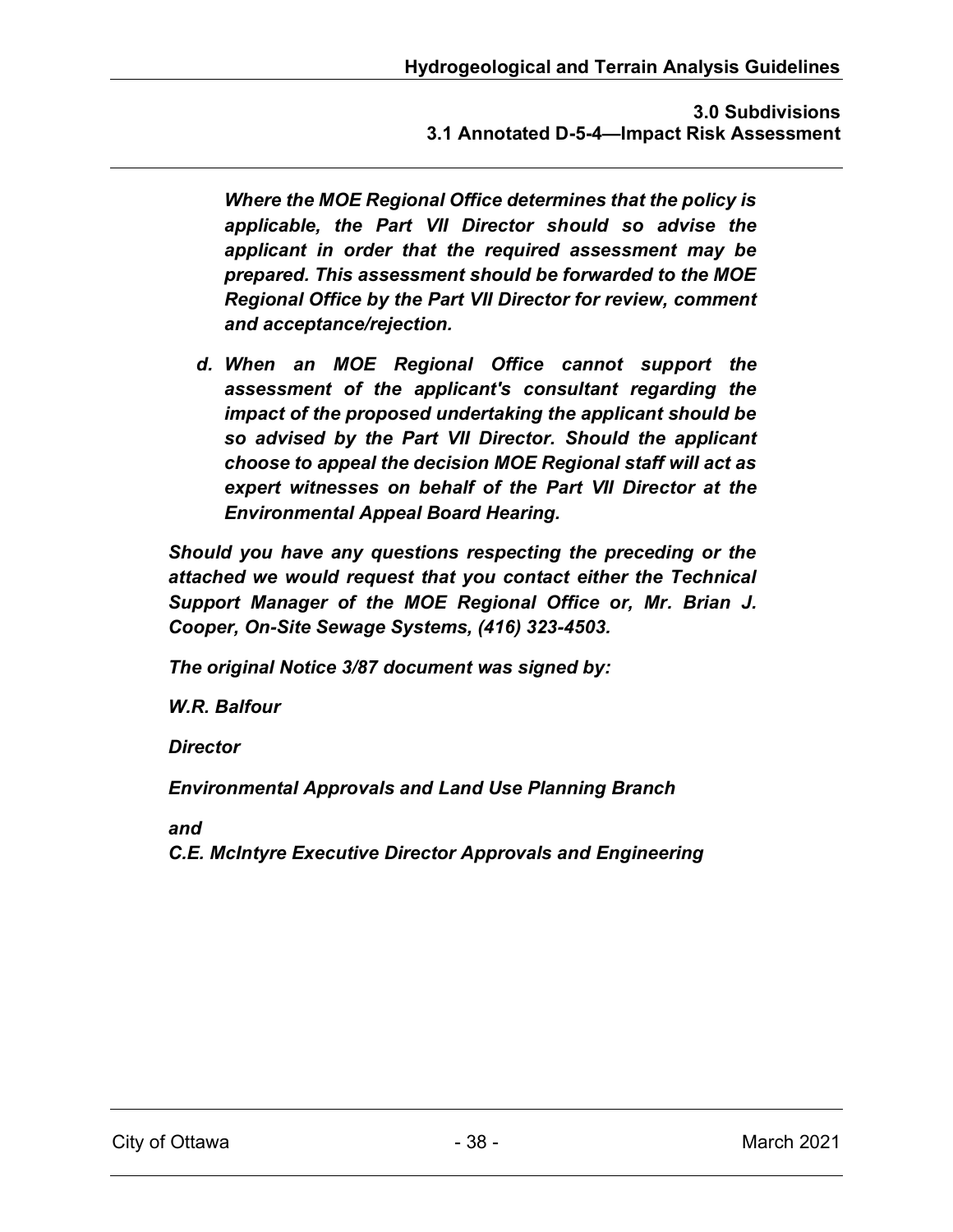*Where the MOE Regional Office determines that the policy is applicable, the Part VII Director should so advise the applicant in order that the required assessment may be prepared. This assessment should be forwarded to the MOE Regional Office by the Part VII Director for review, comment and acceptance/rejection.*

*d. When an MOE Regional Office cannot support the assessment of the applicant's consultant regarding the impact of the proposed undertaking the applicant should be so advised by the Part VII Director. Should the applicant choose to appeal the decision MOE Regional staff will act as expert witnesses on behalf of the Part VII Director at the Environmental Appeal Board Hearing.*

***Should you have any questions respecting the preceding or the attached we would request that you contact either the Technical Support Manager of the MOE Regional Office or, Mr. Brian J. Cooper, On-Site Sewage Systems, (416) 323-4503.***

***The original Notice 3/87 document was signed by:***

***W.R. Balfour***

***Director***

***Environmental Approvals and Land Use Planning Branch***

***and***
***C.E. McIntyre Executive Director Approvals and Engineering***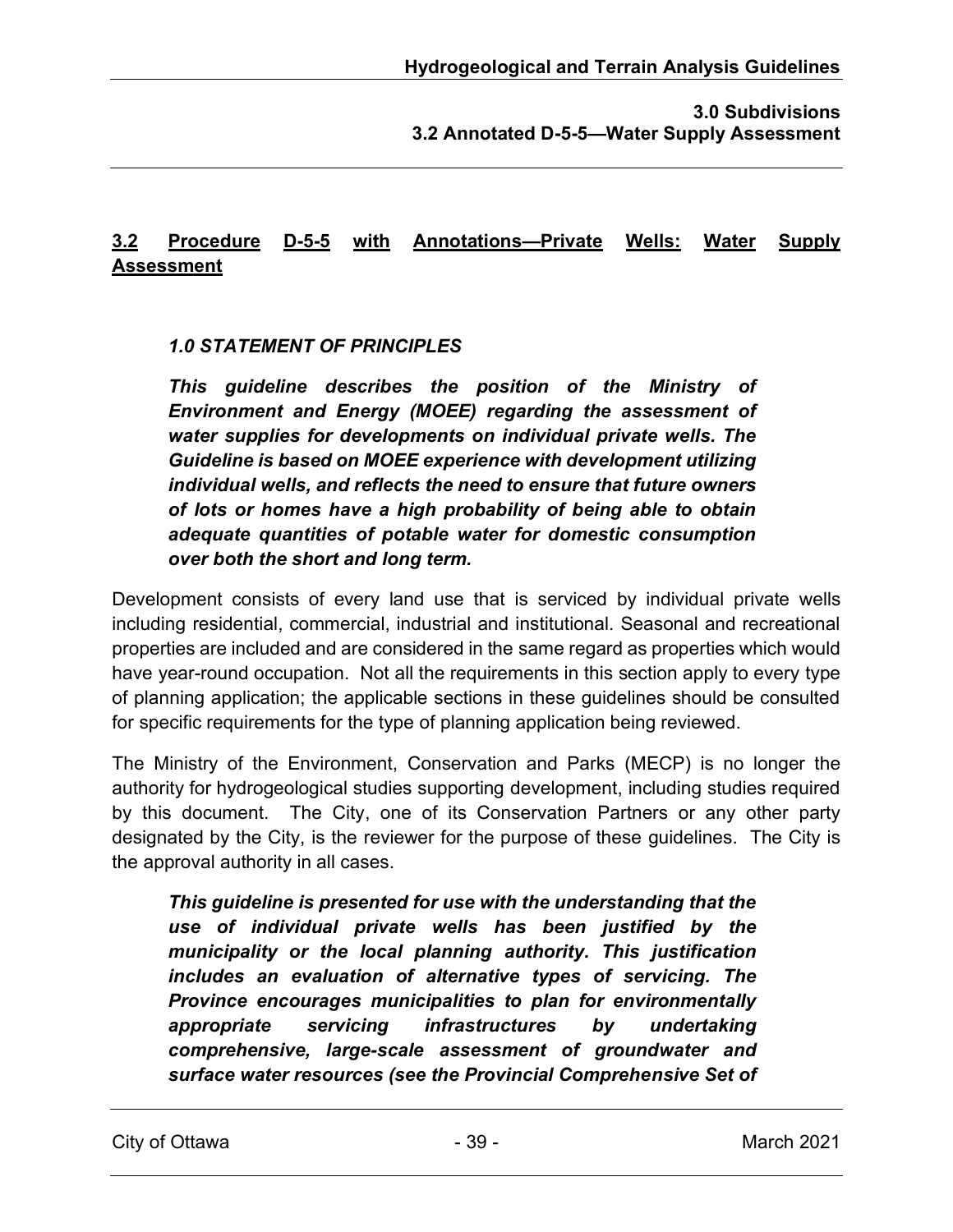## 3.2 Procedure D-5-5 with Annotations—Private Wells: Water Supply Assessment

***1.0 STATEMENT OF PRINCIPLES***

***This guideline describes the position of the Ministry of Environment and Energy (MOEE) regarding the assessment of water supplies for developments on individual private wells. The Guideline is based on MOEE experience with development utilizing individual wells, and reflects the need to ensure that future owners of lots or homes have a high probability of being able to obtain adequate quantities of potable water for domestic consumption over both the short and long term.***

Development consists of every land use that is serviced by individual private wells including residential, commercial, industrial and institutional. Seasonal and recreational properties are included and are considered in the same regard as properties which would have year-round occupation. Not all the requirements in this section apply to every type of planning application; the applicable sections in these guidelines should be consulted for specific requirements for the type of planning application being reviewed.

The Ministry of the Environment, Conservation and Parks (MECP) is no longer the authority for hydrogeological studies supporting development, including studies required by this document. The City, one of its Conservation Partners or any other party designated by the City, is the reviewer for the purpose of these guidelines. The City is the approval authority in all cases.

***This guideline is presented for use with the understanding that the use of individual private wells has been justified by the municipality or the local planning authority. This justification includes an evaluation of alternative types of servicing. The Province encourages municipalities to plan for environmentally appropriate servicing infrastructures by undertaking comprehensive, large-scale assessment of groundwater and surface water resources (see the Provincial Comprehensive Set of***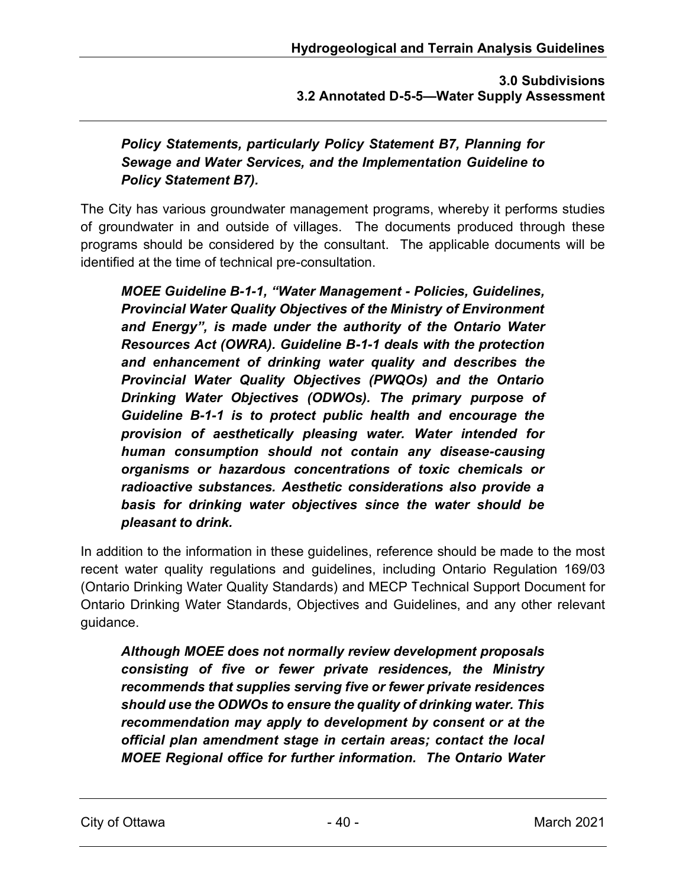***Policy Statements, particularly Policy Statement B7, Planning for Sewage and Water Services, and the Implementation Guideline to Policy Statement B7).***

The City has various groundwater management programs, whereby it performs studies of groundwater in and outside of villages. The documents produced through these programs should be considered by the consultant. The applicable documents will be identified at the time of technical pre-consultation.

***MOEE Guideline B-1-1, "Water Management - Policies, Guidelines, Provincial Water Quality Objectives of the Ministry of Environment and Energy", is made under the authority of the Ontario Water Resources Act (OWRA). Guideline B-1-1 deals with the protection and enhancement of drinking water quality and describes the Provincial Water Quality Objectives (PWQOs) and the Ontario Drinking Water Objectives (ODWOs). The primary purpose of Guideline B-1-1 is to protect public health and encourage the provision of aesthetically pleasing water. Water intended for human consumption should not contain any disease-causing organisms or hazardous concentrations of toxic chemicals or radioactive substances. Aesthetic considerations also provide a basis for drinking water objectives since the water should be pleasant to drink.***

In addition to the information in these guidelines, reference should be made to the most recent water quality regulations and guidelines, including Ontario Regulation 169/03 (Ontario Drinking Water Quality Standards) and MECP Technical Support Document for Ontario Drinking Water Standards, Objectives and Guidelines, and any other relevant guidance.

***Although MOEE does not normally review development proposals consisting of five or fewer private residences, the Ministry recommends that supplies serving five or fewer private residences should use the ODWOs to ensure the quality of drinking water. This recommendation may apply to development by consent or at the official plan amendment stage in certain areas; contact the local MOEE Regional office for further information. The Ontario Water***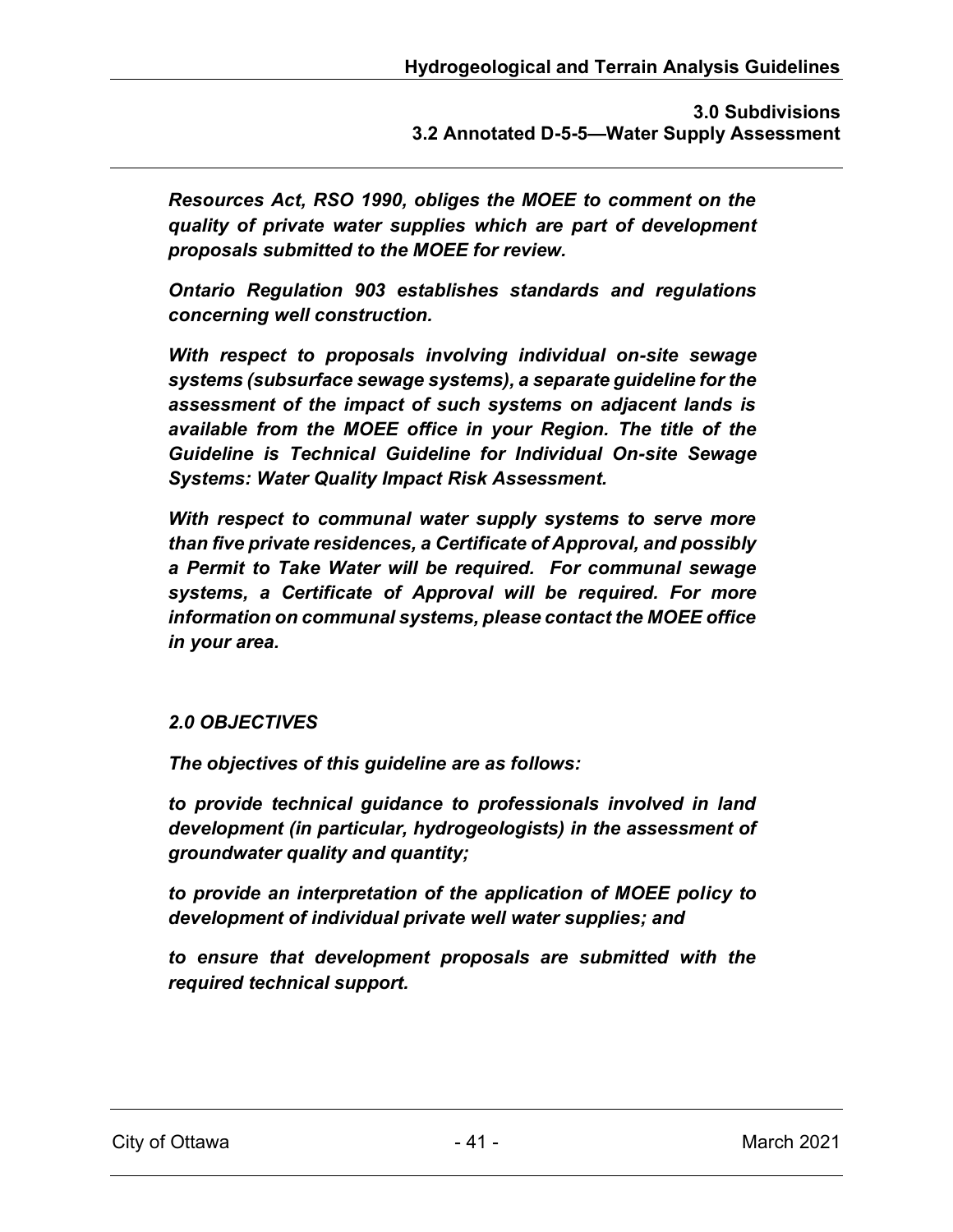***Resources Act, RSO 1990, obliges the MOEE to comment on the quality of private water supplies which are part of development proposals submitted to the MOEE for review.***

***Ontario Regulation 903 establishes standards and regulations concerning well construction.***

***With respect to proposals involving individual on-site sewage systems (subsurface sewage systems), a separate guideline for the assessment of the impact of such systems on adjacent lands is available from the MOEE office in your Region. The title of the Guideline is Technical Guideline for Individual On-site Sewage Systems: Water Quality Impact Risk Assessment.***

***With respect to communal water supply systems to serve more than five private residences, a Certificate of Approval, and possibly a Permit to Take Water will be required. For communal sewage systems, a Certificate of Approval will be required. For more information on communal systems, please contact the MOEE office in your area.***

## ***2.0 OBJECTIVES***

***The objectives of this guideline are as follows:***

***to provide technical guidance to professionals involved in land development (in particular, hydrogeologists) in the assessment of groundwater quality and quantity;***

***to provide an interpretation of the application of MOEE policy to development of individual private well water supplies; and***

***to ensure that development proposals are submitted with the required technical support.***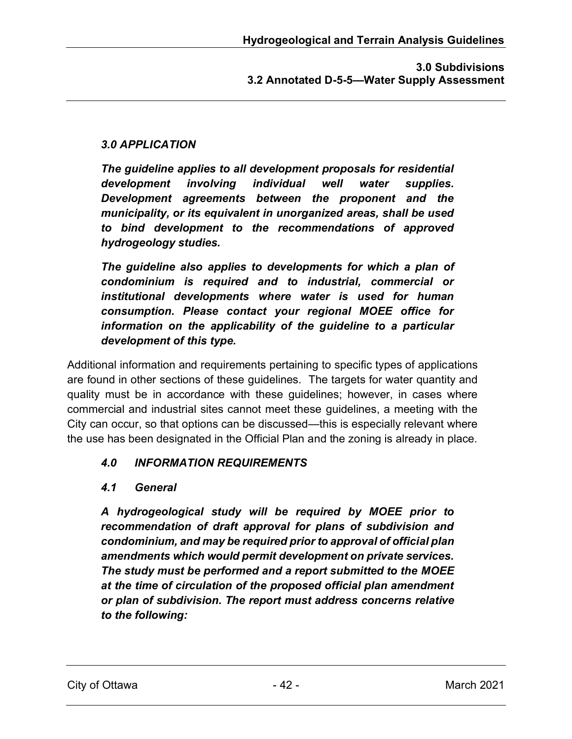### *3.0 APPLICATION*

***The guideline applies to all development proposals for residential development involving individual well water supplies. Development agreements between the proponent and the municipality, or its equivalent in unorganized areas, shall be used to bind development to the recommendations of approved hydrogeology studies.***

***The guideline also applies to developments for which a plan of condominium is required and to industrial, commercial or institutional developments where water is used for human consumption. Please contact your regional MOEE office for information on the applicability of the guideline to a particular development of this type.***

Additional information and requirements pertaining to specific types of applications are found in other sections of these guidelines. The targets for water quantity and quality must be in accordance with these guidelines; however, in cases where commercial and industrial sites cannot meet these guidelines, a meeting with the City can occur, so that options can be discussed—this is especially relevant where the use has been designated in the Official Plan and the zoning is already in place.

### *4.0 INFORMATION REQUIREMENTS*

#### *4.1 General*

***A hydrogeological study will be required by MOEE prior to recommendation of draft approval for plans of subdivision and condominium, and may be required prior to approval of official plan amendments which would permit development on private services. The study must be performed and a report submitted to the MOEE at the time of circulation of the proposed official plan amendment or plan of subdivision. The report must address concerns relative to the following:***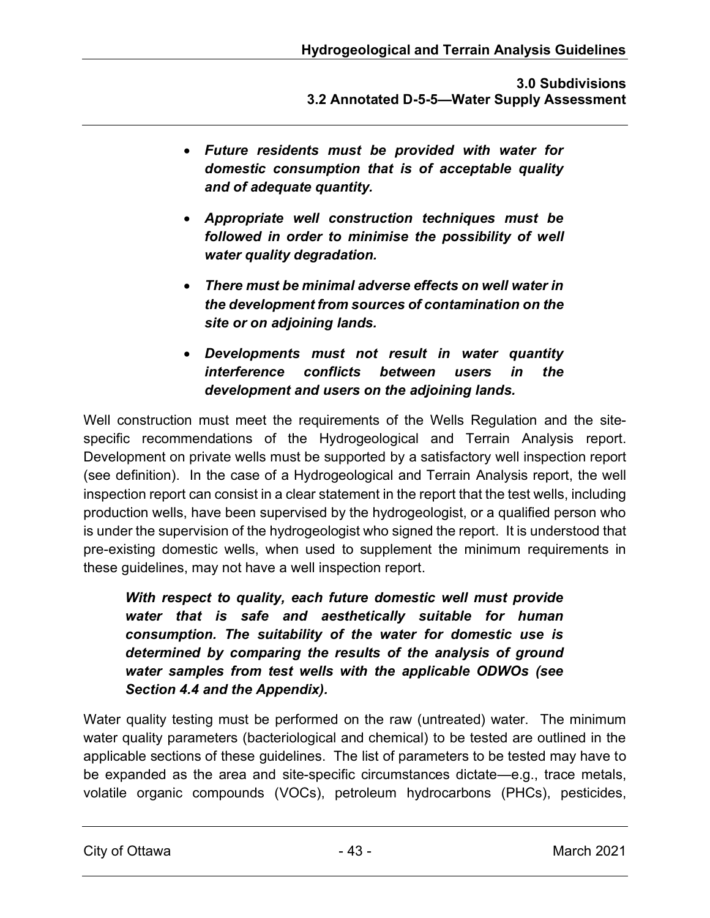- ***Future residents must be provided with water for domestic consumption that is of acceptable quality and of adequate quantity.***
- ***Appropriate well construction techniques must be followed in order to minimise the possibility of well water quality degradation.***
- ***There must be minimal adverse effects on well water in the development from sources of contamination on the site or on adjoining lands.***
- ***Developments must not result in water quantity interference conflicts between users in the development and users on the adjoining lands.***

Well construction must meet the requirements of the Wells Regulation and the site-specific recommendations of the Hydrogeological and Terrain Analysis report. Development on private wells must be supported by a satisfactory well inspection report (see definition). In the case of a Hydrogeological and Terrain Analysis report, the well inspection report can consist in a clear statement in the report that the test wells, including production wells, have been supervised by the hydrogeologist, or a qualified person who is under the supervision of the hydrogeologist who signed the report. It is understood that pre-existing domestic wells, when used to supplement the minimum requirements in these guidelines, may not have a well inspection report.

> ***With respect to quality, each future domestic well must provide water that is safe and aesthetically suitable for human consumption. The suitability of the water for domestic use is determined by comparing the results of the analysis of ground water samples from test wells with the applicable ODWOs (see Section 4.4 and the Appendix).***

Water quality testing must be performed on the raw (untreated) water. The minimum water quality parameters (bacteriological and chemical) to be tested are outlined in the applicable sections of these guidelines. The list of parameters to be tested may have to be expanded as the area and site-specific circumstances dictate—e.g., trace metals, volatile organic compounds (VOCs), petroleum hydrocarbons (PHCs), pesticides,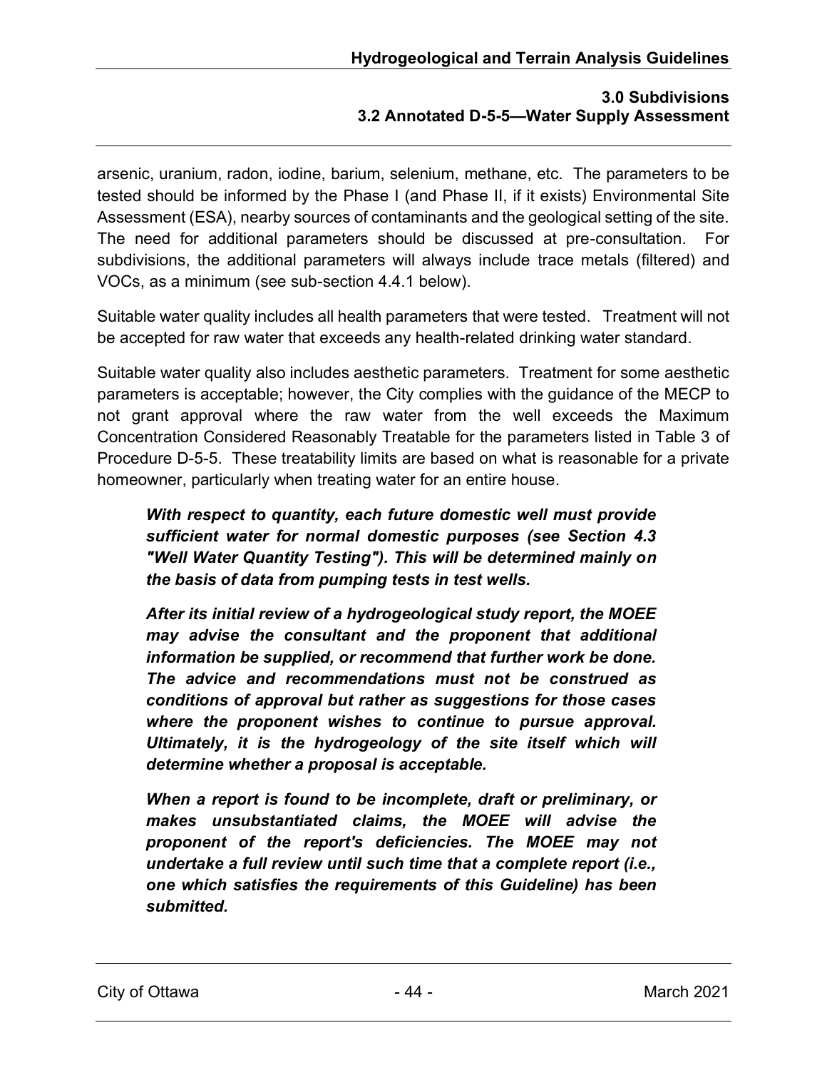arsenic, uranium, radon, iodine, barium, selenium, methane, etc. The parameters to be tested should be informed by the Phase I (and Phase II, if it exists) Environmental Site Assessment (ESA), nearby sources of contaminants and the geological setting of the site. The need for additional parameters should be discussed at pre-consultation. For subdivisions, the additional parameters will always include trace metals (filtered) and VOCs, as a minimum (see sub-section 4.4.1 below).

Suitable water quality includes all health parameters that were tested. Treatment will not be accepted for raw water that exceeds any health-related drinking water standard.

Suitable water quality also includes aesthetic parameters. Treatment for some aesthetic parameters is acceptable; however, the City complies with the guidance of the MECP to not grant approval where the raw water from the well exceeds the Maximum Concentration Considered Reasonably Treatable for the parameters listed in Table 3 of Procedure D-5-5. These treatability limits are based on what is reasonable for a private homeowner, particularly when treating water for an entire house.

> ***With respect to quantity, each future domestic well must provide sufficient water for normal domestic purposes (see Section 4.3 "Well Water Quantity Testing"). This will be determined mainly on the basis of data from pumping tests in test wells.***
>
> ***After its initial review of a hydrogeological study report, the MOEE may advise the consultant and the proponent that additional information be supplied, or recommend that further work be done. The advice and recommendations must not be construed as conditions of approval but rather as suggestions for those cases where the proponent wishes to continue to pursue approval. Ultimately, it is the hydrogeology of the site itself which will determine whether a proposal is acceptable.***
>
> ***When a report is found to be incomplete, draft or preliminary, or makes unsubstantiated claims, the MOEE will advise the proponent of the report's deficiencies. The MOEE may not undertake a full review until such time that a complete report (i.e., one which satisfies the requirements of this Guideline) has been submitted.***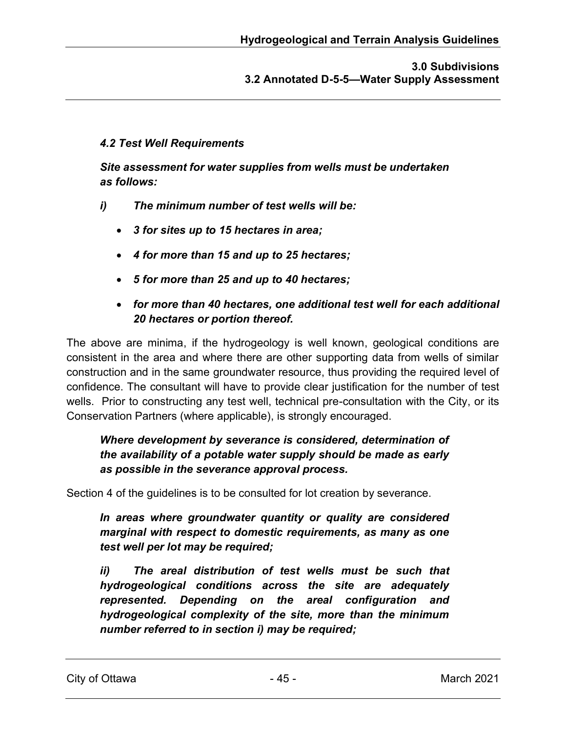***4.2 Test Well Requirements***

***Site assessment for water supplies from wells must be undertaken as follows:***

***i) The minimum number of test wells will be:***

- ***3 for sites up to 15 hectares in area;***
- ***4 for more than 15 and up to 25 hectares;***
- ***5 for more than 25 and up to 40 hectares;***
- ***for more than 40 hectares, one additional test well for each additional 20 hectares or portion thereof.***

The above are minima, if the hydrogeology is well known, geological conditions are consistent in the area and where there are other supporting data from wells of similar construction and in the same groundwater resource, thus providing the required level of confidence. The consultant will have to provide clear justification for the number of test wells. Prior to constructing any test well, technical pre-consultation with the City, or its Conservation Partners (where applicable), is strongly encouraged.

***Where development by severance is considered, determination of the availability of a potable water supply should be made as early as possible in the severance approval process.***

Section 4 of the guidelines is to be consulted for lot creation by severance.

***In areas where groundwater quantity or quality are considered marginal with respect to domestic requirements, as many as one test well per lot may be required;***

***ii) The areal distribution of test wells must be such that hydrogeological conditions across the site are adequately represented. Depending on the areal configuration and hydrogeological complexity of the site, more than the minimum number referred to in section i) may be required;***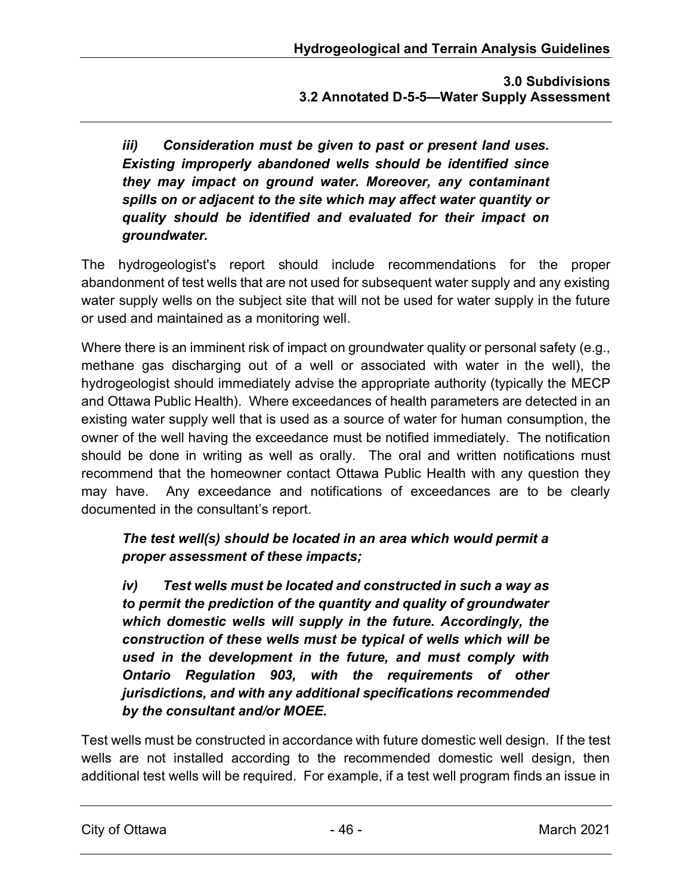***iii) Consideration must be given to past or present land uses. Existing improperly abandoned wells should be identified since they may impact on ground water. Moreover, any contaminant spills on or adjacent to the site which may affect water quantity or quality should be identified and evaluated for their impact on groundwater.***

The hydrogeologist's report should include recommendations for the proper abandonment of test wells that are not used for subsequent water supply and any existing water supply wells on the subject site that will not be used for water supply in the future or used and maintained as a monitoring well.

Where there is an imminent risk of impact on groundwater quality or personal safety (e.g., methane gas discharging out of a well or associated with water in the well), the hydrogeologist should immediately advise the appropriate authority (typically the MECP and Ottawa Public Health). Where exceedances of health parameters are detected in an existing water supply well that is used as a source of water for human consumption, the owner of the well having the exceedance must be notified immediately. The notification should be done in writing as well as orally. The oral and written notifications must recommend that the homeowner contact Ottawa Public Health with any question they may have. Any exceedance and notifications of exceedances are to be clearly documented in the consultant's report.

***The test well(s) should be located in an area which would permit a proper assessment of these impacts;***

***iv) Test wells must be located and constructed in such a way as to permit the prediction of the quantity and quality of groundwater which domestic wells will supply in the future. Accordingly, the construction of these wells must be typical of wells which will be used in the development in the future, and must comply with Ontario Regulation 903, with the requirements of other jurisdictions, and with any additional specifications recommended by the consultant and/or MOEE.***

Test wells must be constructed in accordance with future domestic well design. If the test wells are not installed according to the recommended domestic well design, then additional test wells will be required. For example, if a test well program finds an issue in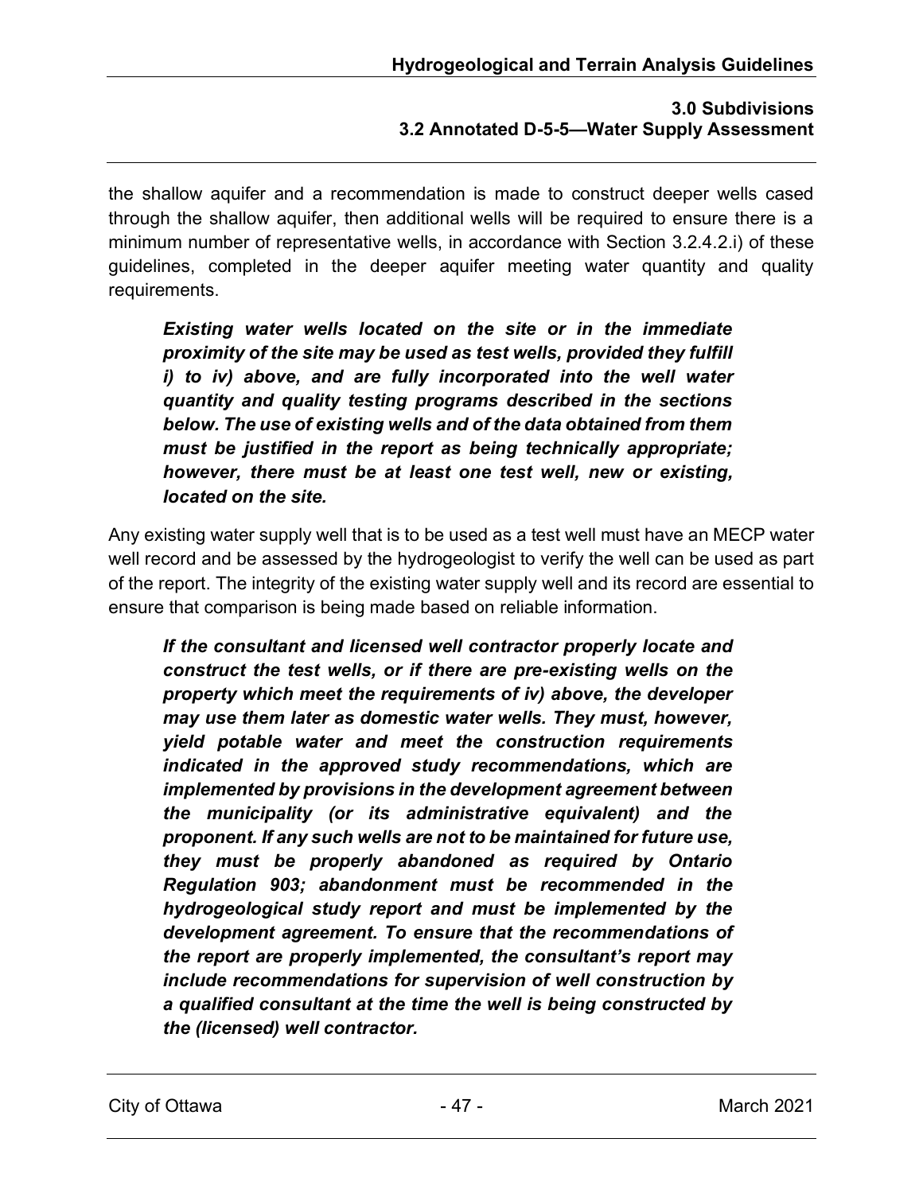the shallow aquifer and a recommendation is made to construct deeper wells cased through the shallow aquifer, then additional wells will be required to ensure there is a minimum number of representative wells, in accordance with Section 3.2.4.2.i) of these guidelines, completed in the deeper aquifer meeting water quantity and quality requirements.

> ***Existing water wells located on the site or in the immediate proximity of the site may be used as test wells, provided they fulfill i) to iv) above, and are fully incorporated into the well water quantity and quality testing programs described in the sections below. The use of existing wells and of the data obtained from them must be justified in the report as being technically appropriate; however, there must be at least one test well, new or existing, located on the site.***

Any existing water supply well that is to be used as a test well must have an MECP water well record and be assessed by the hydrogeologist to verify the well can be used as part of the report. The integrity of the existing water supply well and its record are essential to ensure that comparison is being made based on reliable information.

> ***If the consultant and licensed well contractor properly locate and construct the test wells, or if there are pre-existing wells on the property which meet the requirements of iv) above, the developer may use them later as domestic water wells. They must, however, yield potable water and meet the construction requirements indicated in the approved study recommendations, which are implemented by provisions in the development agreement between the municipality (or its administrative equivalent) and the proponent. If any such wells are not to be maintained for future use, they must be properly abandoned as required by Ontario Regulation 903; abandonment must be recommended in the hydrogeological study report and must be implemented by the development agreement. To ensure that the recommendations of the report are properly implemented, the consultant's report may include recommendations for supervision of well construction by a qualified consultant at the time the well is being constructed by the (licensed) well contractor.***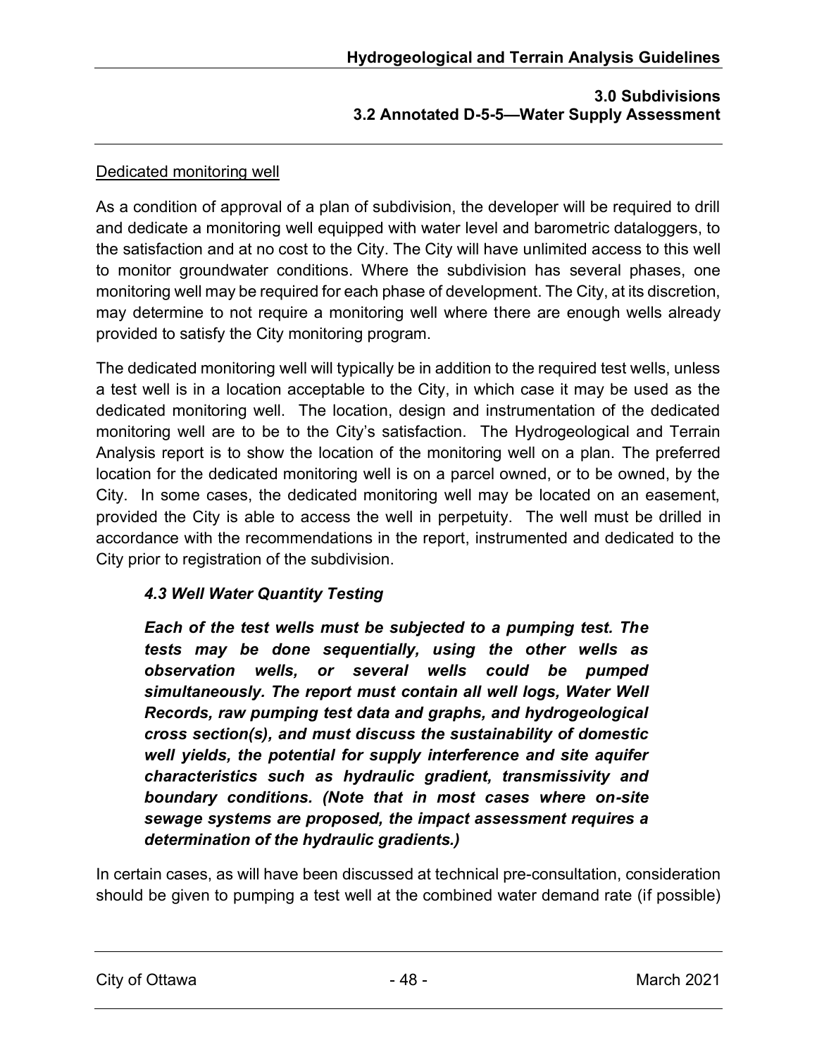Dedicated monitoring well

As a condition of approval of a plan of subdivision, the developer will be required to drill and dedicate a monitoring well equipped with water level and barometric dataloggers, to the satisfaction and at no cost to the City. The City will have unlimited access to this well to monitor groundwater conditions. Where the subdivision has several phases, one monitoring well may be required for each phase of development. The City, at its discretion, may determine to not require a monitoring well where there are enough wells already provided to satisfy the City monitoring program.

The dedicated monitoring well will typically be in addition to the required test wells, unless a test well is in a location acceptable to the City, in which case it may be used as the dedicated monitoring well. The location, design and instrumentation of the dedicated monitoring well are to be to the City's satisfaction. The Hydrogeological and Terrain Analysis report is to show the location of the monitoring well on a plan. The preferred location for the dedicated monitoring well is on a parcel owned, or to be owned, by the City. In some cases, the dedicated monitoring well may be located on an easement, provided the City is able to access the well in perpetuity. The well must be drilled in accordance with the recommendations in the report, instrumented and dedicated to the City prior to registration of the subdivision.

> ***4.3 Well Water Quantity Testing***
>
> ***Each of the test wells must be subjected to a pumping test. The tests may be done sequentially, using the other wells as observation wells, or several wells could be pumped simultaneously. The report must contain all well logs, Water Well Records, raw pumping test data and graphs, and hydrogeological cross section(s), and must discuss the sustainability of domestic well yields, the potential for supply interference and site aquifer characteristics such as hydraulic gradient, transmissivity and boundary conditions. (Note that in most cases where on-site sewage systems are proposed, the impact assessment requires a determination of the hydraulic gradients.)***

In certain cases, as will have been discussed at technical pre-consultation, consideration should be given to pumping a test well at the combined water demand rate (if possible)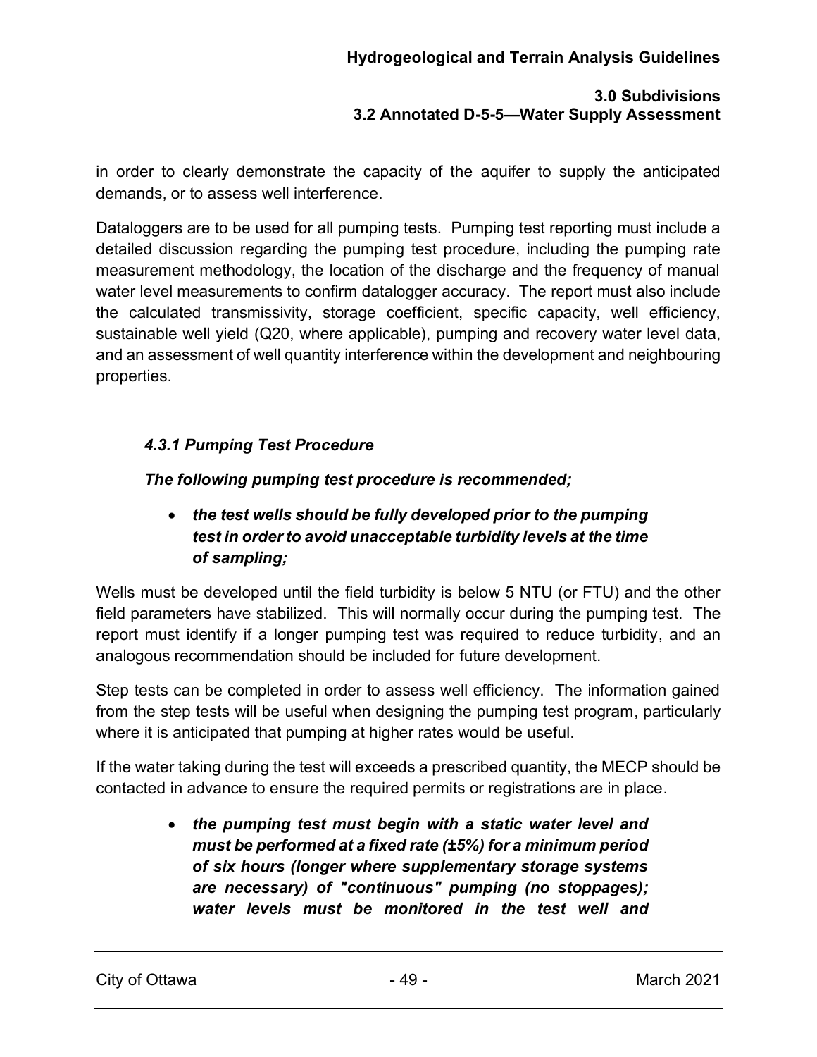in order to clearly demonstrate the capacity of the aquifer to supply the anticipated demands, or to assess well interference.

Dataloggers are to be used for all pumping tests. Pumping test reporting must include a detailed discussion regarding the pumping test procedure, including the pumping rate measurement methodology, the location of the discharge and the frequency of manual water level measurements to confirm datalogger accuracy. The report must also include the calculated transmissivity, storage coefficient, specific capacity, well efficiency, sustainable well yield (Q20, where applicable), pumping and recovery water level data, and an assessment of well quantity interference within the development and neighbouring properties.

#### *4.3.1 Pumping Test Procedure*

***The following pumping test procedure is recommended;***

- ***the test wells should be fully developed prior to the pumping test in order to avoid unacceptable turbidity levels at the time of sampling;***

Wells must be developed until the field turbidity is below 5 NTU (or FTU) and the other field parameters have stabilized. This will normally occur during the pumping test. The report must identify if a longer pumping test was required to reduce turbidity, and an analogous recommendation should be included for future development.

Step tests can be completed in order to assess well efficiency. The information gained from the step tests will be useful when designing the pumping test program, particularly where it is anticipated that pumping at higher rates would be useful.

If the water taking during the test will exceeds a prescribed quantity, the MECP should be contacted in advance to ensure the required permits or registrations are in place.

- ***the pumping test must begin with a static water level and must be performed at a fixed rate (±5%) for a minimum period of six hours (longer where supplementary storage systems are necessary) of "continuous" pumping (no stoppages); water levels must be monitored in the test well and***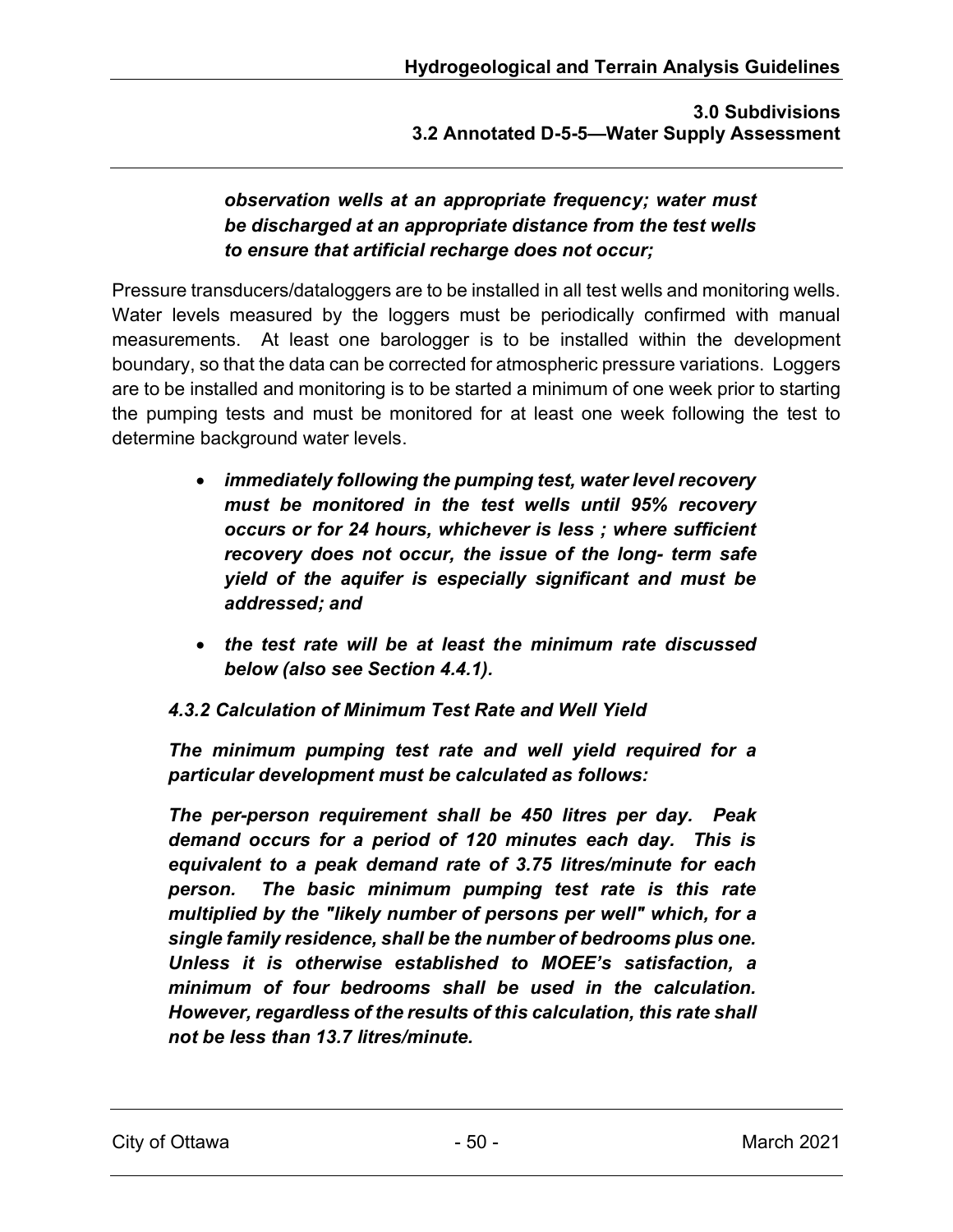***observation wells at an appropriate frequency; water must be discharged at an appropriate distance from the test wells to ensure that artificial recharge does not occur;***

Pressure transducers/dataloggers are to be installed in all test wells and monitoring wells. Water levels measured by the loggers must be periodically confirmed with manual measurements. At least one barologger is to be installed within the development boundary, so that the data can be corrected for atmospheric pressure variations. Loggers are to be installed and monitoring is to be started a minimum of one week prior to starting the pumping tests and must be monitored for at least one week following the test to determine background water levels.

- ***immediately following the pumping test, water level recovery must be monitored in the test wells until 95% recovery occurs or for 24 hours, whichever is less ; where sufficient recovery does not occur, the issue of the long- term safe yield of the aquifer is especially significant and must be addressed; and***
- ***the test rate will be at least the minimum rate discussed below (also see Section 4.4.1).***

*4.3.2 Calculation of Minimum Test Rate and Well Yield*

***The minimum pumping test rate and well yield required for a particular development must be calculated as follows:***

***The per-person requirement shall be 450 litres per day. Peak demand occurs for a period of 120 minutes each day. This is equivalent to a peak demand rate of 3.75 litres/minute for each person. The basic minimum pumping test rate is this rate multiplied by the "likely number of persons per well" which, for a single family residence, shall be the number of bedrooms plus one. Unless it is otherwise established to MOEE's satisfaction, a minimum of four bedrooms shall be used in the calculation. However, regardless of the results of this calculation, this rate shall not be less than 13.7 litres/minute.***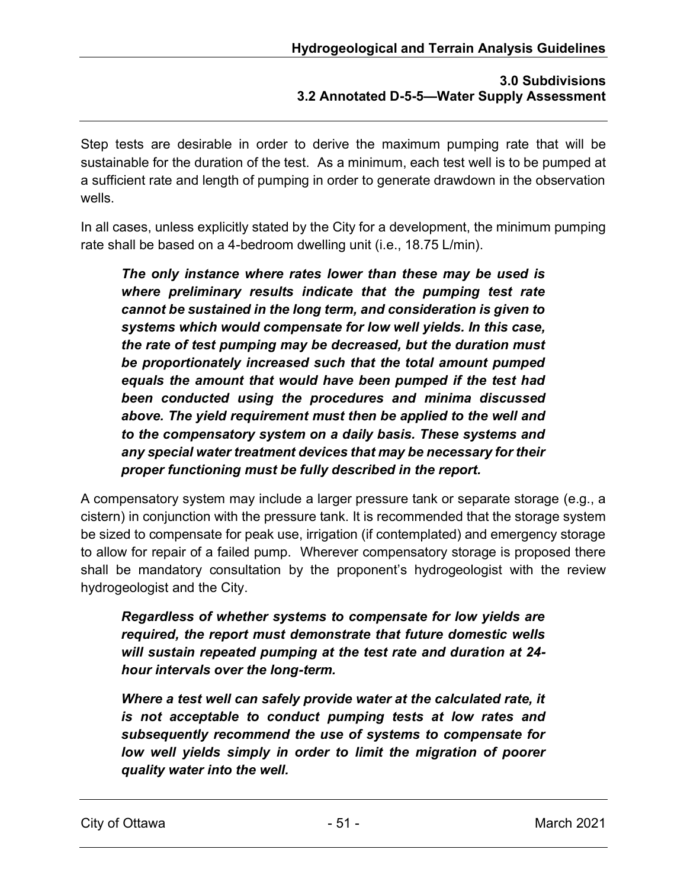Step tests are desirable in order to derive the maximum pumping rate that will be sustainable for the duration of the test. As a minimum, each test well is to be pumped at a sufficient rate and length of pumping in order to generate drawdown in the observation wells.

In all cases, unless explicitly stated by the City for a development, the minimum pumping rate shall be based on a 4-bedroom dwelling unit (i.e., 18.75 L/min).

> ***The only instance where rates lower than these may be used is where preliminary results indicate that the pumping test rate cannot be sustained in the long term, and consideration is given to systems which would compensate for low well yields. In this case, the rate of test pumping may be decreased, but the duration must be proportionately increased such that the total amount pumped equals the amount that would have been pumped if the test had been conducted using the procedures and minima discussed above. The yield requirement must then be applied to the well and to the compensatory system on a daily basis. These systems and any special water treatment devices that may be necessary for their proper functioning must be fully described in the report.***

A compensatory system may include a larger pressure tank or separate storage (e.g., a cistern) in conjunction with the pressure tank. It is recommended that the storage system be sized to compensate for peak use, irrigation (if contemplated) and emergency storage to allow for repair of a failed pump. Wherever compensatory storage is proposed there shall be mandatory consultation by the proponent's hydrogeologist with the review hydrogeologist and the City.

> ***Regardless of whether systems to compensate for low yields are required, the report must demonstrate that future domestic wells will sustain repeated pumping at the test rate and duration at 24-hour intervals over the long-term.***
>
> ***Where a test well can safely provide water at the calculated rate, it is not acceptable to conduct pumping tests at low rates and subsequently recommend the use of systems to compensate for low well yields simply in order to limit the migration of poorer quality water into the well.***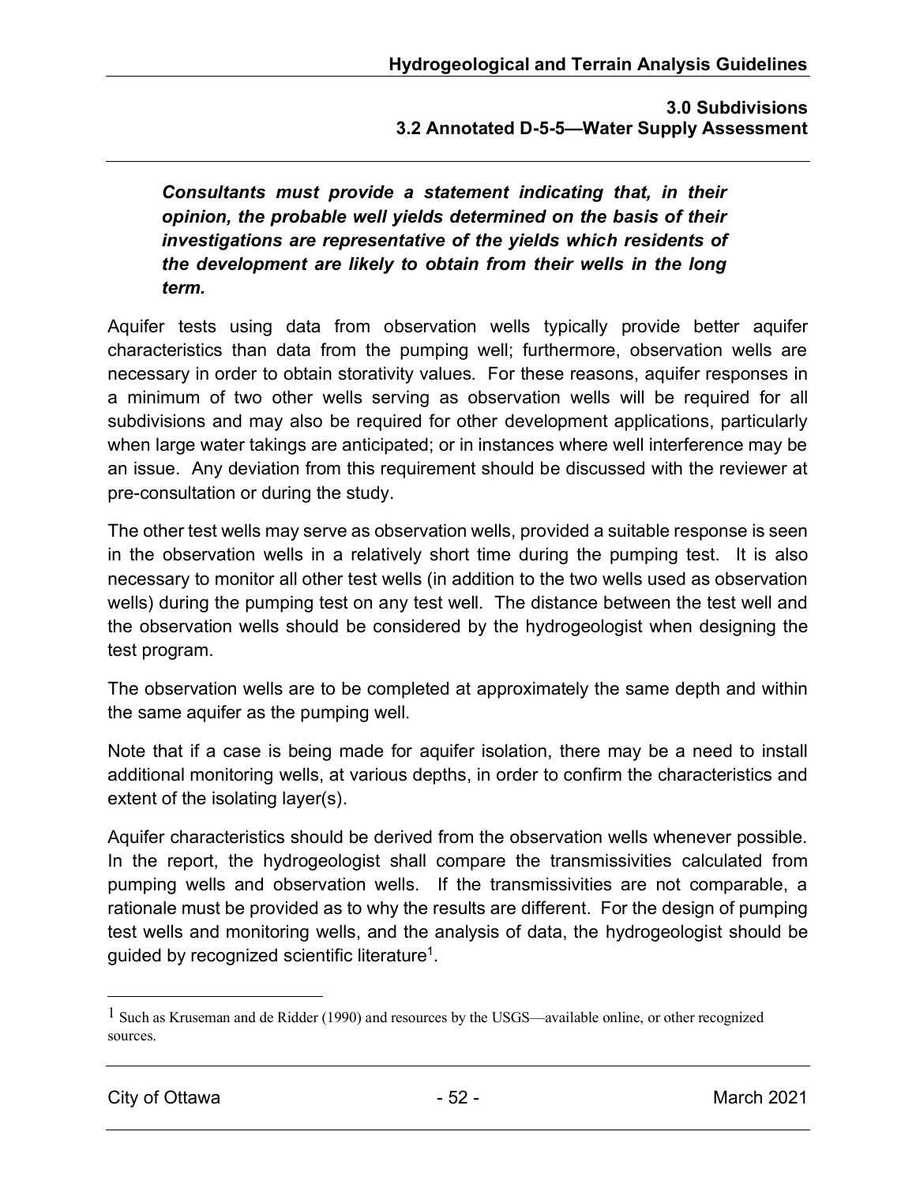***Consultants must provide a statement indicating that, in their opinion, the probable well yields determined on the basis of their investigations are representative of the yields which residents of the development are likely to obtain from their wells in the long term.***

Aquifer tests using data from observation wells typically provide better aquifer characteristics than data from the pumping well; furthermore, observation wells are necessary in order to obtain storativity values. For these reasons, aquifer responses in a minimum of two other wells serving as observation wells will be required for all subdivisions and may also be required for other development applications, particularly when large water takings are anticipated; or in instances where well interference may be an issue. Any deviation from this requirement should be discussed with the reviewer at pre-consultation or during the study.

The other test wells may serve as observation wells, provided a suitable response is seen in the observation wells in a relatively short time during the pumping test. It is also necessary to monitor all other test wells (in addition to the two wells used as observation wells) during the pumping test on any test well. The distance between the test well and the observation wells should be considered by the hydrogeologist when designing the test program.

The observation wells are to be completed at approximately the same depth and within the same aquifer as the pumping well.

Note that if a case is being made for aquifer isolation, there may be a need to install additional monitoring wells, at various depths, in order to confirm the characteristics and extent of the isolating layer(s).

Aquifer characteristics should be derived from the observation wells whenever possible. In the report, the hydrogeologist shall compare the transmissivities calculated from pumping wells and observation wells. If the transmissivities are not comparable, a rationale must be provided as to why the results are different. For the design of pumping test wells and monitoring wells, and the analysis of data, the hydrogeologist should be guided by recognized scientific literature[1].

[1] Such as Kruseman and de Ridder (1990) and resources by the USGS—available online, or other recognized sources.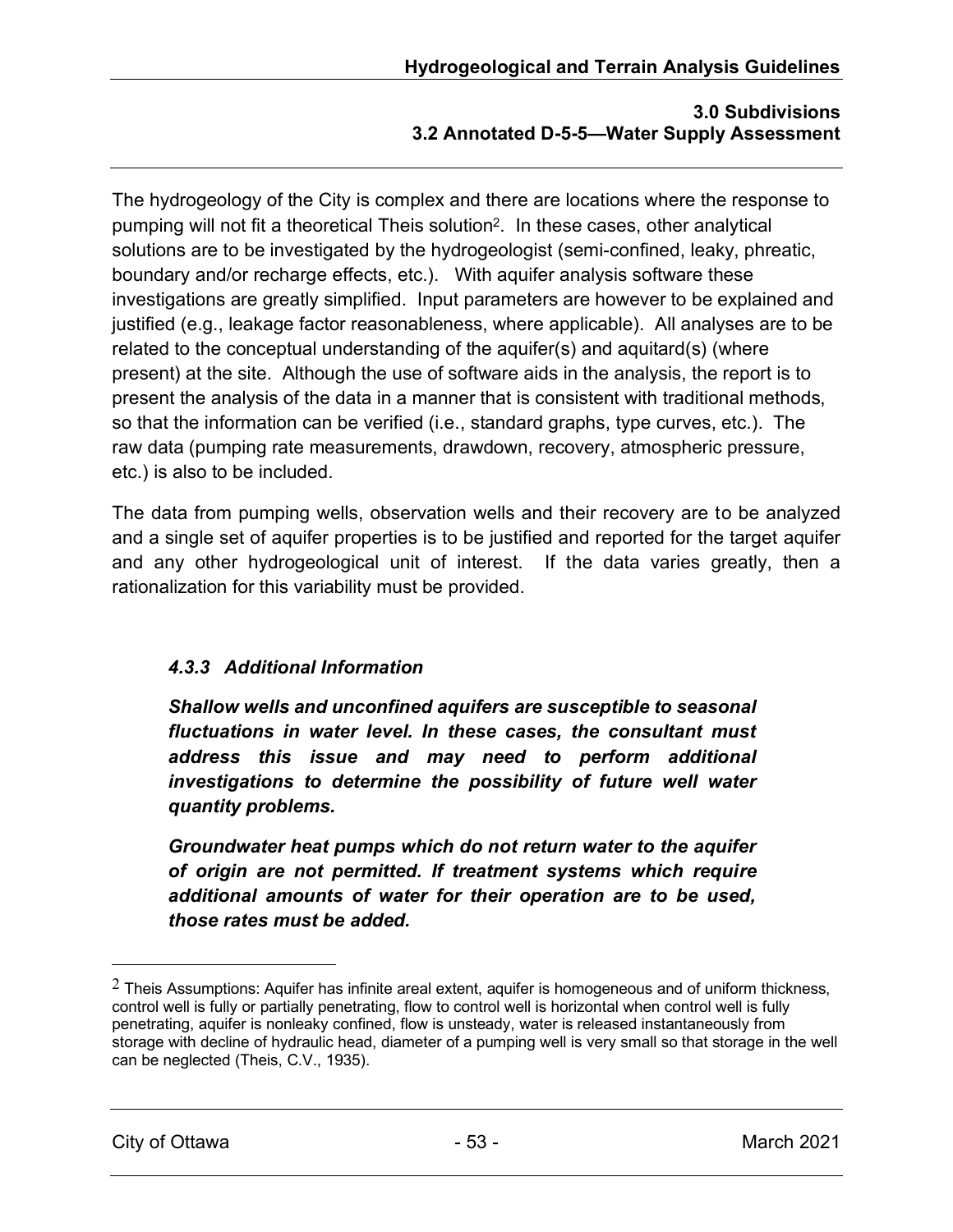The hydrogeology of the City is complex and there are locations where the response to pumping will not fit a theoretical Theis solution[2]. In these cases, other analytical solutions are to be investigated by the hydrogeologist (semi-confined, leaky, phreatic, boundary and/or recharge effects, etc.). With aquifer analysis software these investigations are greatly simplified. Input parameters are however to be explained and justified (e.g., leakage factor reasonableness, where applicable). All analyses are to be related to the conceptual understanding of the aquifer(s) and aquitard(s) (where present) at the site. Although the use of software aids in the analysis, the report is to present the analysis of the data in a manner that is consistent with traditional methods, so that the information can be verified (i.e., standard graphs, type curves, etc.). The raw data (pumping rate measurements, drawdown, recovery, atmospheric pressure, etc.) is also to be included.

The data from pumping wells, observation wells and their recovery are to be analyzed and a single set of aquifer properties is to be justified and reported for the target aquifer and any other hydrogeological unit of interest. If the data varies greatly, then a rationalization for this variability must be provided.

#### *4.3.3 Additional Information*

***Shallow wells and unconfined aquifers are susceptible to seasonal fluctuations in water level. In these cases, the consultant must address this issue and may need to perform additional investigations to determine the possibility of future well water quantity problems.***

***Groundwater heat pumps which do not return water to the aquifer of origin are not permitted. If treatment systems which require additional amounts of water for their operation are to be used, those rates must be added.***

---

[2] Theis Assumptions: Aquifer has infinite areal extent, aquifer is homogeneous and of uniform thickness, control well is fully or partially penetrating, flow to control well is horizontal when control well is fully penetrating, aquifer is nonleaky confined, flow is unsteady, water is released instantaneously from storage with decline of hydraulic head, diameter of a pumping well is very small so that storage in the well can be neglected (Theis, C.V., 1935).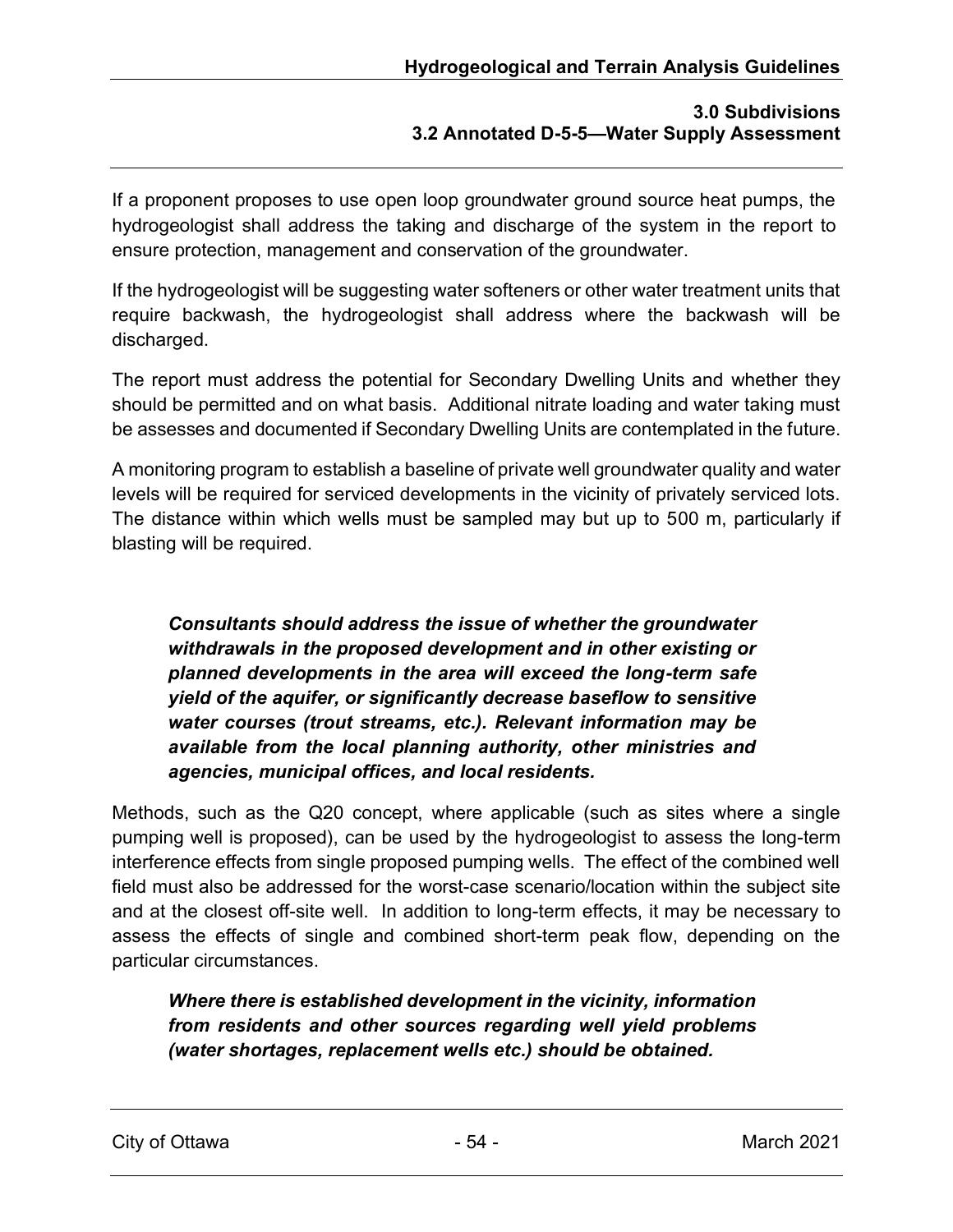If a proponent proposes to use open loop groundwater ground source heat pumps, the hydrogeologist shall address the taking and discharge of the system in the report to ensure protection, management and conservation of the groundwater.

If the hydrogeologist will be suggesting water softeners or other water treatment units that require backwash, the hydrogeologist shall address where the backwash will be discharged.

The report must address the potential for Secondary Dwelling Units and whether they should be permitted and on what basis. Additional nitrate loading and water taking must be assesses and documented if Secondary Dwelling Units are contemplated in the future.

A monitoring program to establish a baseline of private well groundwater quality and water levels will be required for serviced developments in the vicinity of privately serviced lots. The distance within which wells must be sampled may but up to 500 m, particularly if blasting will be required.

> ***Consultants should address the issue of whether the groundwater withdrawals in the proposed development and in other existing or planned developments in the area will exceed the long-term safe yield of the aquifer, or significantly decrease baseflow to sensitive water courses (trout streams, etc.). Relevant information may be available from the local planning authority, other ministries and agencies, municipal offices, and local residents.***

Methods, such as the Q20 concept, where applicable (such as sites where a single pumping well is proposed), can be used by the hydrogeologist to assess the long-term interference effects from single proposed pumping wells. The effect of the combined well field must also be addressed for the worst-case scenario/location within the subject site and at the closest off-site well. In addition to long-term effects, it may be necessary to assess the effects of single and combined short-term peak flow, depending on the particular circumstances.

> ***Where there is established development in the vicinity, information from residents and other sources regarding well yield problems (water shortages, replacement wells etc.) should be obtained.***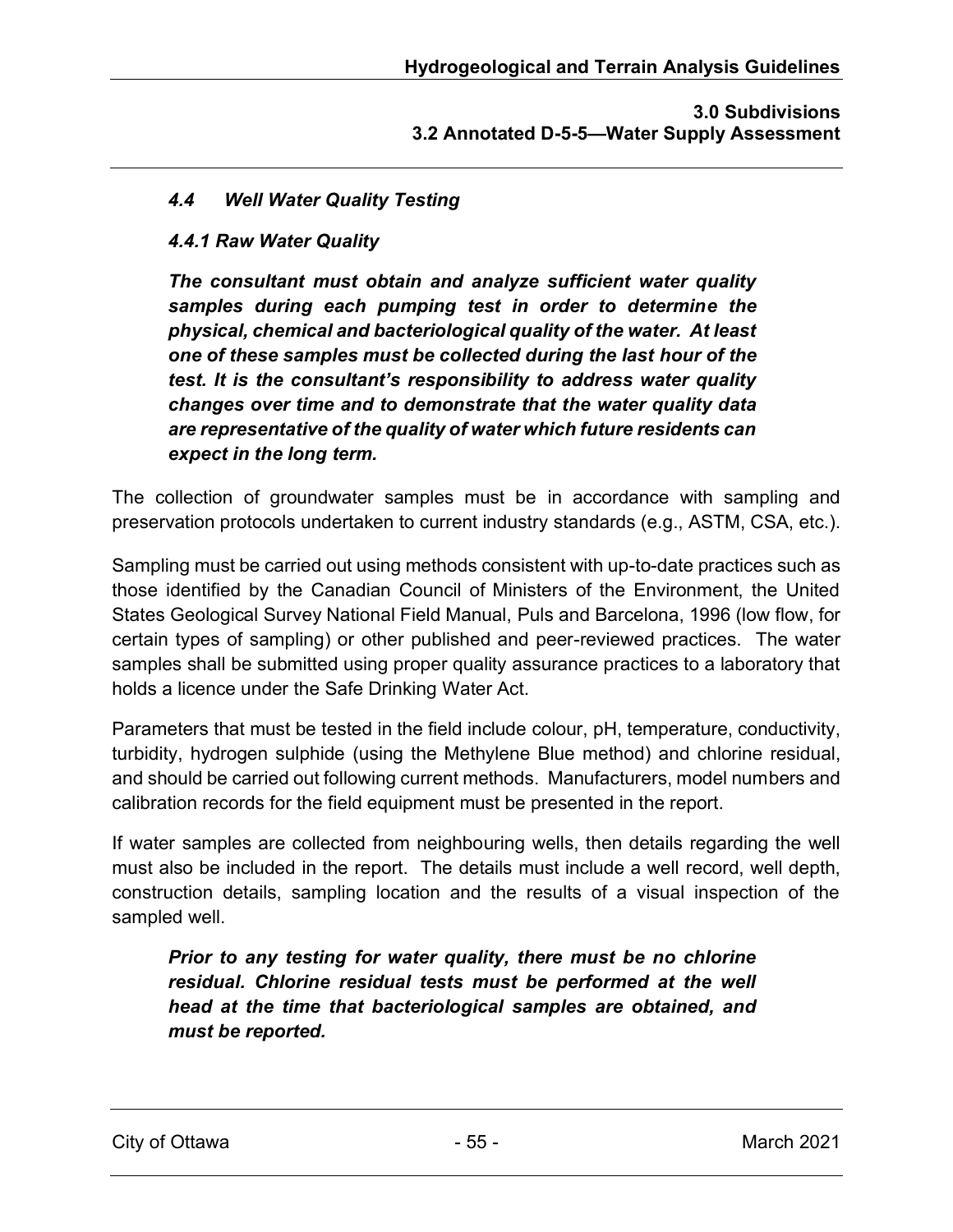### *4.4 Well Water Quality Testing*

#### *4.4.1 Raw Water Quality*

***The consultant must obtain and analyze sufficient water quality samples during each pumping test in order to determine the physical, chemical and bacteriological quality of the water. At least one of these samples must be collected during the last hour of the test. It is the consultant's responsibility to address water quality changes over time and to demonstrate that the water quality data are representative of the quality of water which future residents can expect in the long term.***

The collection of groundwater samples must be in accordance with sampling and preservation protocols undertaken to current industry standards (e.g., ASTM, CSA, etc.).

Sampling must be carried out using methods consistent with up-to-date practices such as those identified by the Canadian Council of Ministers of the Environment, the United States Geological Survey National Field Manual, Puls and Barcelona, 1996 (low flow, for certain types of sampling) or other published and peer-reviewed practices. The water samples shall be submitted using proper quality assurance practices to a laboratory that holds a licence under the Safe Drinking Water Act.

Parameters that must be tested in the field include colour, pH, temperature, conductivity, turbidity, hydrogen sulphide (using the Methylene Blue method) and chlorine residual, and should be carried out following current methods. Manufacturers, model numbers and calibration records for the field equipment must be presented in the report.

If water samples are collected from neighbouring wells, then details regarding the well must also be included in the report. The details must include a well record, well depth, construction details, sampling location and the results of a visual inspection of the sampled well.

***Prior to any testing for water quality, there must be no chlorine residual. Chlorine residual tests must be performed at the well head at the time that bacteriological samples are obtained, and must be reported.***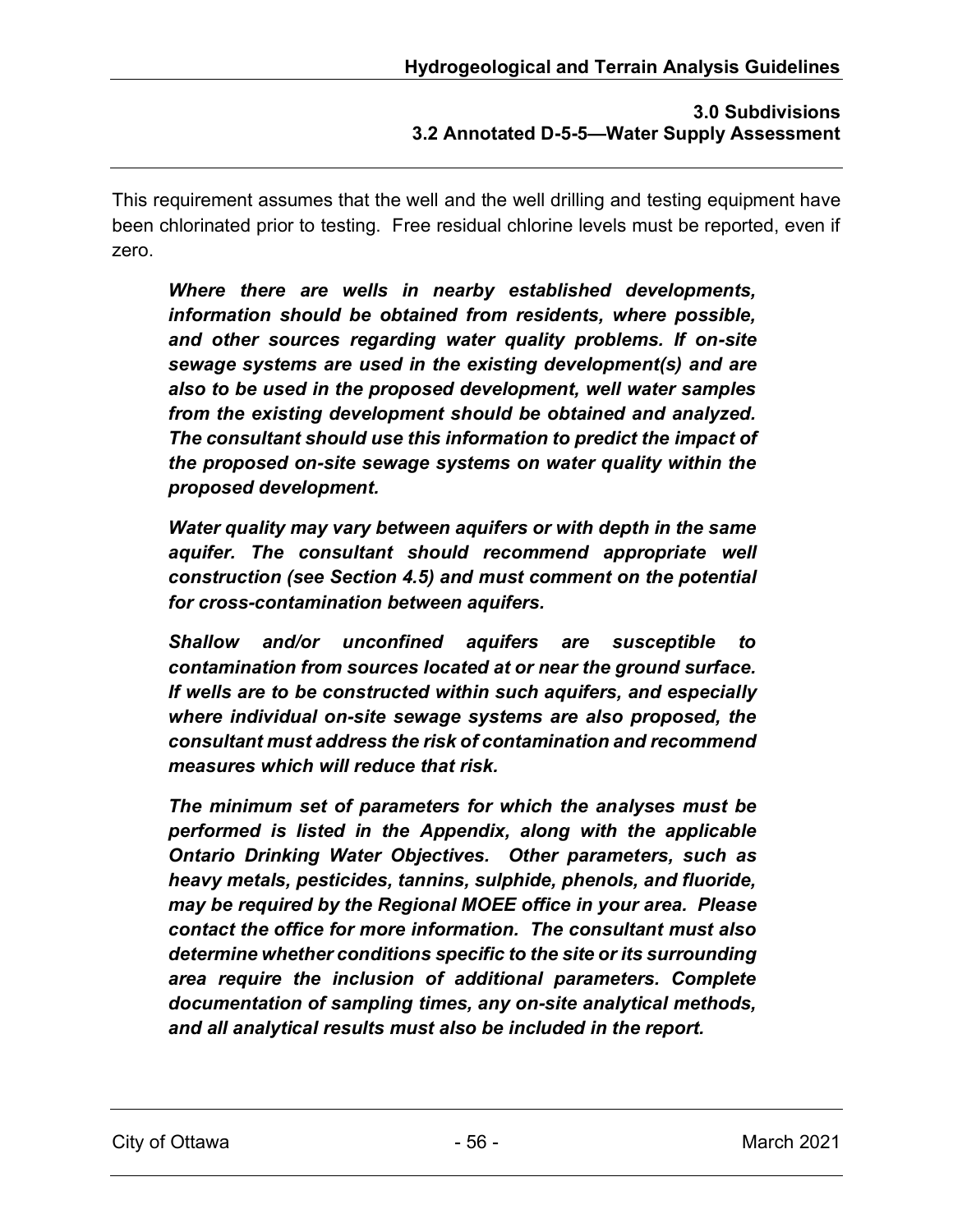This requirement assumes that the well and the well drilling and testing equipment have been chlorinated prior to testing. Free residual chlorine levels must be reported, even if zero.

> ***Where there are wells in nearby established developments, information should be obtained from residents, where possible, and other sources regarding water quality problems. If on-site sewage systems are used in the existing development(s) and are also to be used in the proposed development, well water samples from the existing development should be obtained and analyzed. The consultant should use this information to predict the impact of the proposed on-site sewage systems on water quality within the proposed development.***
>
> ***Water quality may vary between aquifers or with depth in the same aquifer. The consultant should recommend appropriate well construction (see Section 4.5) and must comment on the potential for cross-contamination between aquifers.***
>
> ***Shallow and/or unconfined aquifers are susceptible to contamination from sources located at or near the ground surface. If wells are to be constructed within such aquifers, and especially where individual on-site sewage systems are also proposed, the consultant must address the risk of contamination and recommend measures which will reduce that risk.***
>
> ***The minimum set of parameters for which the analyses must be performed is listed in the Appendix, along with the applicable Ontario Drinking Water Objectives. Other parameters, such as heavy metals, pesticides, tannins, sulphide, phenols, and fluoride, may be required by the Regional MOEE office in your area. Please contact the office for more information. The consultant must also determine whether conditions specific to the site or its surrounding area require the inclusion of additional parameters. Complete documentation of sampling times, any on-site analytical methods, and all analytical results must also be included in the report.***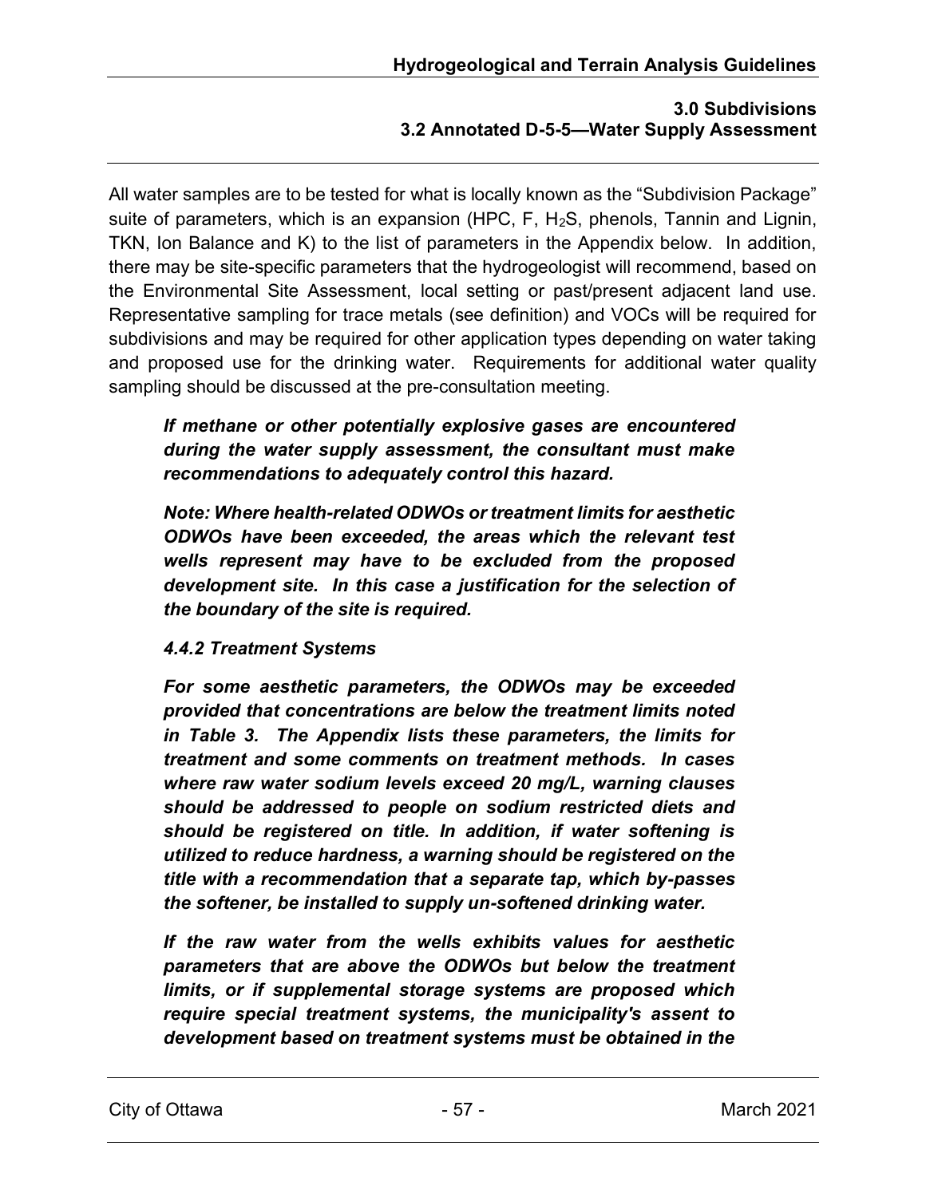All water samples are to be tested for what is locally known as the "Subdivision Package" suite of parameters, which is an expansion (HPC, F, $H_2S$, phenols, Tannin and Lignin, TKN, Ion Balance and K) to the list of parameters in the Appendix below. In addition, there may be site-specific parameters that the hydrogeologist will recommend, based on the Environmental Site Assessment, local setting or past/present adjacent land use. Representative sampling for trace metals (see definition) and VOCs will be required for subdivisions and may be required for other application types depending on water taking and proposed use for the drinking water. Requirements for additional water quality sampling should be discussed at the pre-consultation meeting.

> ***If methane or other potentially explosive gases are encountered during the water supply assessment, the consultant must make recommendations to adequately control this hazard.***
>
> ***Note: Where health-related ODWOs or treatment limits for aesthetic ODWOs have been exceeded, the areas which the relevant test wells represent may have to be excluded from the proposed development site. In this case a justification for the selection of the boundary of the site is required.***
>
> ***4.4.2 Treatment Systems***
>
> ***For some aesthetic parameters, the ODWOs may be exceeded provided that concentrations are below the treatment limits noted in Table 3. The Appendix lists these parameters, the limits for treatment and some comments on treatment methods. In cases where raw water sodium levels exceed 20 mg/L, warning clauses should be addressed to people on sodium restricted diets and should be registered on title. In addition, if water softening is utilized to reduce hardness, a warning should be registered on the title with a recommendation that a separate tap, which by-passes the softener, be installed to supply un-softened drinking water.***
>
> ***If the raw water from the wells exhibits values for aesthetic parameters that are above the ODWOs but below the treatment limits, or if supplemental storage systems are proposed which require special treatment systems, the municipality's assent to development based on treatment systems must be obtained in the***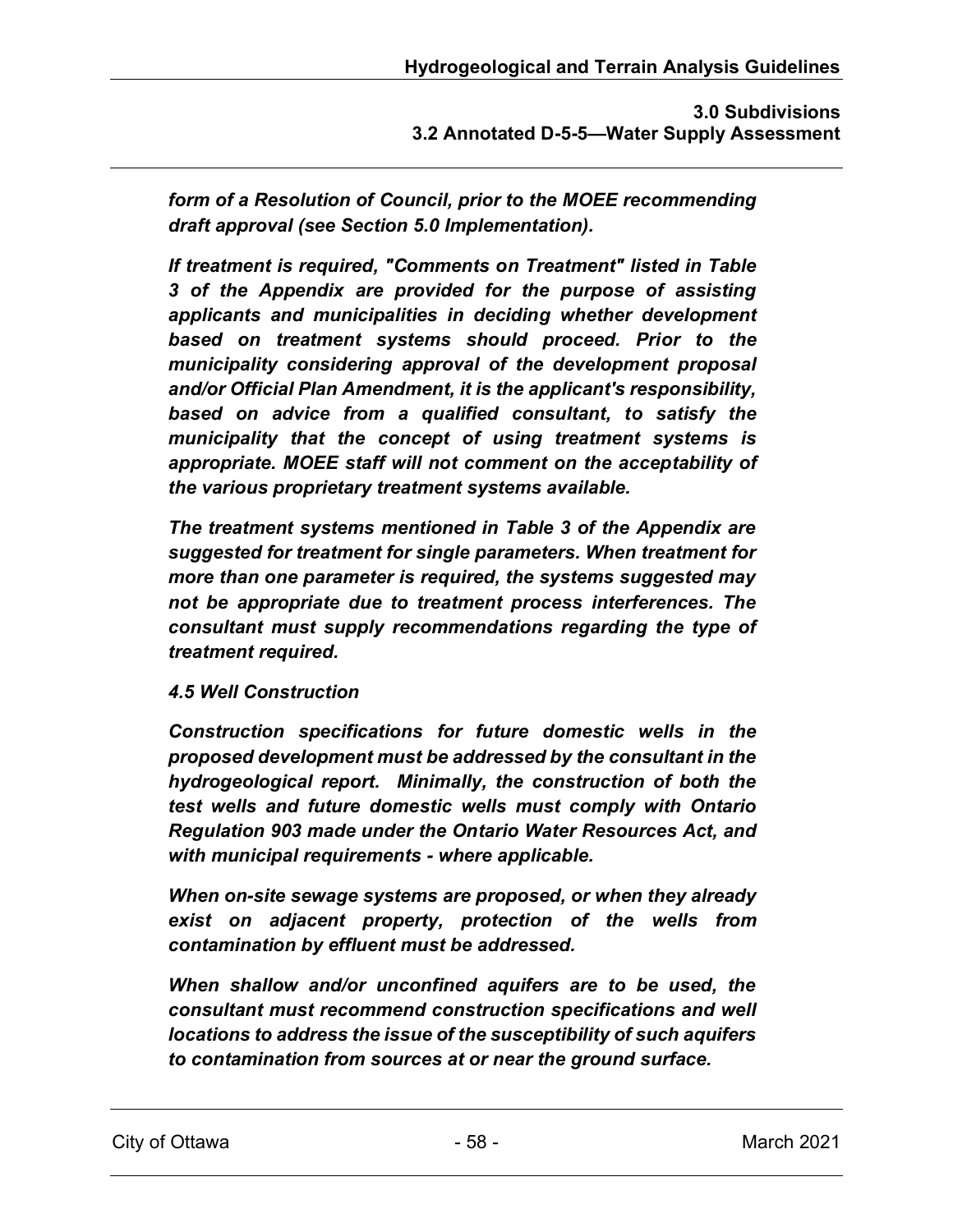***form of a Resolution of Council, prior to the MOEE recommending draft approval (see Section 5.0 Implementation).***

***If treatment is required, "Comments on Treatment" listed in Table 3 of the Appendix are provided for the purpose of assisting applicants and municipalities in deciding whether development based on treatment systems should proceed. Prior to the municipality considering approval of the development proposal and/or Official Plan Amendment, it is the applicant's responsibility, based on advice from a qualified consultant, to satisfy the municipality that the concept of using treatment systems is appropriate. MOEE staff will not comment on the acceptability of the various proprietary treatment systems available.***

***The treatment systems mentioned in Table 3 of the Appendix are suggested for treatment for single parameters. When treatment for more than one parameter is required, the systems suggested may not be appropriate due to treatment process interferences. The consultant must supply recommendations regarding the type of treatment required.***

***4.5 Well Construction***

***Construction specifications for future domestic wells in the proposed development must be addressed by the consultant in the hydrogeological report. Minimally, the construction of both the test wells and future domestic wells must comply with Ontario Regulation 903 made under the Ontario Water Resources Act, and with municipal requirements - where applicable.***

***When on-site sewage systems are proposed, or when they already exist on adjacent property, protection of the wells from contamination by effluent must be addressed.***

***When shallow and/or unconfined aquifers are to be used, the consultant must recommend construction specifications and well locations to address the issue of the susceptibility of such aquifers to contamination from sources at or near the ground surface.***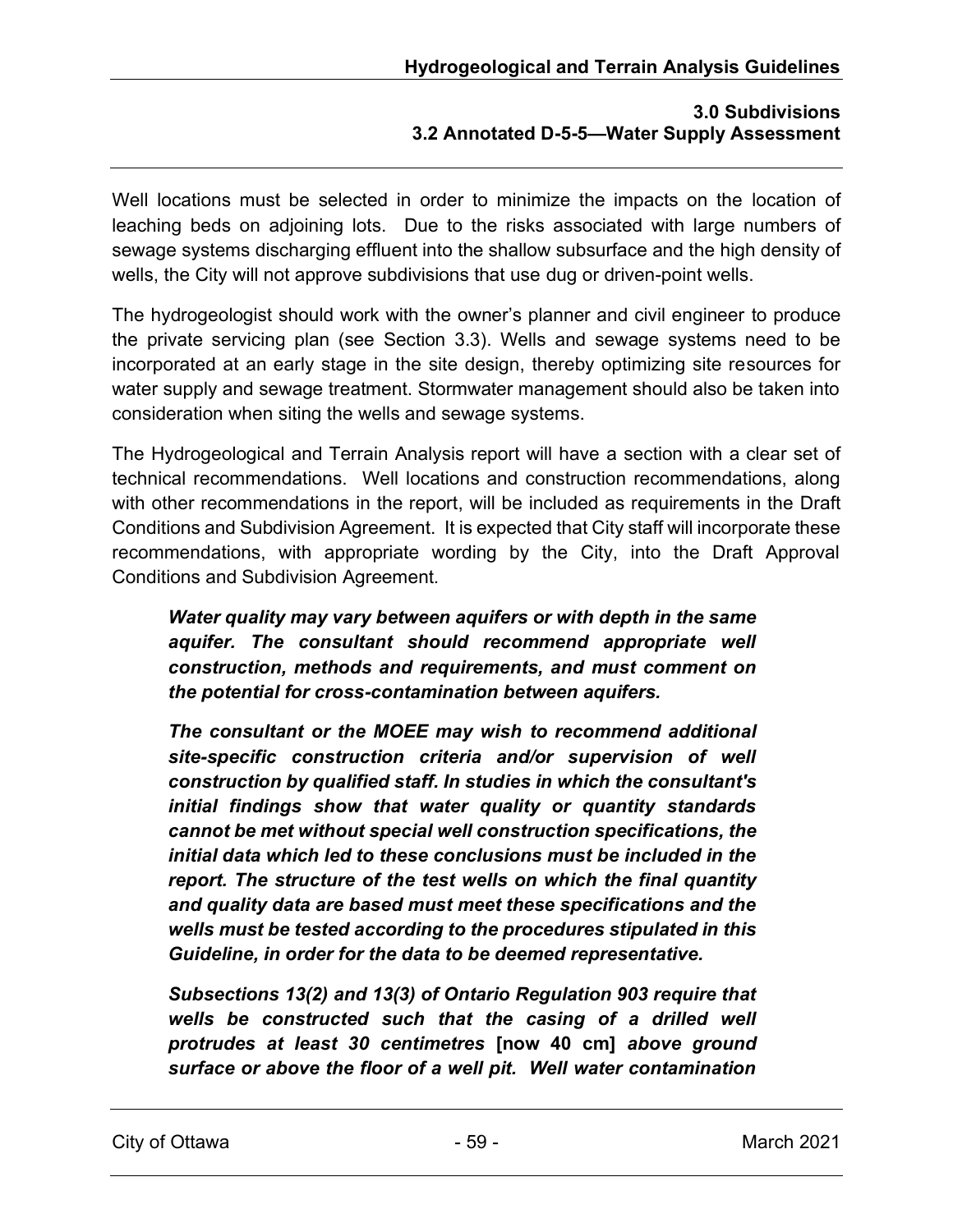Well locations must be selected in order to minimize the impacts on the location of leaching beds on adjoining lots. Due to the risks associated with large numbers of sewage systems discharging effluent into the shallow subsurface and the high density of wells, the City will not approve subdivisions that use dug or driven-point wells.

The hydrogeologist should work with the owner's planner and civil engineer to produce the private servicing plan (see Section 3.3). Wells and sewage systems need to be incorporated at an early stage in the site design, thereby optimizing site resources for water supply and sewage treatment. Stormwater management should also be taken into consideration when siting the wells and sewage systems.

The Hydrogeological and Terrain Analysis report will have a section with a clear set of technical recommendations. Well locations and construction recommendations, along with other recommendations in the report, will be included as requirements in the Draft Conditions and Subdivision Agreement. It is expected that City staff will incorporate these recommendations, with appropriate wording by the City, into the Draft Approval Conditions and Subdivision Agreement.

> ***Water quality may vary between aquifers or with depth in the same aquifer. The consultant should recommend appropriate well construction, methods and requirements, and must comment on the potential for cross-contamination between aquifers.***
>
> ***The consultant or the MOEE may wish to recommend additional site-specific construction criteria and/or supervision of well construction by qualified staff. In studies in which the consultant's initial findings show that water quality or quantity standards cannot be met without special well construction specifications, the initial data which led to these conclusions must be included in the report. The structure of the test wells on which the final quantity and quality data are based must meet these specifications and the wells must be tested according to the procedures stipulated in this Guideline, in order for the data to be deemed representative.***
>
> ***Subsections 13(2) and 13(3) of Ontario Regulation 903 require that wells be constructed such that the casing of a drilled well protrudes at least 30 centimetres*** **[now 40 cm]** ***above ground surface or above the floor of a well pit. Well water contamination***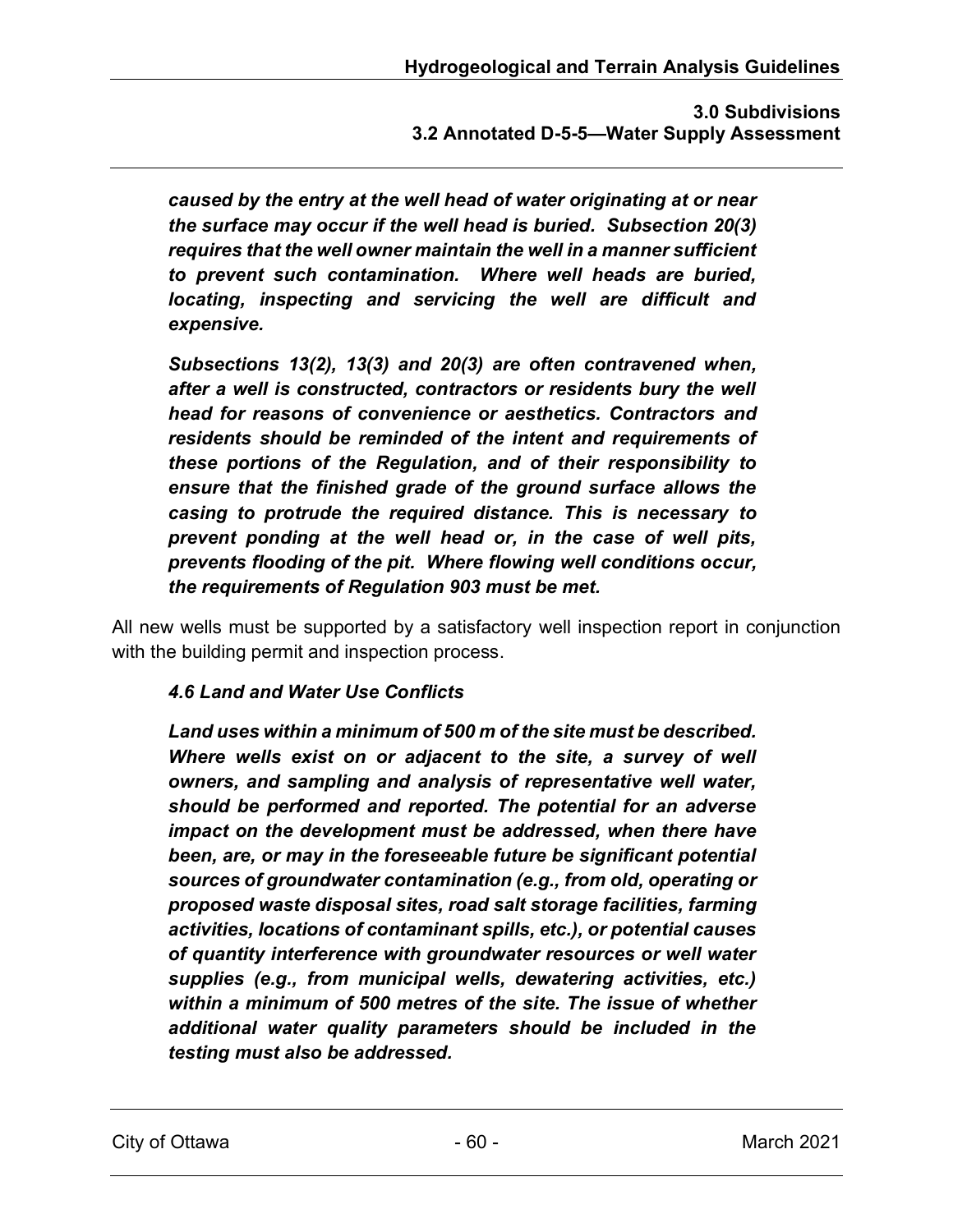***caused by the entry at the well head of water originating at or near the surface may occur if the well head is buried. Subsection 20(3) requires that the well owner maintain the well in a manner sufficient to prevent such contamination. Where well heads are buried, locating, inspecting and servicing the well are difficult and expensive.***

***Subsections 13(2), 13(3) and 20(3) are often contravened when, after a well is constructed, contractors or residents bury the well head for reasons of convenience or aesthetics. Contractors and residents should be reminded of the intent and requirements of these portions of the Regulation, and of their responsibility to ensure that the finished grade of the ground surface allows the casing to protrude the required distance. This is necessary to prevent ponding at the well head or, in the case of well pits, prevents flooding of the pit. Where flowing well conditions occur, the requirements of Regulation 903 must be met.***

All new wells must be supported by a satisfactory well inspection report in conjunction with the building permit and inspection process.

***4.6 Land and Water Use Conflicts***

***Land uses within a minimum of 500 m of the site must be described. Where wells exist on or adjacent to the site, a survey of well owners, and sampling and analysis of representative well water, should be performed and reported. The potential for an adverse impact on the development must be addressed, when there have been, are, or may in the foreseeable future be significant potential sources of groundwater contamination (e.g., from old, operating or proposed waste disposal sites, road salt storage facilities, farming activities, locations of contaminant spills, etc.), or potential causes of quantity interference with groundwater resources or well water supplies (e.g., from municipal wells, dewatering activities, etc.) within a minimum of 500 metres of the site. The issue of whether additional water quality parameters should be included in the testing must also be addressed.***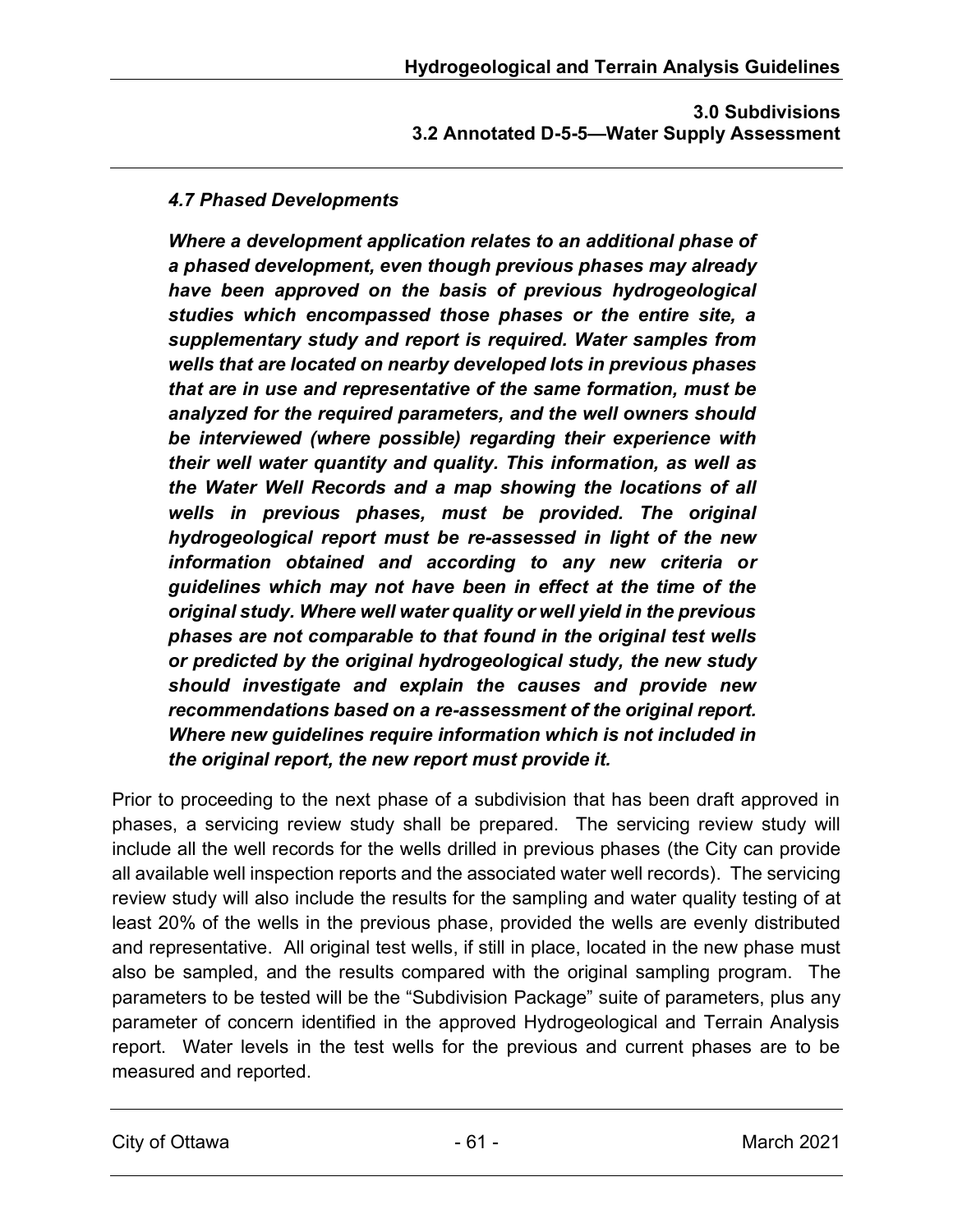*4.7 Phased Developments*

***Where a development application relates to an additional phase of a phased development, even though previous phases may already have been approved on the basis of previous hydrogeological studies which encompassed those phases or the entire site, a supplementary study and report is required. Water samples from wells that are located on nearby developed lots in previous phases that are in use and representative of the same formation, must be analyzed for the required parameters, and the well owners should be interviewed (where possible) regarding their experience with their well water quantity and quality. This information, as well as the Water Well Records and a map showing the locations of all wells in previous phases, must be provided. The original hydrogeological report must be re-assessed in light of the new information obtained and according to any new criteria or guidelines which may not have been in effect at the time of the original study. Where well water quality or well yield in the previous phases are not comparable to that found in the original test wells or predicted by the original hydrogeological study, the new study should investigate and explain the causes and provide new recommendations based on a re-assessment of the original report. Where new guidelines require information which is not included in the original report, the new report must provide it.***

Prior to proceeding to the next phase of a subdivision that has been draft approved in phases, a servicing review study shall be prepared. The servicing review study will include all the well records for the wells drilled in previous phases (the City can provide all available well inspection reports and the associated water well records). The servicing review study will also include the results for the sampling and water quality testing of at least 20% of the wells in the previous phase, provided the wells are evenly distributed and representative. All original test wells, if still in place, located in the new phase must also be sampled, and the results compared with the original sampling program. The parameters to be tested will be the "Subdivision Package" suite of parameters, plus any parameter of concern identified in the approved Hydrogeological and Terrain Analysis report. Water levels in the test wells for the previous and current phases are to be measured and reported.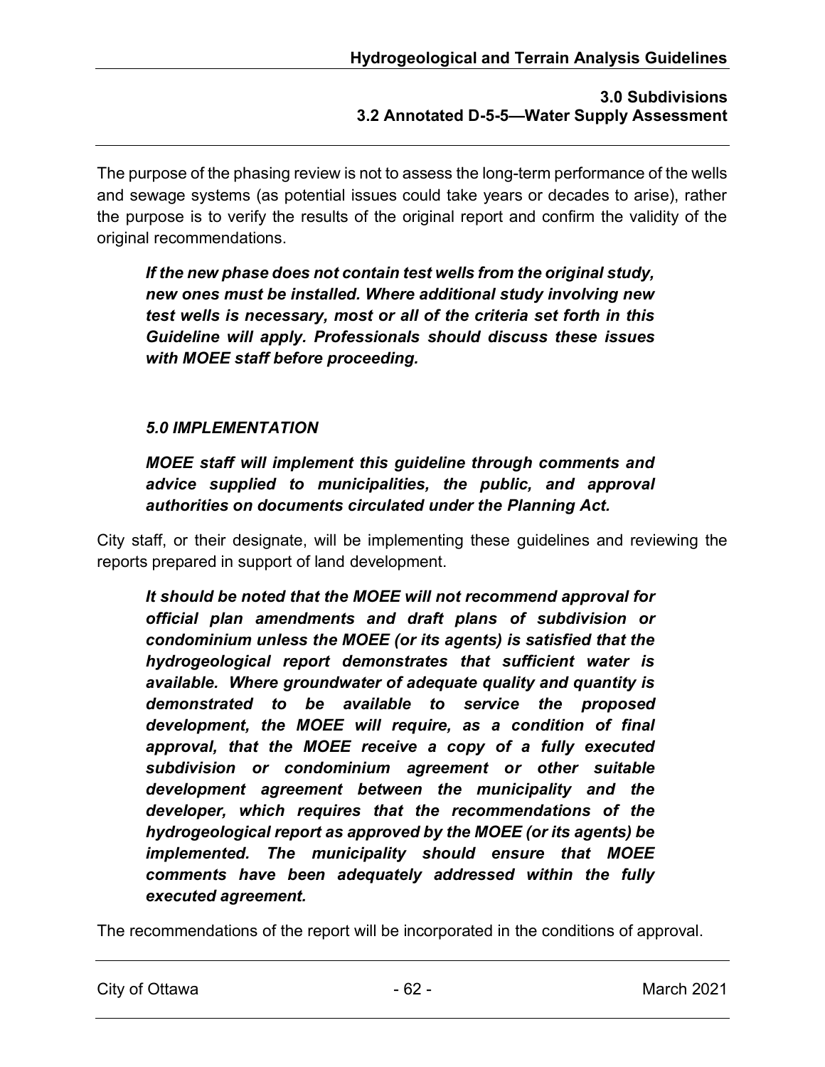The purpose of the phasing review is not to assess the long-term performance of the wells and sewage systems (as potential issues could take years or decades to arise), rather the purpose is to verify the results of the original report and confirm the validity of the original recommendations.

> ***If the new phase does not contain test wells from the original study, new ones must be installed. Where additional study involving new test wells is necessary, most or all of the criteria set forth in this Guideline will apply. Professionals should discuss these issues with MOEE staff before proceeding.***

### *5.0 IMPLEMENTATION*

> ***MOEE staff will implement this guideline through comments and advice supplied to municipalities, the public, and approval authorities on documents circulated under the Planning Act.***

City staff, or their designate, will be implementing these guidelines and reviewing the reports prepared in support of land development.

> ***It should be noted that the MOEE will not recommend approval for official plan amendments and draft plans of subdivision or condominium unless the MOEE (or its agents) is satisfied that the hydrogeological report demonstrates that sufficient water is available. Where groundwater of adequate quality and quantity is demonstrated to be available to service the proposed development, the MOEE will require, as a condition of final approval, that the MOEE receive a copy of a fully executed subdivision or condominium agreement or other suitable development agreement between the municipality and the developer, which requires that the recommendations of the hydrogeological report as approved by the MOEE (or its agents) be implemented. The municipality should ensure that MOEE comments have been adequately addressed within the fully executed agreement.***

The recommendations of the report will be incorporated in the conditions of approval.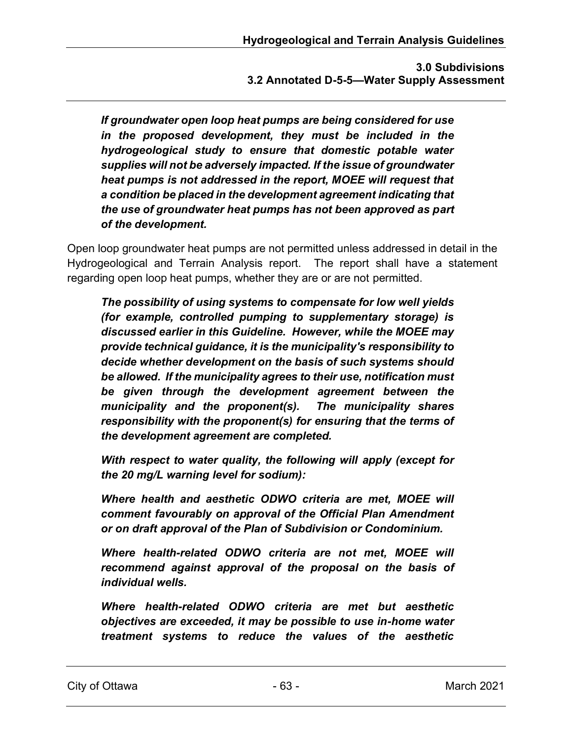***If groundwater open loop heat pumps are being considered for use in the proposed development, they must be included in the hydrogeological study to ensure that domestic potable water supplies will not be adversely impacted. If the issue of groundwater heat pumps is not addressed in the report, MOEE will request that a condition be placed in the development agreement indicating that the use of groundwater heat pumps has not been approved as part of the development.***

Open loop groundwater heat pumps are not permitted unless addressed in detail in the Hydrogeological and Terrain Analysis report. The report shall have a statement regarding open loop heat pumps, whether they are or are not permitted.

***The possibility of using systems to compensate for low well yields (for example, controlled pumping to supplementary storage) is discussed earlier in this Guideline. However, while the MOEE may provide technical guidance, it is the municipality's responsibility to decide whether development on the basis of such systems should be allowed. If the municipality agrees to their use, notification must be given through the development agreement between the municipality and the proponent(s). The municipality shares responsibility with the proponent(s) for ensuring that the terms of the development agreement are completed.***

***With respect to water quality, the following will apply (except for the 20 mg/L warning level for sodium):***

***Where health and aesthetic ODWO criteria are met, MOEE will comment favourably on approval of the Official Plan Amendment or on draft approval of the Plan of Subdivision or Condominium.***

***Where health-related ODWO criteria are not met, MOEE will recommend against approval of the proposal on the basis of individual wells.***

***Where health-related ODWO criteria are met but aesthetic objectives are exceeded, it may be possible to use in-home water treatment systems to reduce the values of the aesthetic***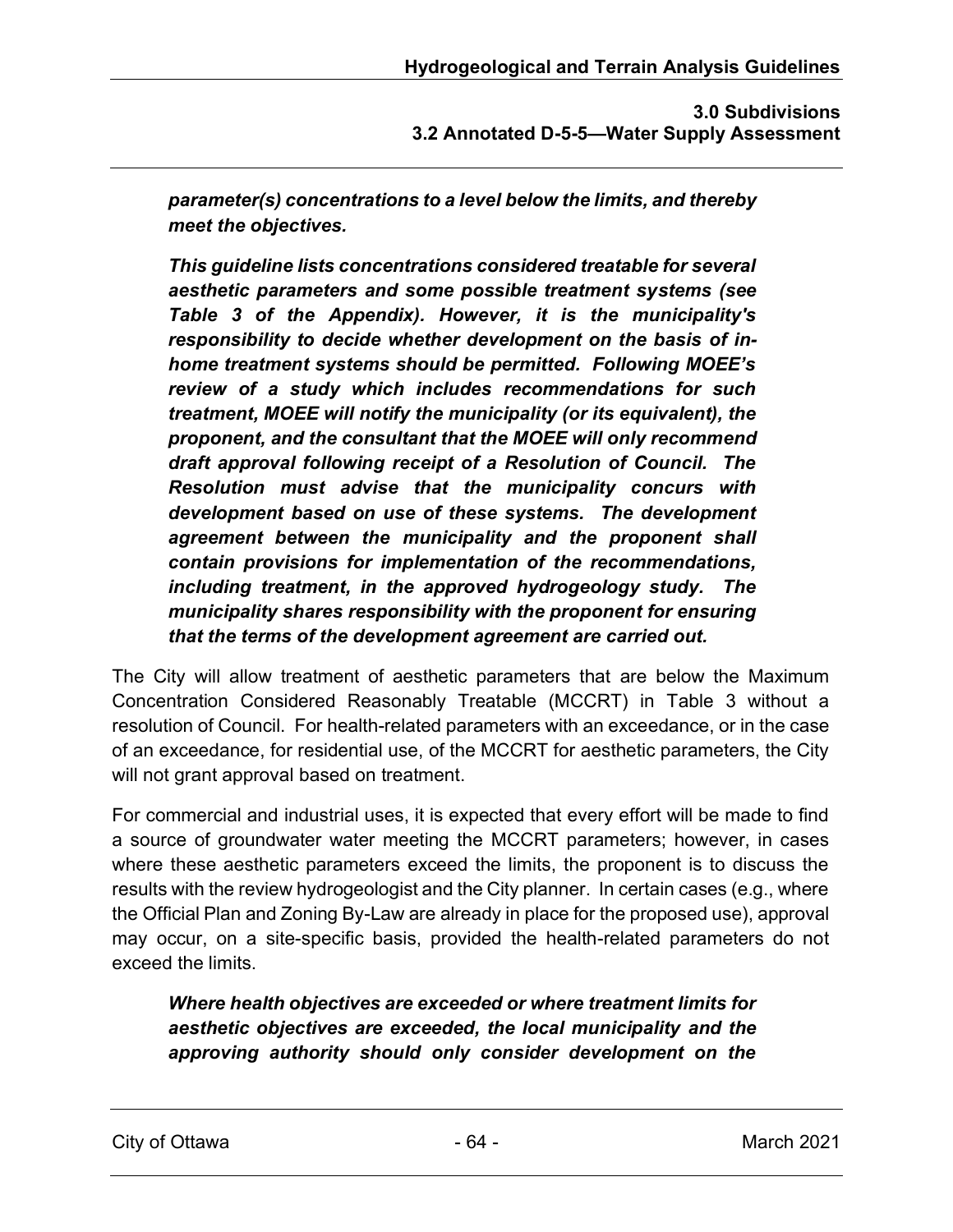***parameter(s) concentrations to a level below the limits, and thereby meet the objectives.***

***This guideline lists concentrations considered treatable for several aesthetic parameters and some possible treatment systems (see Table 3 of the Appendix). However, it is the municipality's responsibility to decide whether development on the basis of in-home treatment systems should be permitted. Following MOEE's review of a study which includes recommendations for such treatment, MOEE will notify the municipality (or its equivalent), the proponent, and the consultant that the MOEE will only recommend draft approval following receipt of a Resolution of Council. The Resolution must advise that the municipality concurs with development based on use of these systems. The development agreement between the municipality and the proponent shall contain provisions for implementation of the recommendations, including treatment, in the approved hydrogeology study. The municipality shares responsibility with the proponent for ensuring that the terms of the development agreement are carried out.***

The City will allow treatment of aesthetic parameters that are below the Maximum Concentration Considered Reasonably Treatable (MCCRT) in Table 3 without a resolution of Council. For health-related parameters with an exceedance, or in the case of an exceedance, for residential use, of the MCCRT for aesthetic parameters, the City will not grant approval based on treatment.

For commercial and industrial uses, it is expected that every effort will be made to find a source of groundwater water meeting the MCCRT parameters; however, in cases where these aesthetic parameters exceed the limits, the proponent is to discuss the results with the review hydrogeologist and the City planner. In certain cases (e.g., where the Official Plan and Zoning By-Law are already in place for the proposed use), approval may occur, on a site-specific basis, provided the health-related parameters do not exceed the limits.

***Where health objectives are exceeded or where treatment limits for aesthetic objectives are exceeded, the local municipality and the approving authority should only consider development on the***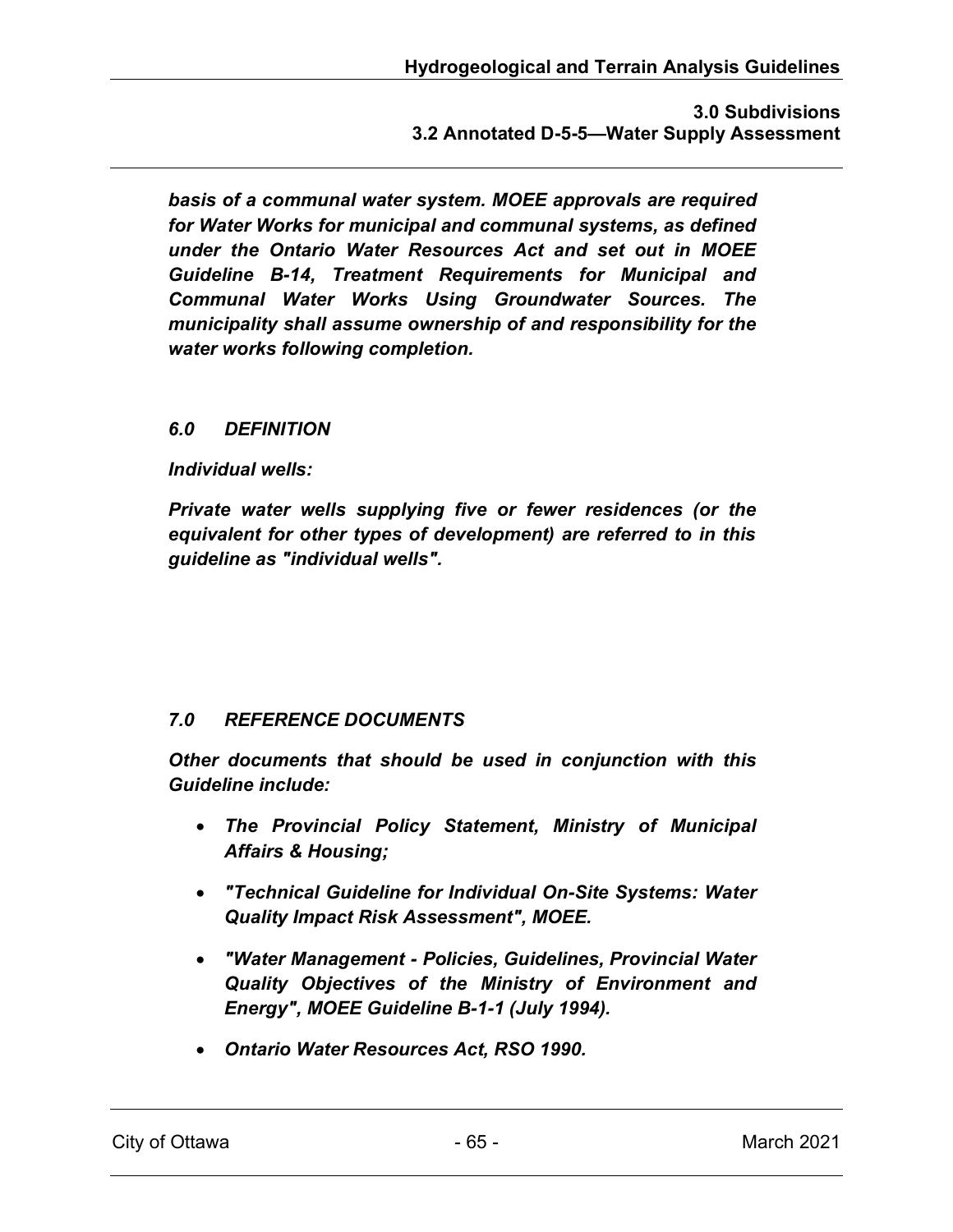***basis of a communal water system. MOEE approvals are required for Water Works for municipal and communal systems, as defined under the Ontario Water Resources Act and set out in MOEE Guideline B-14, Treatment Requirements for Municipal and Communal Water Works Using Groundwater Sources. The municipality shall assume ownership of and responsibility for the water works following completion.***

### *6.0 DEFINITION*

***Individual wells:***

***Private water wells supplying five or fewer residences (or the equivalent for other types of development) are referred to in this guideline as "individual wells".***

### *7.0 REFERENCE DOCUMENTS*

***Other documents that should be used in conjunction with this Guideline include:***

- ***The Provincial Policy Statement, Ministry of Municipal Affairs & Housing;***
- ***"Technical Guideline for Individual On-Site Systems: Water Quality Impact Risk Assessment", MOEE.***
- ***"Water Management - Policies, Guidelines, Provincial Water Quality Objectives of the Ministry of Environment and Energy", MOEE Guideline B-1-1 (July 1994).***
- ***Ontario Water Resources Act, RSO 1990.***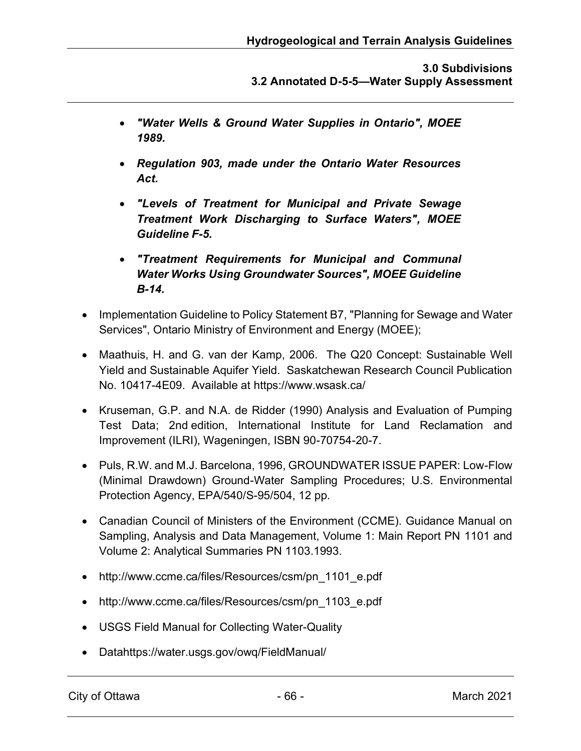- ***"Water Wells & Ground Water Supplies in Ontario", MOEE 1989.***
- ***Regulation 903, made under the Ontario Water Resources Act.***
- ***"Levels of Treatment for Municipal and Private Sewage Treatment Work Discharging to Surface Waters", MOEE Guideline F-5.***
- ***"Treatment Requirements for Municipal and Communal Water Works Using Groundwater Sources", MOEE Guideline B-14.***

- Implementation Guideline to Policy Statement B7, "Planning for Sewage and Water Services", Ontario Ministry of Environment and Energy (MOEE);
- Maathuis, H. and G. van der Kamp, 2006. The Q20 Concept: Sustainable Well Yield and Sustainable Aquifer Yield. Saskatchewan Research Council Publication No. 10417-4E09. Available at https://www.wsask.ca/
- Kruseman, G.P. and N.A. de Ridder (1990) Analysis and Evaluation of Pumping Test Data; 2nd edition, International Institute for Land Reclamation and Improvement (ILRI), Wageningen, ISBN 90-70754-20-7.
- Puls, R.W. and M.J. Barcelona, 1996, GROUNDWATER ISSUE PAPER: Low-Flow (Minimal Drawdown) Ground-Water Sampling Procedures; U.S. Environmental Protection Agency, EPA/540/S-95/504, 12 pp.
- Canadian Council of Ministers of the Environment (CCME). Guidance Manual on Sampling, Analysis and Data Management, Volume 1: Main Report PN 1101 and Volume 2: Analytical Summaries PN 1103.1993.
- http://www.ccme.ca/files/Resources/csm/pn_1101_e.pdf
- http://www.ccme.ca/files/Resources/csm/pn_1103_e.pdf
- USGS Field Manual for Collecting Water-Quality
- Datahttps://water.usgs.gov/owq/FieldManual/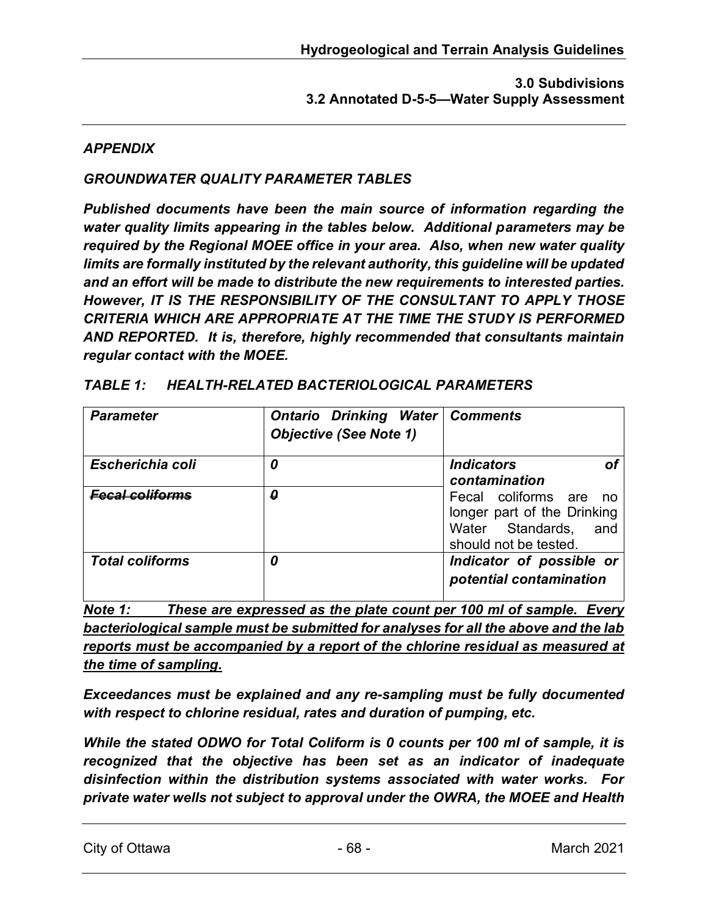*APPENDIX*

***GROUNDWATER QUALITY PARAMETER TABLES***

***Published documents have been the main source of information regarding the water quality limits appearing in the tables below. Additional parameters may be required by the Regional MOEE office in your area. Also, when new water quality limits are formally instituted by the relevant authority, this guideline will be updated and an effort will be made to distribute the new requirements to interested parties. However, IT IS THE RESPONSIBILITY OF THE CONSULTANT TO APPLY THOSE CRITERIA WHICH ARE APPROPRIATE AT THE TIME THE STUDY IS PERFORMED AND REPORTED. It is, therefore, highly recommended that consultants maintain regular contact with the MOEE.***

***TABLE 1: HEALTH-RELATED BACTERIOLOGICAL PARAMETERS***

| *Parameter* | *Ontario Drinking Water Objective (See Note 1)* | *Comments* |
|---|---|---|
| *Escherichia coli* | *0* | ***Indicators of contamination*** |
| ~~*Fecal coliforms*~~ | ~~*0*~~ | Fecal coliforms are no longer part of the Drinking Water Standards, and should not be tested. |
| *Total coliforms* | *0* | ***Indicator of possible or potential contamination*** |

***Note 1: These are expressed as the plate count per 100 ml of sample. Every bacteriological sample must be submitted for analyses for all the above and the lab reports must be accompanied by a report of the chlorine residual as measured at the time of sampling.***

***Exceedances must be explained and any re-sampling must be fully documented with respect to chlorine residual, rates and duration of pumping, etc.***

***While the stated ODWO for Total Coliform is 0 counts per 100 ml of sample, it is recognized that the objective has been set as an indicator of inadequate disinfection within the distribution systems associated with water works. For private water wells not subject to approval under the OWRA, the MOEE and Health***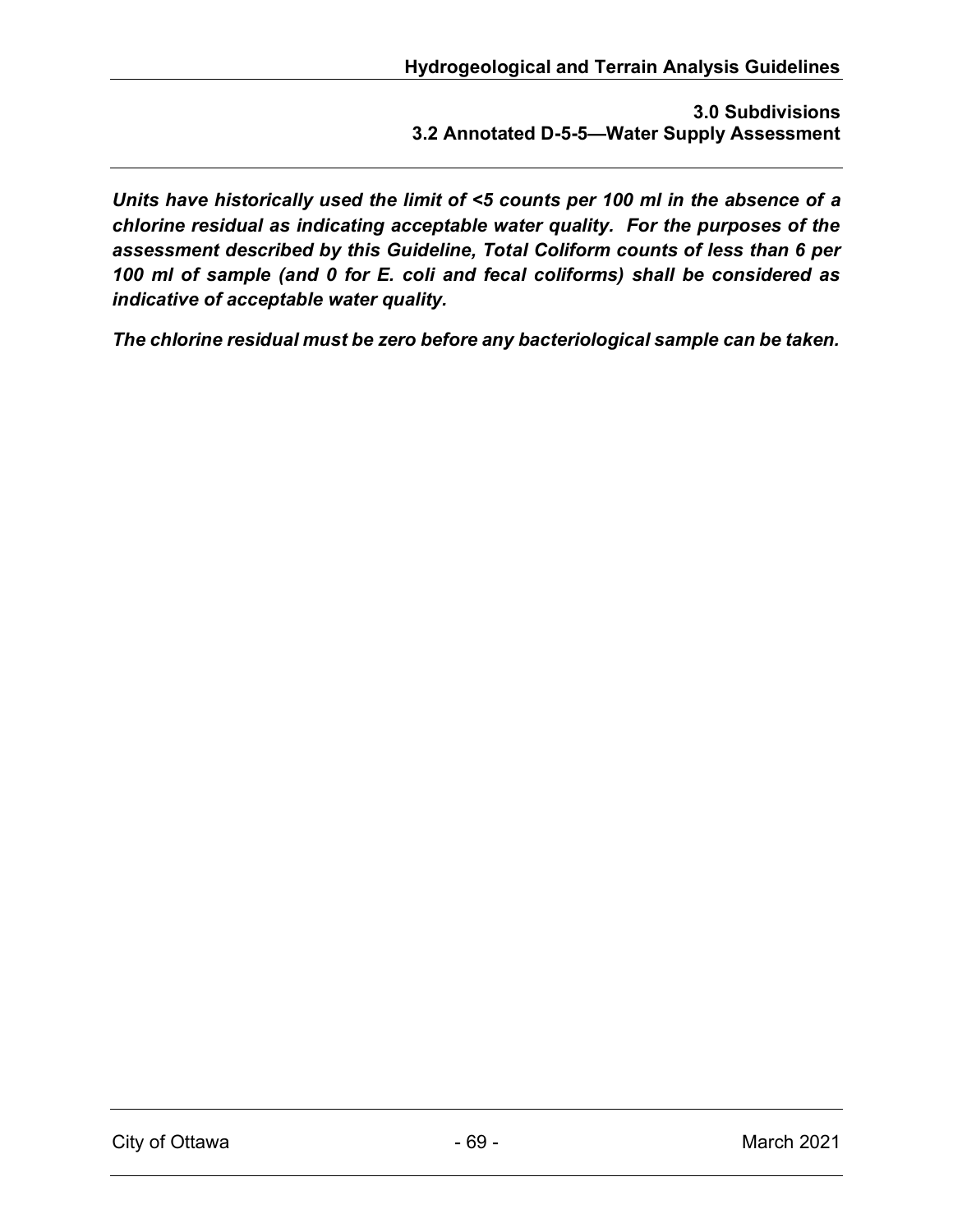***Units have historically used the limit of <5 counts per 100 ml in the absence of a chlorine residual as indicating acceptable water quality. For the purposes of the assessment described by this Guideline, Total Coliform counts of less than 6 per 100 ml of sample (and 0 for E. coli and fecal coliforms) shall be considered as indicative of acceptable water quality.***

***The chlorine residual must be zero before any bacteriological sample can be taken.***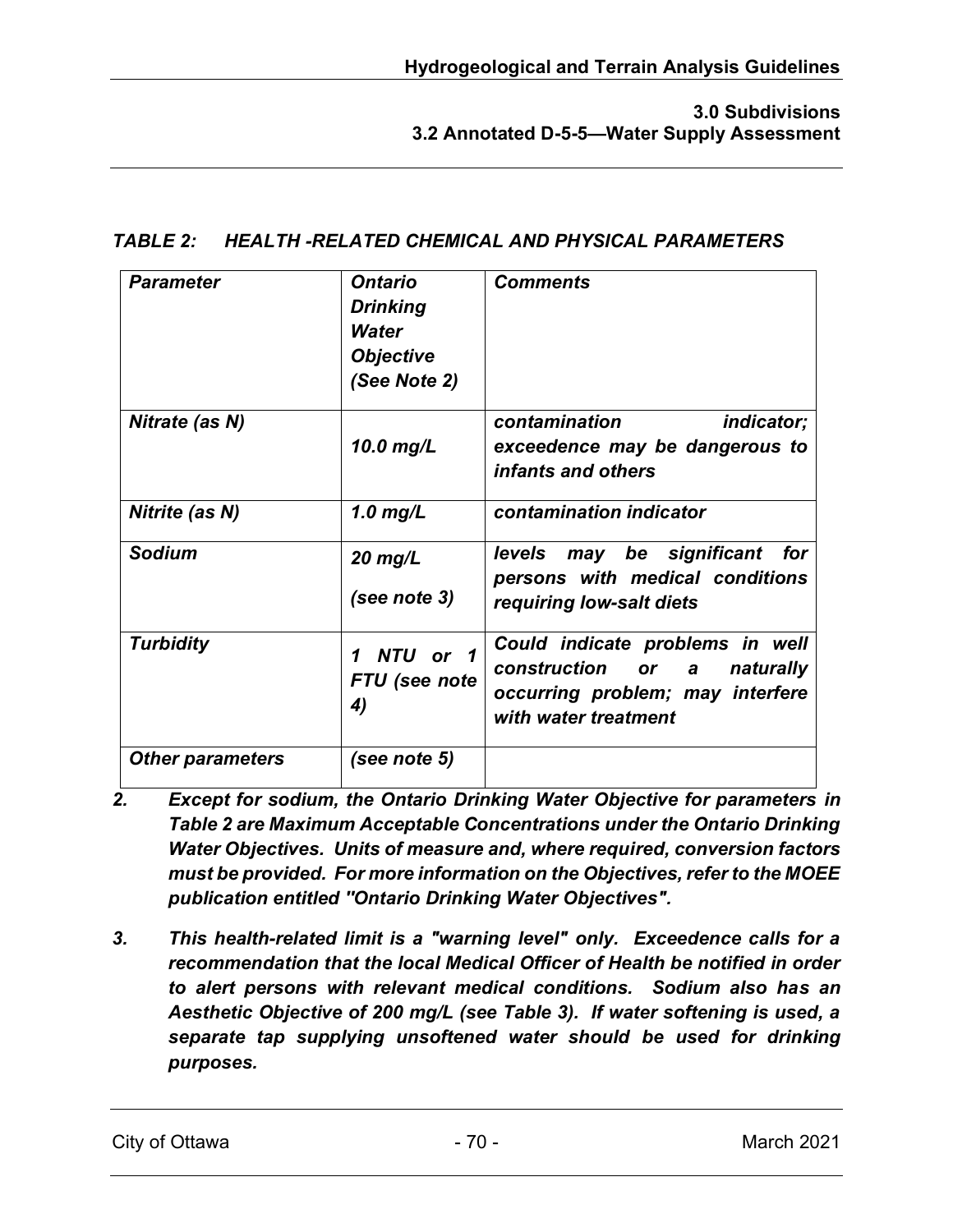*TABLE 2: HEALTH -RELATED CHEMICAL AND PHYSICAL PARAMETERS*

| *Parameter* | *Ontario Drinking Water Objective (See Note 2)* | *Comments* |
|---|---|---|
| *Nitrate (as N)* | *10.0 mg/L* | *contamination indicator; exceedence may be dangerous to infants and others* |
| *Nitrite (as N)* | *1.0 mg/L* | *contamination indicator* |
| *Sodium* | *20 mg/L (see note 3)* | *levels may be significant for persons with medical conditions requiring low-salt diets* |
| *Turbidity* | *1 NTU or 1 FTU (see note 4)* | *Could indicate problems in well construction or a naturally occurring problem; may interfere with water treatment* |
| *Other parameters* | *(see note 5)* | |

2. ***Except for sodium, the Ontario Drinking Water Objective for parameters in Table 2 are Maximum Acceptable Concentrations under the Ontario Drinking Water Objectives. Units of measure and, where required, conversion factors must be provided. For more information on the Objectives, refer to the MOEE publication entitled "Ontario Drinking Water Objectives".***

3. ***This health-related limit is a "warning level" only. Exceedence calls for a recommendation that the local Medical Officer of Health be notified in order to alert persons with relevant medical conditions. Sodium also has an Aesthetic Objective of 200 mg/L (see Table 3). If water softening is used, a separate tap supplying unsoftened water should be used for drinking purposes.***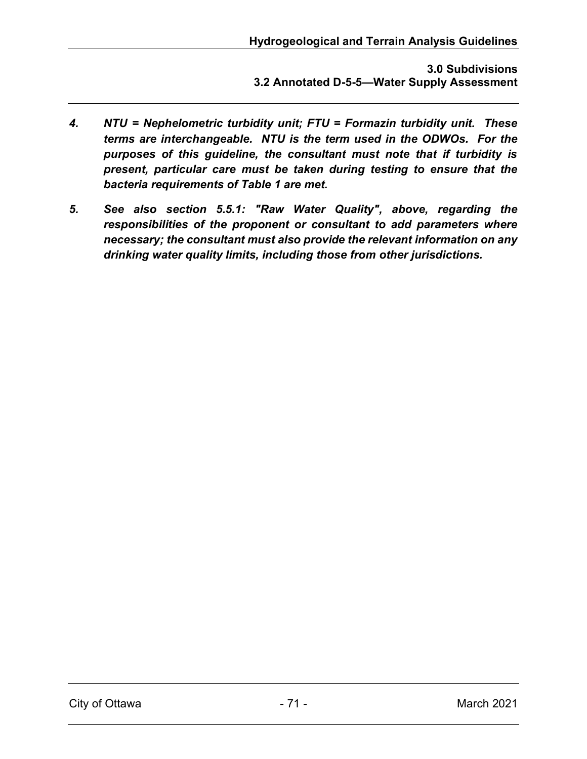4. ***NTU = Nephelometric turbidity unit; FTU = Formazin turbidity unit. These terms are interchangeable. NTU is the term used in the ODWOs. For the purposes of this guideline, the consultant must note that if turbidity is present, particular care must be taken during testing to ensure that the bacteria requirements of Table 1 are met.***

5. ***See also section 5.5.1: "Raw Water Quality", above, regarding the responsibilities of the proponent or consultant to add parameters where necessary; the consultant must also provide the relevant information on any drinking water quality limits, including those from other jurisdictions.***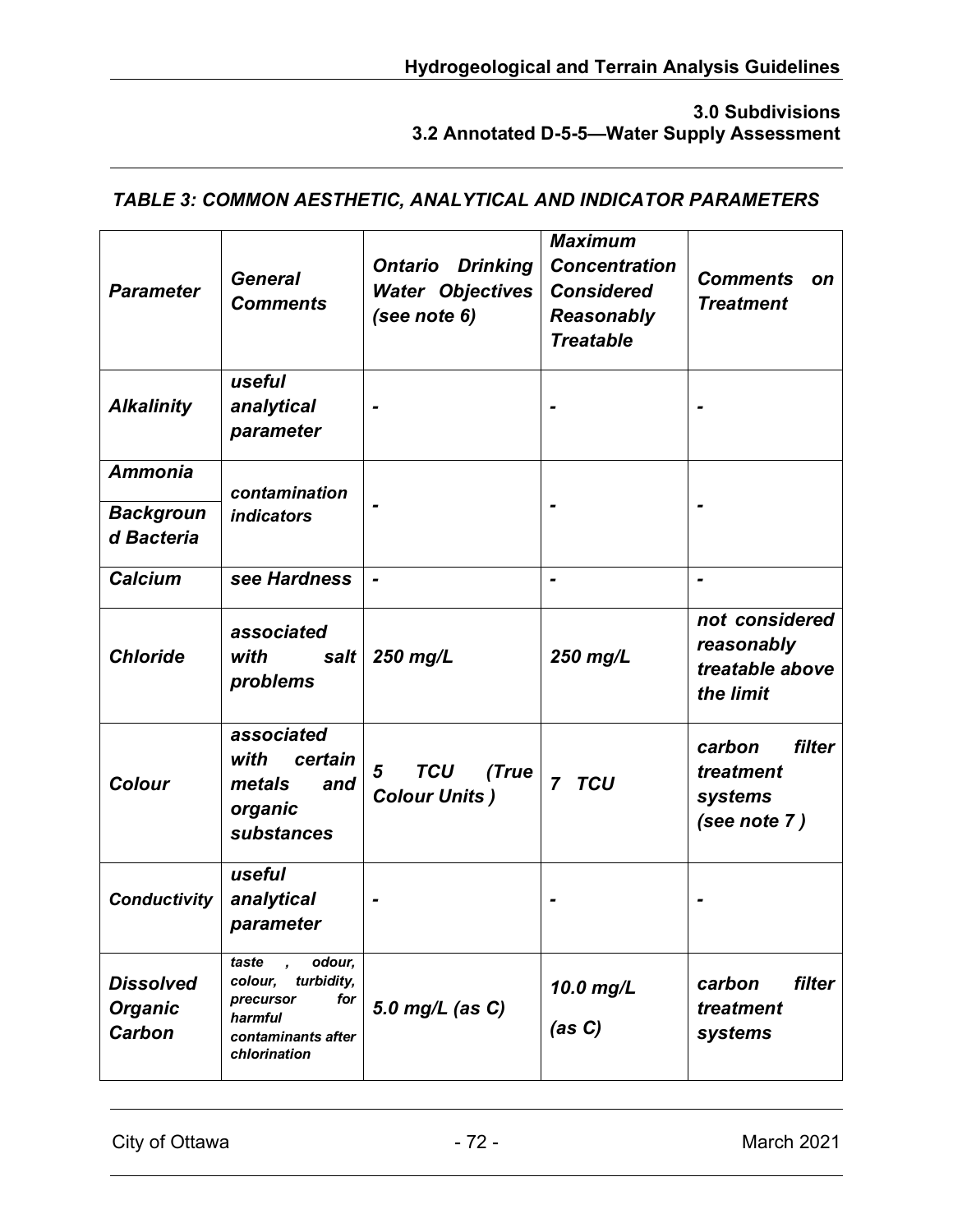### *TABLE 3: COMMON AESTHETIC, ANALYTICAL AND INDICATOR PARAMETERS*

| *Parameter* | *General Comments* | *Ontario Drinking Water Objectives (see note 6)* | *Maximum Concentration Considered Reasonably Treatable* | *Comments on Treatment* |
|---|---|---|---|---|
| *Alkalinity* | *useful analytical parameter* | *-* | *-* | *-* |
| *Ammonia* | *contamination indicators* | *-* | *-* | *-* |
| *Background Bacteria* | | | | |
| *Calcium* | *see Hardness* | *-* | *-* | *-* |
| *Chloride* | *associated with salt problems* | *250 mg/L* | *250 mg/L* | *not considered reasonably treatable above the limit* |
| *Colour* | *associated with certain metals and organic substances* | *5 TCU (True Colour Units )* | *7 TCU* | *carbon filter treatment systems (see note 7 )* |
| *Conductivity* | *useful analytical parameter* | *-* | *-* | *-* |
| *Dissolved Organic Carbon* | *taste , odour, colour, turbidity, precursor for harmful contaminants after chlorination* | *5.0 mg/L (as C)* | *10.0 mg/L (as C)* | *carbon filter treatment systems* |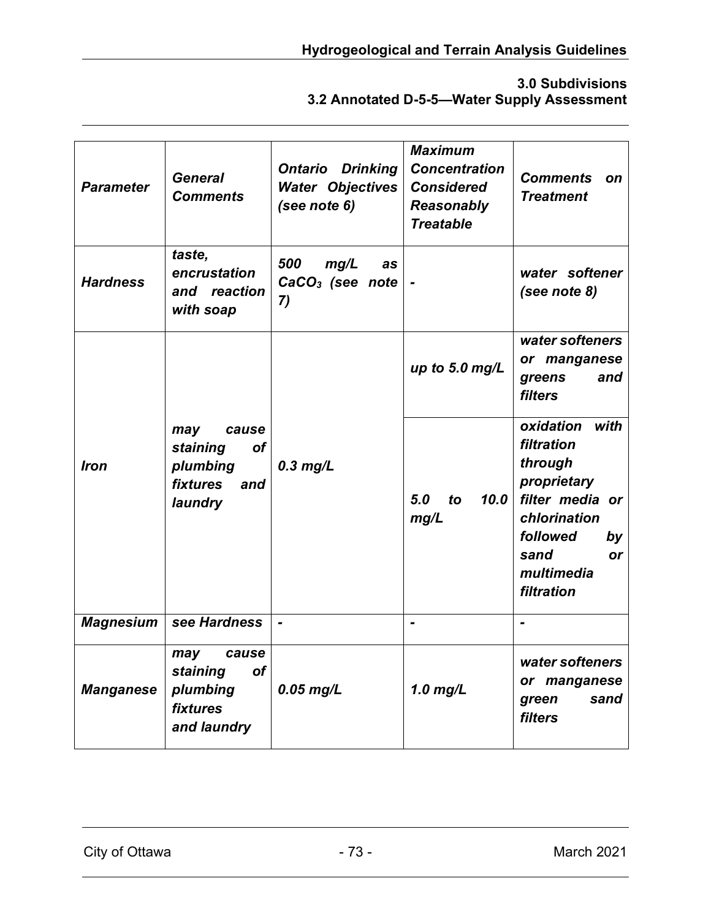| *Parameter* | *General Comments* | *Ontario Drinking Water Objectives (see note 6)* | *Maximum Concentration Considered Reasonably Treatable* | *Comments on Treatment* |
|---|---|---|---|---|
| ***Hardness*** | ***taste, encrustation and reaction with soap*** | ***500 mg/L as $CaCO_3$ (see note 7)*** | ***-*** | ***water softener (see note 8)*** |
| ***Iron*** | ***may cause staining of plumbing fixtures and laundry*** | ***0.3 mg/L*** | ***up to 5.0 mg/L*** | ***water softeners or manganese greens and filters*** |
| | | | ***5.0 to 10.0 mg/L*** | ***oxidation with filtration through proprietary filter media or chlorination followed by sand or multimedia filtration*** |
| ***Magnesium*** | ***see Hardness*** | ***-*** | ***-*** | ***-*** |
| ***Manganese*** | ***may cause staining of plumbing fixtures and laundry*** | ***0.05 mg/L*** | ***1.0 mg/L*** | ***water softeners or manganese green sand filters*** |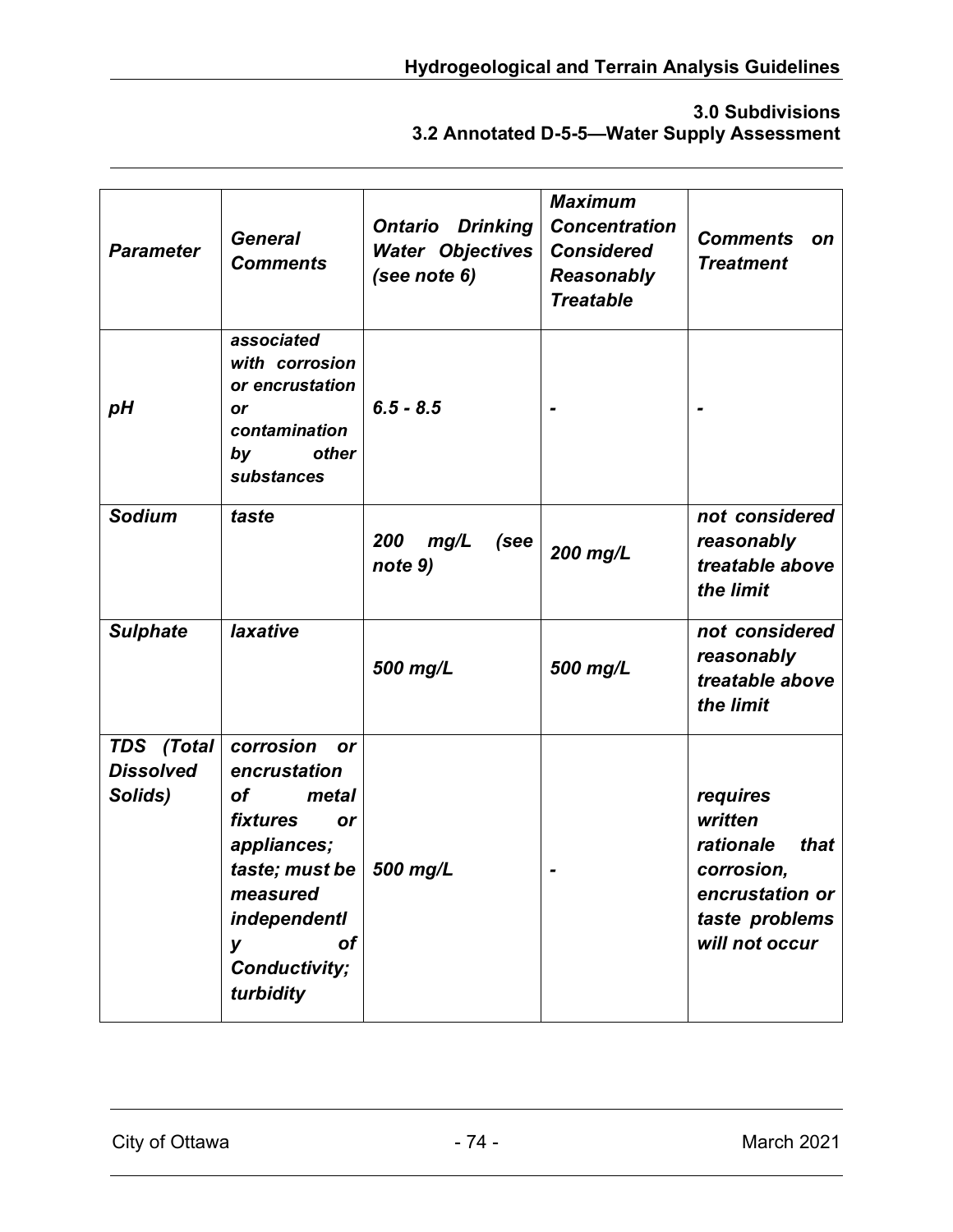| *Parameter* | *General Comments* | *Ontario Drinking Water Objectives (see note 6)* | *Maximum Concentration Considered Reasonably Treatable* | *Comments on Treatment* |
|---|---|---|---|---|
| *pH* | *associated with corrosion or encrustation or contamination by other substances* | *6.5 - 8.5* | *-* | *-* |
| *Sodium* | *taste* | *200 mg/L (see note 9)* | *200 mg/L* | *not considered reasonably treatable above the limit* |
| *Sulphate* | *laxative* | *500 mg/L* | *500 mg/L* | *not considered reasonably treatable above the limit* |
| *TDS (Total Dissolved Solids)* | *corrosion or encrustation of metal fixtures or appliances; taste; must be measured independently of Conductivity; turbidity* | *500 mg/L* | *-* | *requires written rationale that corrosion, encrustation or taste problems will not occur* |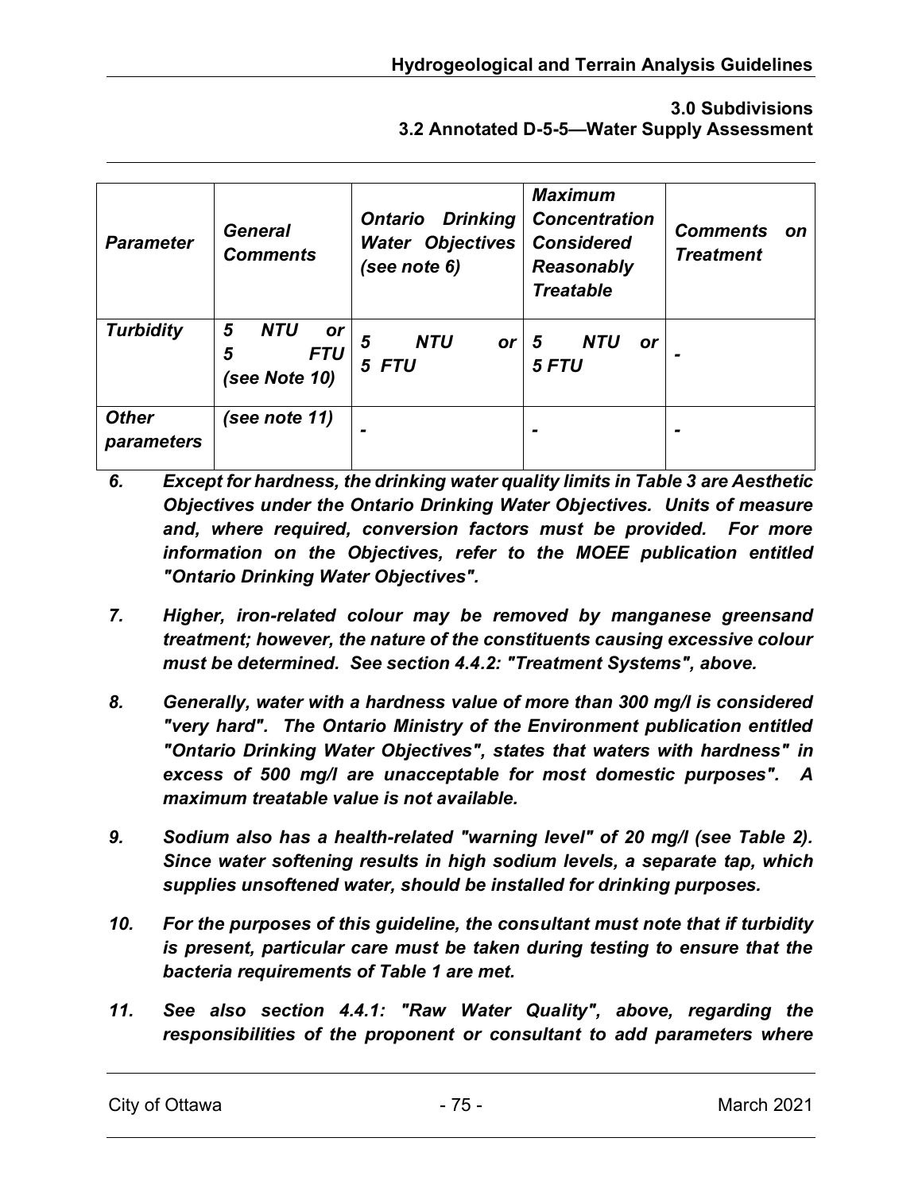| *Parameter* | *General Comments* | *Ontario Drinking Water Objectives (see note 6)* | *Maximum Concentration Considered Reasonably Treatable* | *Comments on Treatment* |
|---|---|---|---|---|
| *Turbidity* | *5 NTU or 5 FTU (see Note 10)* | *5 NTU or 5 FTU* | *5 NTU or 5 FTU* | *-* |
| *Other parameters* | *(see note 11)* | *-* | *-* | *-* |

*6. Except for hardness, the drinking water quality limits in Table 3 are Aesthetic Objectives under the Ontario Drinking Water Objectives. Units of measure and, where required, conversion factors must be provided. For more information on the Objectives, refer to the MOEE publication entitled "Ontario Drinking Water Objectives".*

*7. Higher, iron-related colour may be removed by manganese greensand treatment; however, the nature of the constituents causing excessive colour must be determined. See section 4.4.2: "Treatment Systems", above.*

*8. Generally, water with a hardness value of more than 300 mg/l is considered "very hard". The Ontario Ministry of the Environment publication entitled "Ontario Drinking Water Objectives", states that waters with hardness" in excess of 500 mg/l are unacceptable for most domestic purposes". A maximum treatable value is not available.*

*9. Sodium also has a health-related "warning level" of 20 mg/l (see Table 2). Since water softening results in high sodium levels, a separate tap, which supplies unsoftened water, should be installed for drinking purposes.*

*10. For the purposes of this guideline, the consultant must note that if turbidity is present, particular care must be taken during testing to ensure that the bacteria requirements of Table 1 are met.*

*11. See also section 4.4.1: "Raw Water Quality", above, regarding the responsibilities of the proponent or consultant to add parameters where*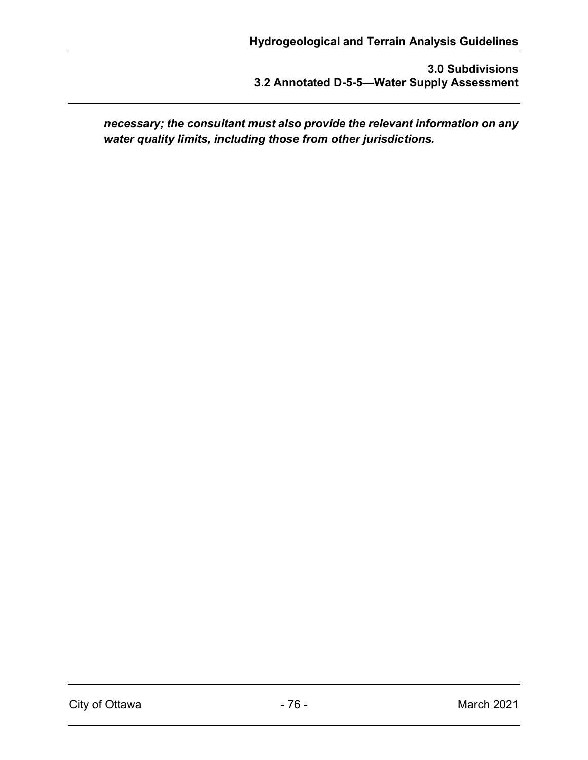***necessary; the consultant must also provide the relevant information on any water quality limits, including those from other jurisdictions.***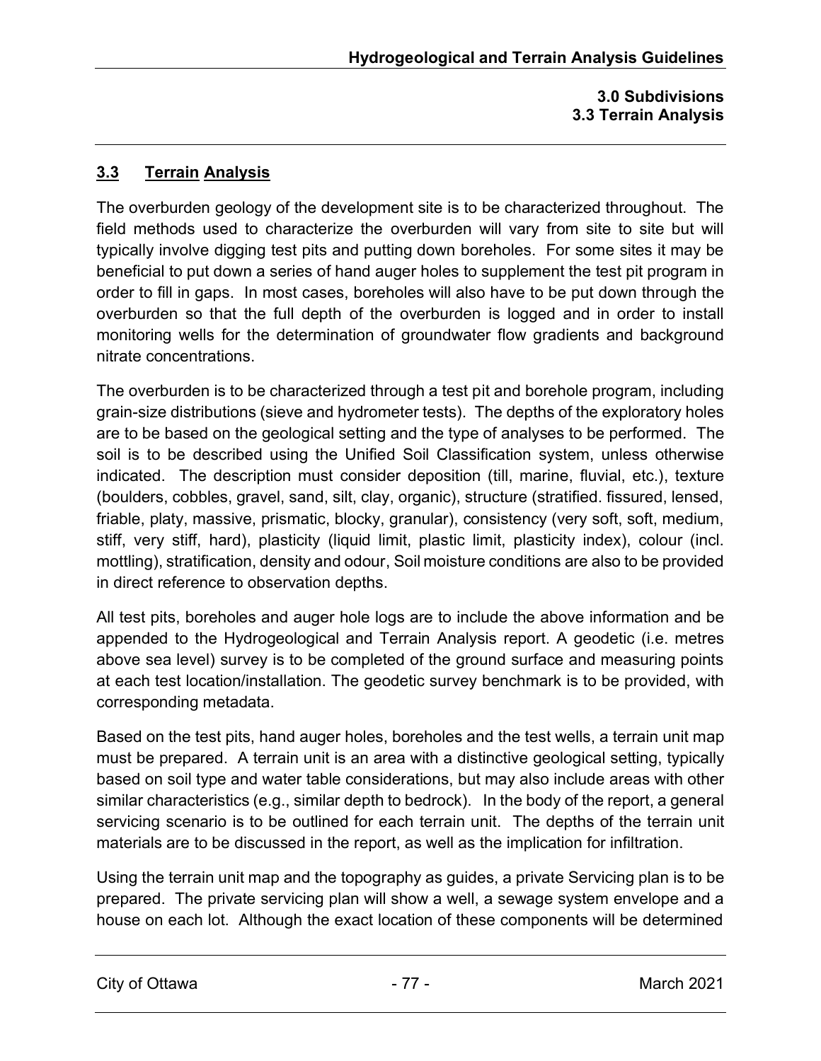## 3.3 Terrain Analysis

The overburden geology of the development site is to be characterized throughout. The field methods used to characterize the overburden will vary from site to site but will typically involve digging test pits and putting down boreholes. For some sites it may be beneficial to put down a series of hand auger holes to supplement the test pit program in order to fill in gaps. In most cases, boreholes will also have to be put down through the overburden so that the full depth of the overburden is logged and in order to install monitoring wells for the determination of groundwater flow gradients and background nitrate concentrations.

The overburden is to be characterized through a test pit and borehole program, including grain-size distributions (sieve and hydrometer tests). The depths of the exploratory holes are to be based on the geological setting and the type of analyses to be performed. The soil is to be described using the Unified Soil Classification system, unless otherwise indicated. The description must consider deposition (till, marine, fluvial, etc.), texture (boulders, cobbles, gravel, sand, silt, clay, organic), structure (stratified. fissured, lensed, friable, platy, massive, prismatic, blocky, granular), consistency (very soft, soft, medium, stiff, very stiff, hard), plasticity (liquid limit, plastic limit, plasticity index), colour (incl. mottling), stratification, density and odour, Soil moisture conditions are also to be provided in direct reference to observation depths.

All test pits, boreholes and auger hole logs are to include the above information and be appended to the Hydrogeological and Terrain Analysis report. A geodetic (i.e. metres above sea level) survey is to be completed of the ground surface and measuring points at each test location/installation. The geodetic survey benchmark is to be provided, with corresponding metadata.

Based on the test pits, hand auger holes, boreholes and the test wells, a terrain unit map must be prepared. A terrain unit is an area with a distinctive geological setting, typically based on soil type and water table considerations, but may also include areas with other similar characteristics (e.g., similar depth to bedrock). In the body of the report, a general servicing scenario is to be outlined for each terrain unit. The depths of the terrain unit materials are to be discussed in the report, as well as the implication for infiltration.

Using the terrain unit map and the topography as guides, a private Servicing plan is to be prepared. The private servicing plan will show a well, a sewage system envelope and a house on each lot. Although the exact location of these components will be determined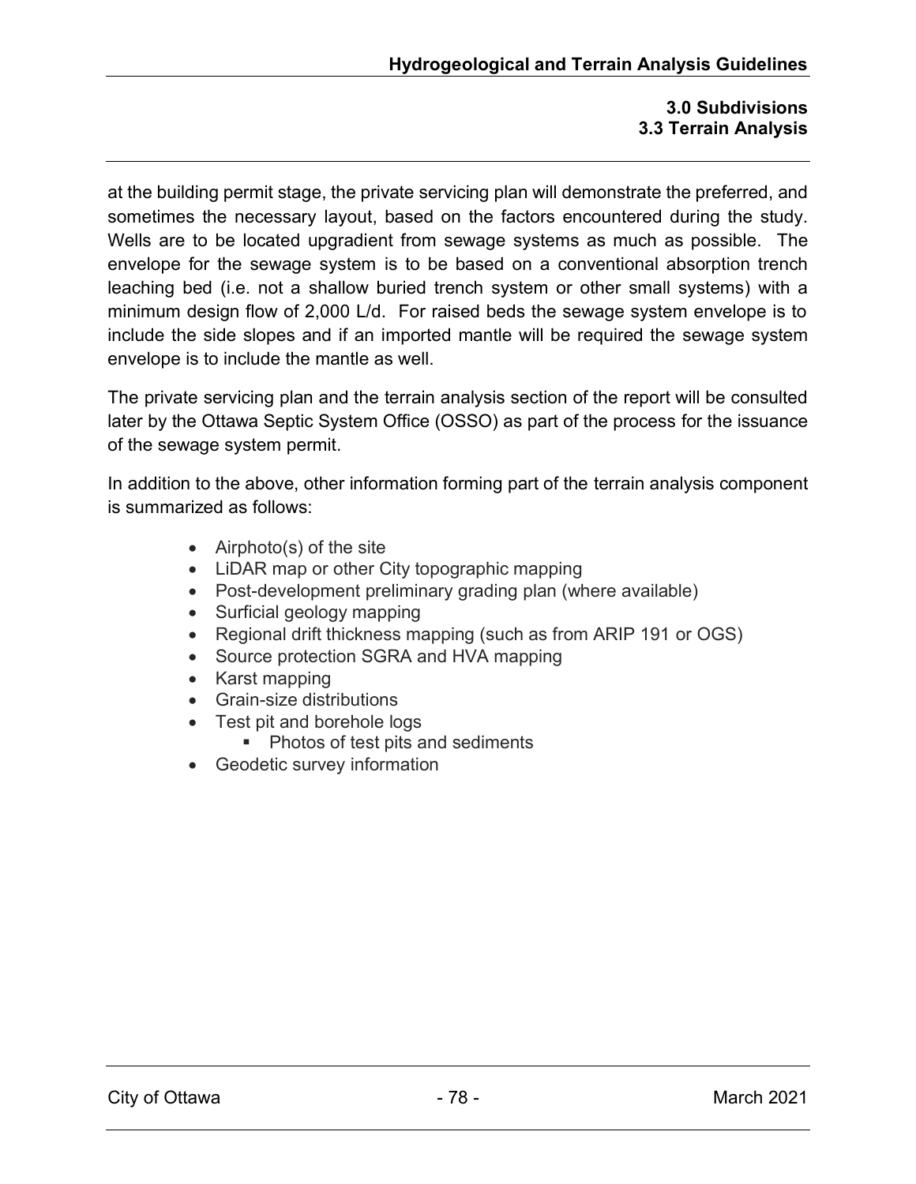at the building permit stage, the private servicing plan will demonstrate the preferred, and sometimes the necessary layout, based on the factors encountered during the study. Wells are to be located upgradient from sewage systems as much as possible. The envelope for the sewage system is to be based on a conventional absorption trench leaching bed (i.e. not a shallow buried trench system or other small systems) with a minimum design flow of 2,000 L/d. For raised beds the sewage system envelope is to include the side slopes and if an imported mantle will be required the sewage system envelope is to include the mantle as well.

The private servicing plan and the terrain analysis section of the report will be consulted later by the Ottawa Septic System Office (OSSO) as part of the process for the issuance of the sewage system permit.

In addition to the above, other information forming part of the terrain analysis component is summarized as follows:

- Airphoto(s) of the site
- LiDAR map or other City topographic mapping
- Post-development preliminary grading plan (where available)
- Surficial geology mapping
- Regional drift thickness mapping (such as from ARIP 191 or OGS)
- Source protection SGRA and HVA mapping
- Karst mapping
- Grain-size distributions
- Test pit and borehole logs
    - Photos of test pits and sediments
- Geodetic survey information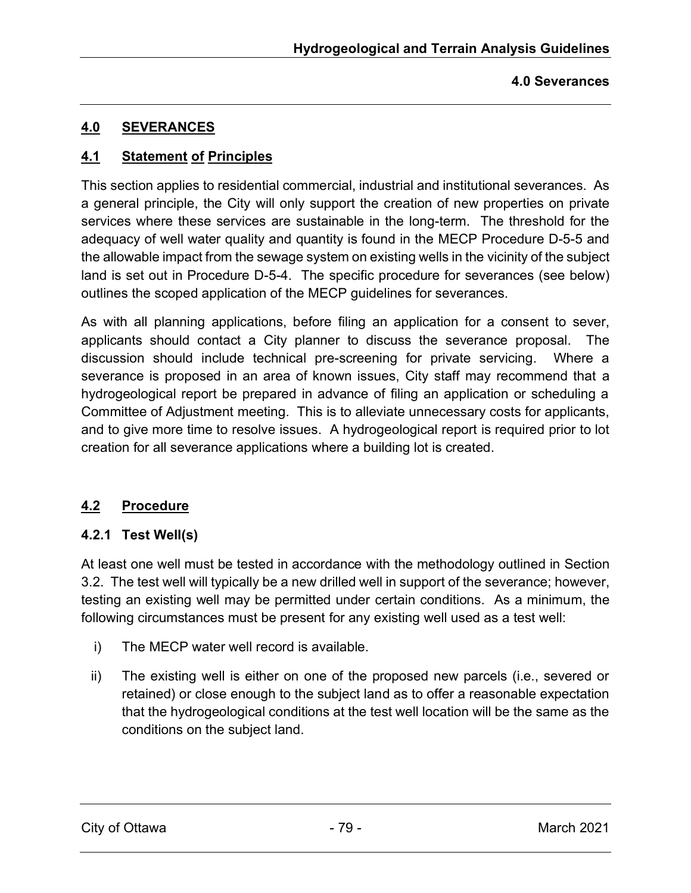## 4.0 SEVERANCES

### 4.1 Statement of Principles

This section applies to residential commercial, industrial and institutional severances. As a general principle, the City will only support the creation of new properties on private services where these services are sustainable in the long-term. The threshold for the adequacy of well water quality and quantity is found in the MECP Procedure D-5-5 and the allowable impact from the sewage system on existing wells in the vicinity of the subject land is set out in Procedure D-5-4. The specific procedure for severances (see below) outlines the scoped application of the MECP guidelines for severances.

As with all planning applications, before filing an application for a consent to sever, applicants should contact a City planner to discuss the severance proposal. The discussion should include technical pre-screening for private servicing. Where a severance is proposed in an area of known issues, City staff may recommend that a hydrogeological report be prepared in advance of filing an application or scheduling a Committee of Adjustment meeting. This is to alleviate unnecessary costs for applicants, and to give more time to resolve issues. A hydrogeological report is required prior to lot creation for all severance applications where a building lot is created.

### 4.2 Procedure

#### 4.2.1 Test Well(s)

At least one well must be tested in accordance with the methodology outlined in Section 3.2. The test well will typically be a new drilled well in support of the severance; however, testing an existing well may be permitted under certain conditions. As a minimum, the following circumstances must be present for any existing well used as a test well:

i) The MECP water well record is available.

ii) The existing well is either on one of the proposed new parcels (i.e., severed or retained) or close enough to the subject land as to offer a reasonable expectation that the hydrogeological conditions at the test well location will be the same as the conditions on the subject land.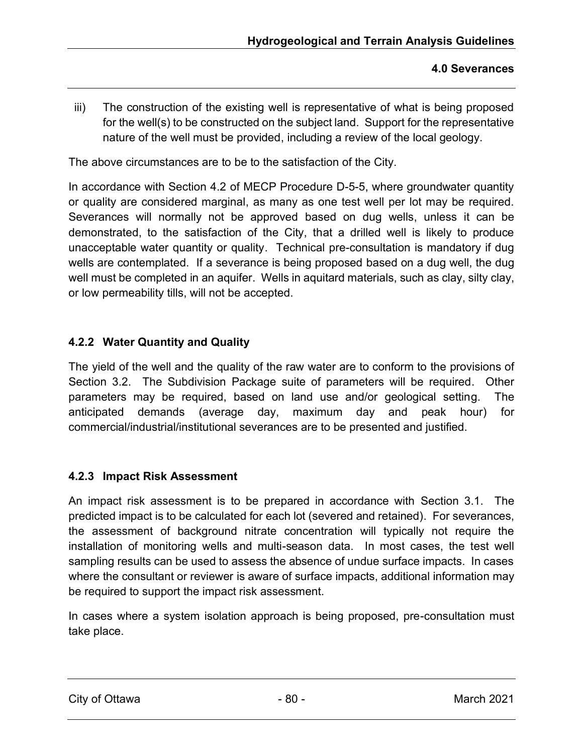iii) The construction of the existing well is representative of what is being proposed for the well(s) to be constructed on the subject land. Support for the representative nature of the well must be provided, including a review of the local geology.

The above circumstances are to be to the satisfaction of the City.

In accordance with Section 4.2 of MECP Procedure D-5-5, where groundwater quantity or quality are considered marginal, as many as one test well per lot may be required. Severances will normally not be approved based on dug wells, unless it can be demonstrated, to the satisfaction of the City, that a drilled well is likely to produce unacceptable water quantity or quality. Technical pre-consultation is mandatory if dug wells are contemplated. If a severance is being proposed based on a dug well, the dug well must be completed in an aquifer. Wells in aquitard materials, such as clay, silty clay, or low permeability tills, will not be accepted.

### 4.2.2 Water Quantity and Quality

The yield of the well and the quality of the raw water are to conform to the provisions of Section 3.2. The Subdivision Package suite of parameters will be required. Other parameters may be required, based on land use and/or geological setting. The anticipated demands (average day, maximum day and peak hour) for commercial/industrial/institutional severances are to be presented and justified.

### 4.2.3 Impact Risk Assessment

An impact risk assessment is to be prepared in accordance with Section 3.1. The predicted impact is to be calculated for each lot (severed and retained). For severances, the assessment of background nitrate concentration will typically not require the installation of monitoring wells and multi-season data. In most cases, the test well sampling results can be used to assess the absence of undue surface impacts. In cases where the consultant or reviewer is aware of surface impacts, additional information may be required to support the impact risk assessment.

In cases where a system isolation approach is being proposed, pre-consultation must take place.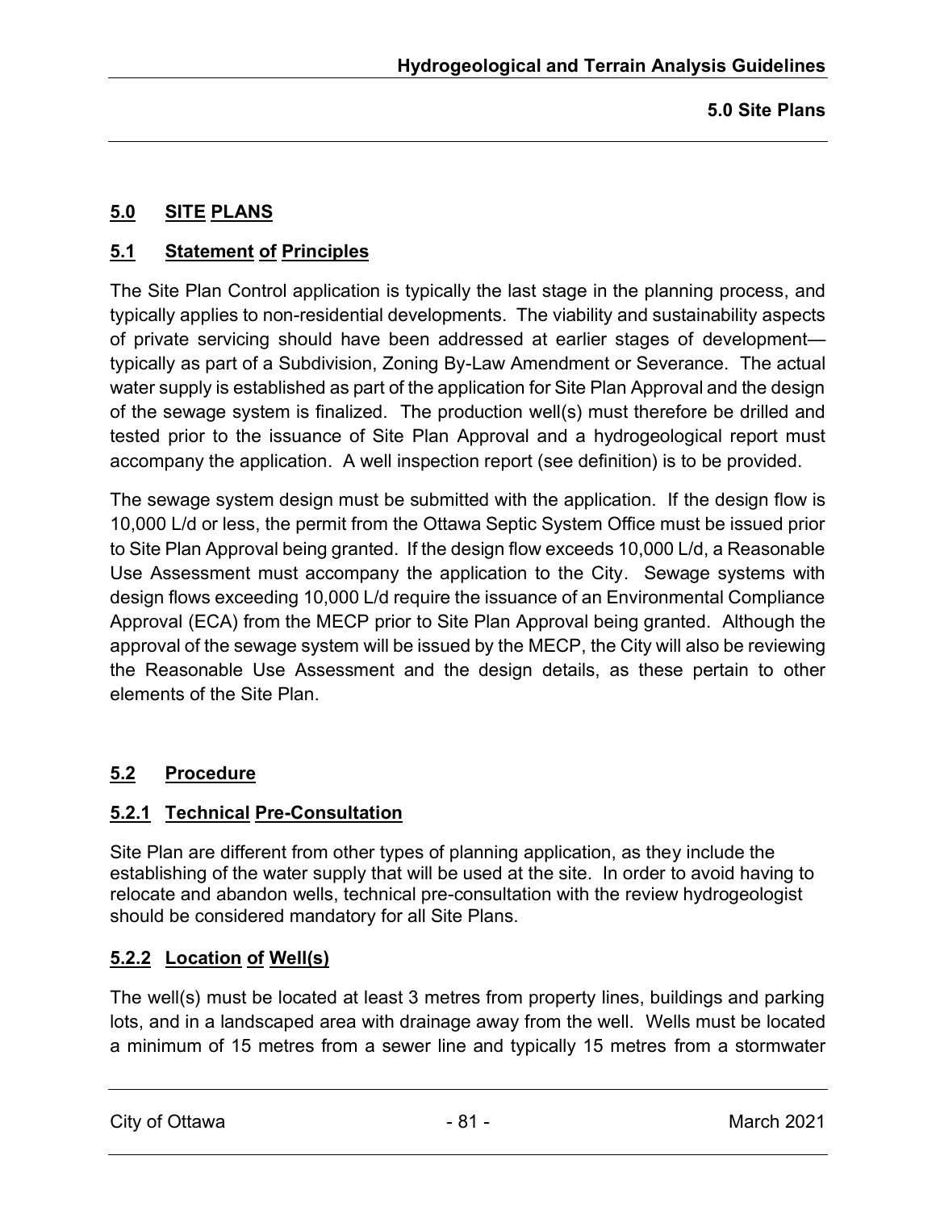# 5.0 SITE PLANS

## 5.1 Statement of Principles

The Site Plan Control application is typically the last stage in the planning process, and typically applies to non-residential developments. The viability and sustainability aspects of private servicing should have been addressed at earlier stages of development—typically as part of a Subdivision, Zoning By-Law Amendment or Severance. The actual water supply is established as part of the application for Site Plan Approval and the design of the sewage system is finalized. The production well(s) must therefore be drilled and tested prior to the issuance of Site Plan Approval and a hydrogeological report must accompany the application. A well inspection report (see definition) is to be provided.

The sewage system design must be submitted with the application. If the design flow is 10,000 L/d or less, the permit from the Ottawa Septic System Office must be issued prior to Site Plan Approval being granted. If the design flow exceeds 10,000 L/d, a Reasonable Use Assessment must accompany the application to the City. Sewage systems with design flows exceeding 10,000 L/d require the issuance of an Environmental Compliance Approval (ECA) from the MECP prior to Site Plan Approval being granted. Although the approval of the sewage system will be issued by the MECP, the City will also be reviewing the Reasonable Use Assessment and the design details, as these pertain to other elements of the Site Plan.

## 5.2 Procedure

### 5.2.1 Technical Pre-Consultation

Site Plan are different from other types of planning application, as they include the establishing of the water supply that will be used at the site. In order to avoid having to relocate and abandon wells, technical pre-consultation with the review hydrogeologist should be considered mandatory for all Site Plans.

### 5.2.2 Location of Well(s)

The well(s) must be located at least 3 metres from property lines, buildings and parking lots, and in a landscaped area with drainage away from the well. Wells must be located a minimum of 15 metres from a sewer line and typically 15 metres from a stormwater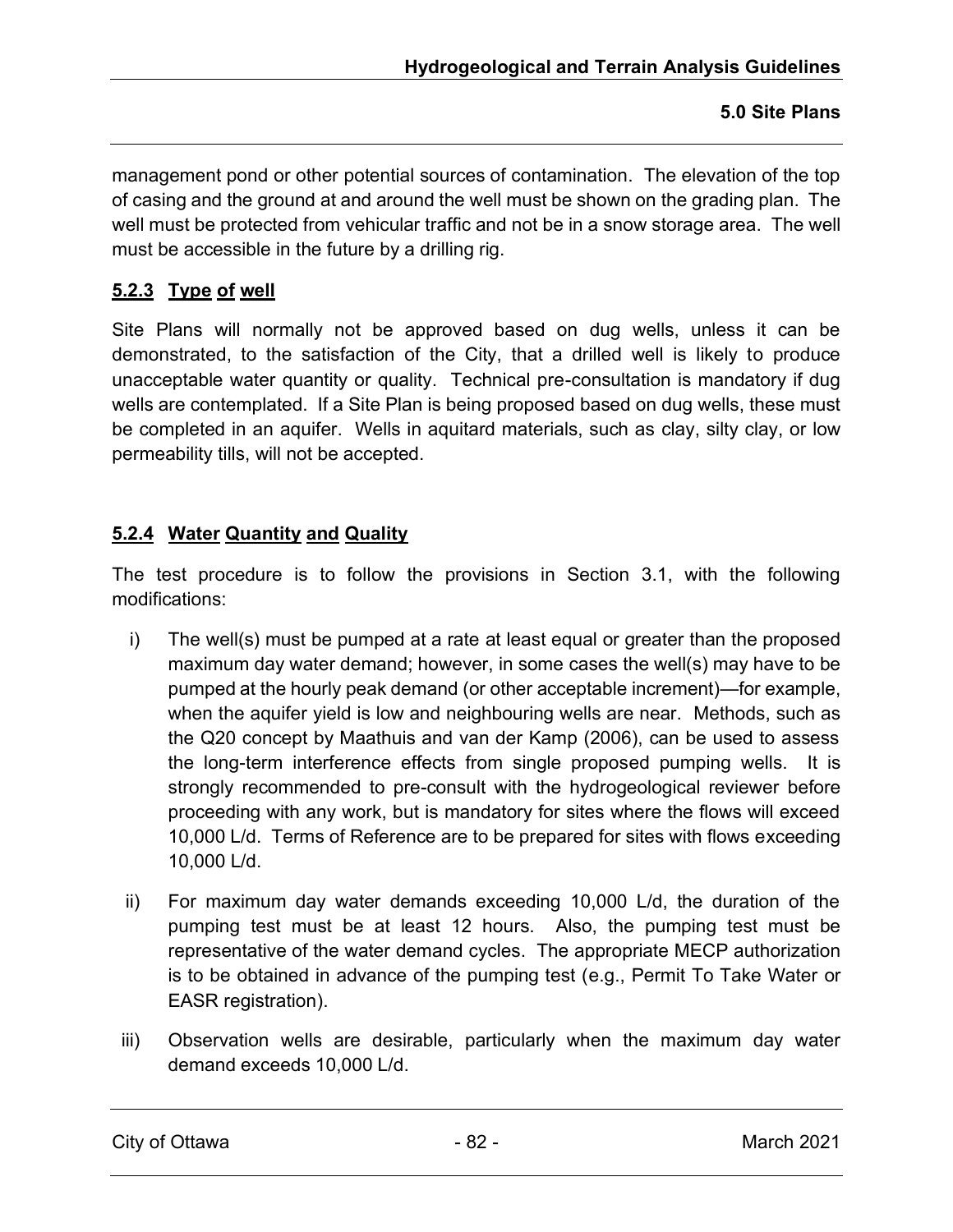management pond or other potential sources of contamination. The elevation of the top of casing and the ground at and around the well must be shown on the grading plan. The well must be protected from vehicular traffic and not be in a snow storage area. The well must be accessible in the future by a drilling rig.

### 5.2.3 Type of well

Site Plans will normally not be approved based on dug wells, unless it can be demonstrated, to the satisfaction of the City, that a drilled well is likely to produce unacceptable water quantity or quality. Technical pre-consultation is mandatory if dug wells are contemplated. If a Site Plan is being proposed based on dug wells, these must be completed in an aquifer. Wells in aquitard materials, such as clay, silty clay, or low permeability tills, will not be accepted.

### 5.2.4 Water Quantity and Quality

The test procedure is to follow the provisions in Section 3.1, with the following modifications:

i) The well(s) must be pumped at a rate at least equal or greater than the proposed maximum day water demand; however, in some cases the well(s) may have to be pumped at the hourly peak demand (or other acceptable increment)—for example, when the aquifer yield is low and neighbouring wells are near. Methods, such as the Q20 concept by Maathuis and van der Kamp (2006), can be used to assess the long-term interference effects from single proposed pumping wells. It is strongly recommended to pre-consult with the hydrogeological reviewer before proceeding with any work, but is mandatory for sites where the flows will exceed 10,000 L/d. Terms of Reference are to be prepared for sites with flows exceeding 10,000 L/d.

ii) For maximum day water demands exceeding 10,000 L/d, the duration of the pumping test must be at least 12 hours. Also, the pumping test must be representative of the water demand cycles. The appropriate MECP authorization is to be obtained in advance of the pumping test (e.g., Permit To Take Water or EASR registration).

iii) Observation wells are desirable, particularly when the maximum day water demand exceeds 10,000 L/d.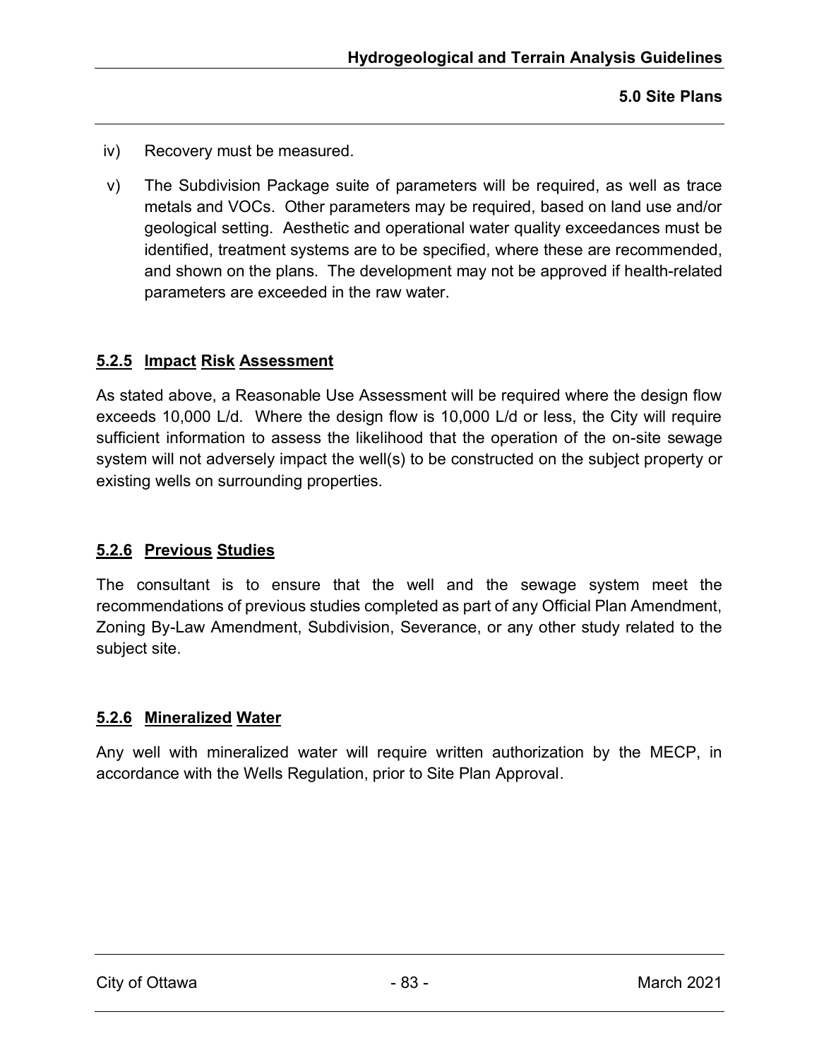iv) Recovery must be measured.

v) The Subdivision Package suite of parameters will be required, as well as trace metals and VOCs. Other parameters may be required, based on land use and/or geological setting. Aesthetic and operational water quality exceedances must be identified, treatment systems are to be specified, where these are recommended, and shown on the plans. The development may not be approved if health-related parameters are exceeded in the raw water.

### 5.2.5 Impact Risk Assessment

As stated above, a Reasonable Use Assessment will be required where the design flow exceeds 10,000 L/d. Where the design flow is 10,000 L/d or less, the City will require sufficient information to assess the likelihood that the operation of the on-site sewage system will not adversely impact the well(s) to be constructed on the subject property or existing wells on surrounding properties.

### 5.2.6 Previous Studies

The consultant is to ensure that the well and the sewage system meet the recommendations of previous studies completed as part of any Official Plan Amendment, Zoning By-Law Amendment, Subdivision, Severance, or any other study related to the subject site.

### 5.2.6 Mineralized Water

Any well with mineralized water will require written authorization by the MECP, in accordance with the Wells Regulation, prior to Site Plan Approval.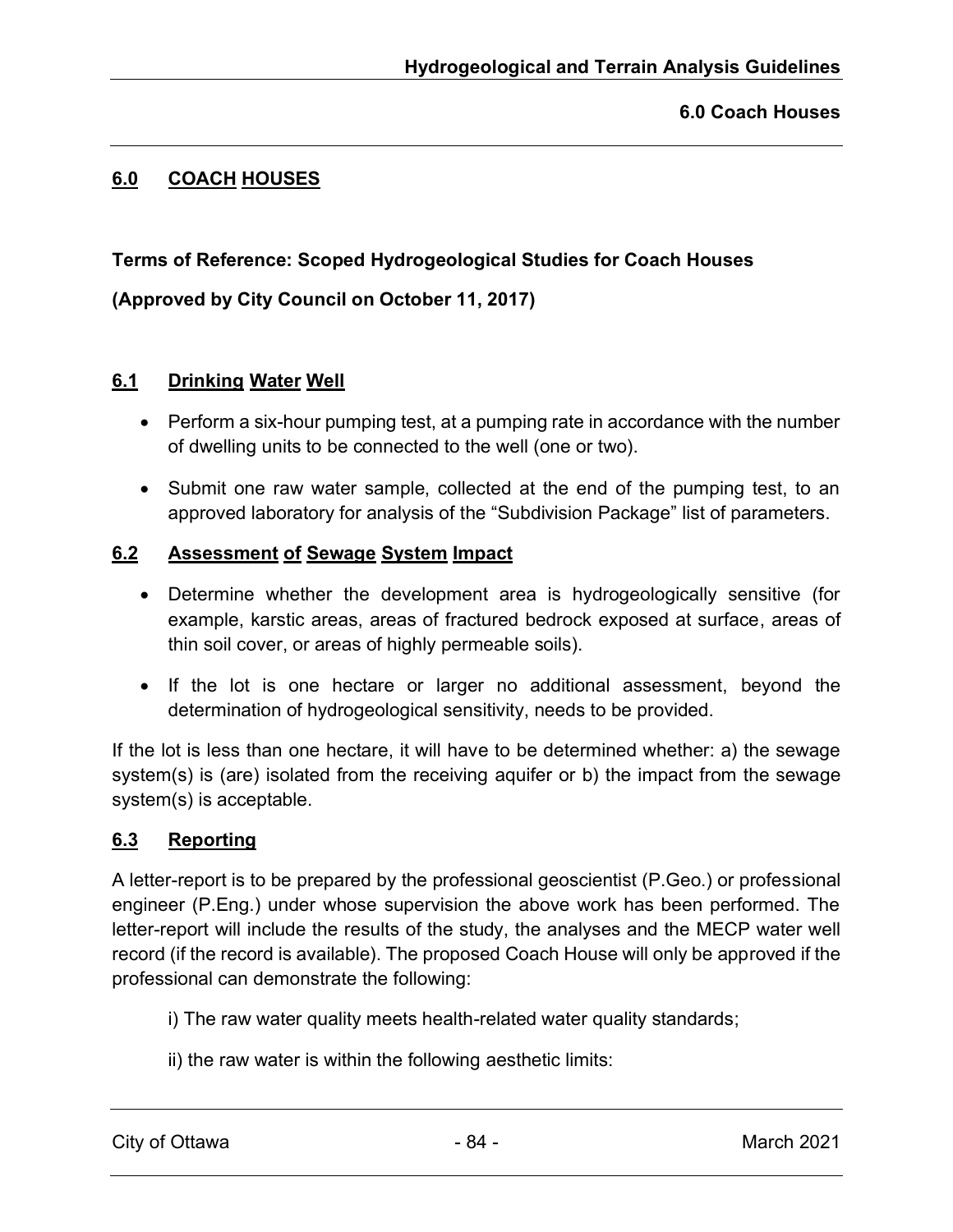## 6.0 COACH HOUSES

**Terms of Reference: Scoped Hydrogeological Studies for Coach Houses**

**(Approved by City Council on October 11, 2017)**

### 6.1 Drinking Water Well

- Perform a six-hour pumping test, at a pumping rate in accordance with the number of dwelling units to be connected to the well (one or two).
- Submit one raw water sample, collected at the end of the pumping test, to an approved laboratory for analysis of the "Subdivision Package" list of parameters.

### 6.2 Assessment of Sewage System Impact

- Determine whether the development area is hydrogeologically sensitive (for example, karstic areas, areas of fractured bedrock exposed at surface, areas of thin soil cover, or areas of highly permeable soils).
- If the lot is one hectare or larger no additional assessment, beyond the determination of hydrogeological sensitivity, needs to be provided.

If the lot is less than one hectare, it will have to be determined whether: a) the sewage system(s) is (are) isolated from the receiving aquifer or b) the impact from the sewage system(s) is acceptable.

### 6.3 Reporting

A letter-report is to be prepared by the professional geoscientist (P.Geo.) or professional engineer (P.Eng.) under whose supervision the above work has been performed. The letter-report will include the results of the study, the analyses and the MECP water well record (if the record is available). The proposed Coach House will only be approved if the professional can demonstrate the following:

i) The raw water quality meets health-related water quality standards;

ii) the raw water is within the following aesthetic limits: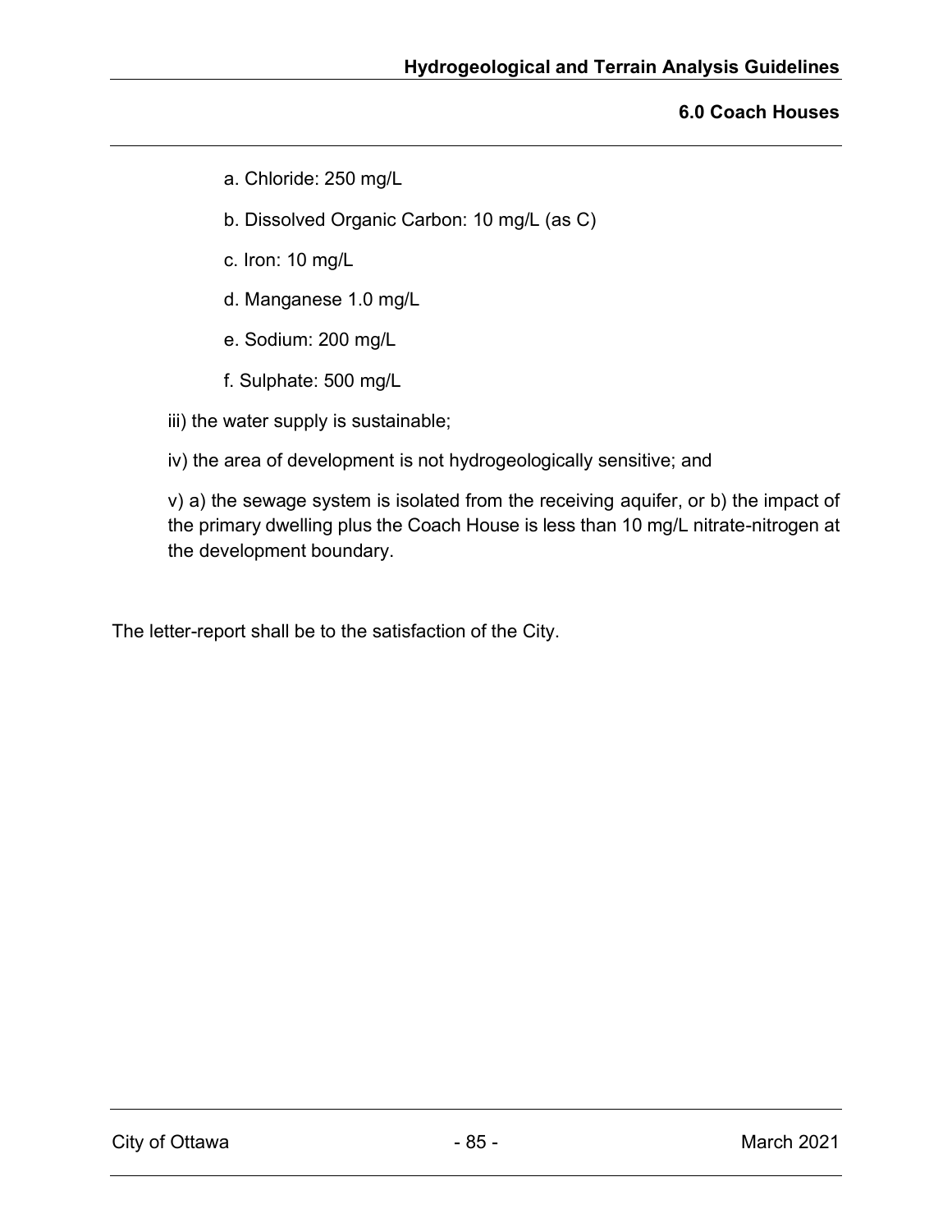a. Chloride: 250 mg/L

   b. Dissolved Organic Carbon: 10 mg/L (as C)

   c. Iron: 10 mg/L

   d. Manganese 1.0 mg/L

   e. Sodium: 200 mg/L

   f. Sulphate: 500 mg/L

iii) the water supply is sustainable;

iv) the area of development is not hydrogeologically sensitive; and

v) a) the sewage system is isolated from the receiving aquifer, or b) the impact of the primary dwelling plus the Coach House is less than 10 mg/L nitrate-nitrogen at the development boundary.

The letter-report shall be to the satisfaction of the City.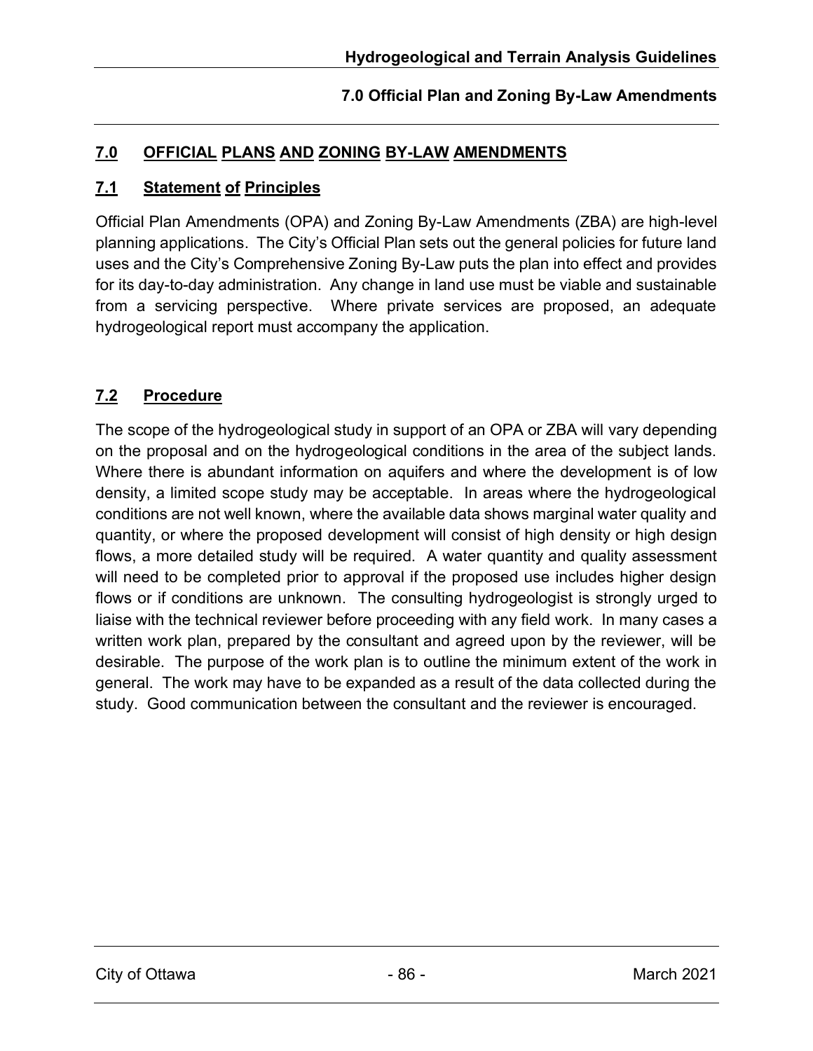## 7.0 OFFICIAL PLANS AND ZONING BY-LAW AMENDMENTS

### 7.1 Statement of Principles

Official Plan Amendments (OPA) and Zoning By-Law Amendments (ZBA) are high-level planning applications. The City's Official Plan sets out the general policies for future land uses and the City's Comprehensive Zoning By-Law puts the plan into effect and provides for its day-to-day administration. Any change in land use must be viable and sustainable from a servicing perspective. Where private services are proposed, an adequate hydrogeological report must accompany the application.

### 7.2 Procedure

The scope of the hydrogeological study in support of an OPA or ZBA will vary depending on the proposal and on the hydrogeological conditions in the area of the subject lands. Where there is abundant information on aquifers and where the development is of low density, a limited scope study may be acceptable. In areas where the hydrogeological conditions are not well known, where the available data shows marginal water quality and quantity, or where the proposed development will consist of high density or high design flows, a more detailed study will be required. A water quantity and quality assessment will need to be completed prior to approval if the proposed use includes higher design flows or if conditions are unknown. The consulting hydrogeologist is strongly urged to liaise with the technical reviewer before proceeding with any field work. In many cases a written work plan, prepared by the consultant and agreed upon by the reviewer, will be desirable. The purpose of the work plan is to outline the minimum extent of the work in general. The work may have to be expanded as a result of the data collected during the study. Good communication between the consultant and the reviewer is encouraged.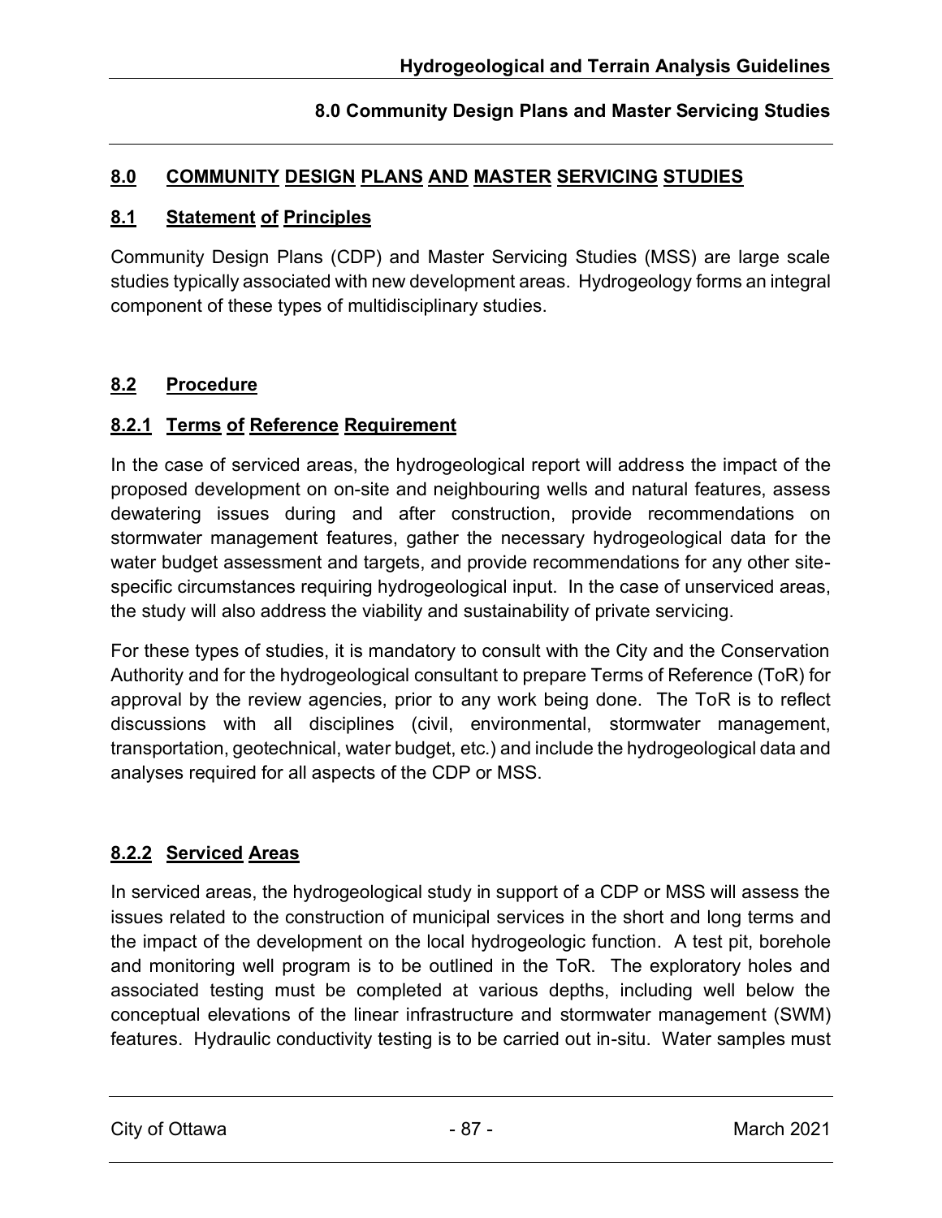## 8.0 COMMUNITY DESIGN PLANS AND MASTER SERVICING STUDIES

### 8.1 Statement of Principles

Community Design Plans (CDP) and Master Servicing Studies (MSS) are large scale studies typically associated with new development areas. Hydrogeology forms an integral component of these types of multidisciplinary studies.

### 8.2 Procedure

#### 8.2.1 Terms of Reference Requirement

In the case of serviced areas, the hydrogeological report will address the impact of the proposed development on on-site and neighbouring wells and natural features, assess dewatering issues during and after construction, provide recommendations on stormwater management features, gather the necessary hydrogeological data for the water budget assessment and targets, and provide recommendations for any other site-specific circumstances requiring hydrogeological input. In the case of unserviced areas, the study will also address the viability and sustainability of private servicing.

For these types of studies, it is mandatory to consult with the City and the Conservation Authority and for the hydrogeological consultant to prepare Terms of Reference (ToR) for approval by the review agencies, prior to any work being done. The ToR is to reflect discussions with all disciplines (civil, environmental, stormwater management, transportation, geotechnical, water budget, etc.) and include the hydrogeological data and analyses required for all aspects of the CDP or MSS.

#### 8.2.2 Serviced Areas

In serviced areas, the hydrogeological study in support of a CDP or MSS will assess the issues related to the construction of municipal services in the short and long terms and the impact of the development on the local hydrogeologic function. A test pit, borehole and monitoring well program is to be outlined in the ToR. The exploratory holes and associated testing must be completed at various depths, including well below the conceptual elevations of the linear infrastructure and stormwater management (SWM) features. Hydraulic conductivity testing is to be carried out in-situ. Water samples must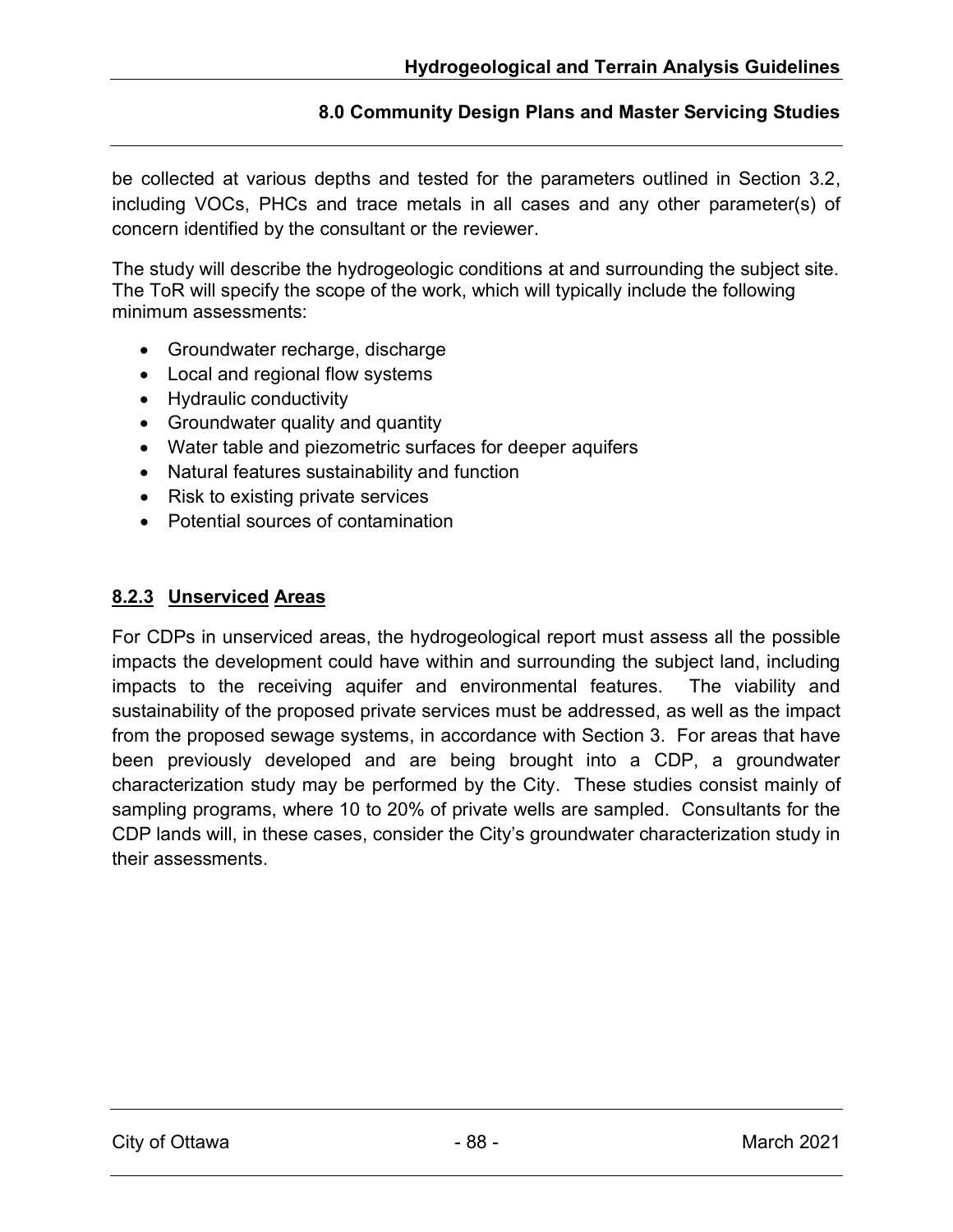be collected at various depths and tested for the parameters outlined in Section 3.2, including VOCs, PHCs and trace metals in all cases and any other parameter(s) of concern identified by the consultant or the reviewer.

The study will describe the hydrogeologic conditions at and surrounding the subject site. The ToR will specify the scope of the work, which will typically include the following minimum assessments:

- Groundwater recharge, discharge
- Local and regional flow systems
- Hydraulic conductivity
- Groundwater quality and quantity
- Water table and piezometric surfaces for deeper aquifers
- Natural features sustainability and function
- Risk to existing private services
- Potential sources of contamination

### 8.2.3 Unserviced Areas

For CDPs in unserviced areas, the hydrogeological report must assess all the possible impacts the development could have within and surrounding the subject land, including impacts to the receiving aquifer and environmental features. The viability and sustainability of the proposed private services must be addressed, as well as the impact from the proposed sewage systems, in accordance with Section 3. For areas that have been previously developed and are being brought into a CDP, a groundwater characterization study may be performed by the City. These studies consist mainly of sampling programs, where 10 to 20% of private wells are sampled. Consultants for the CDP lands will, in these cases, consider the City's groundwater characterization study in their assessments.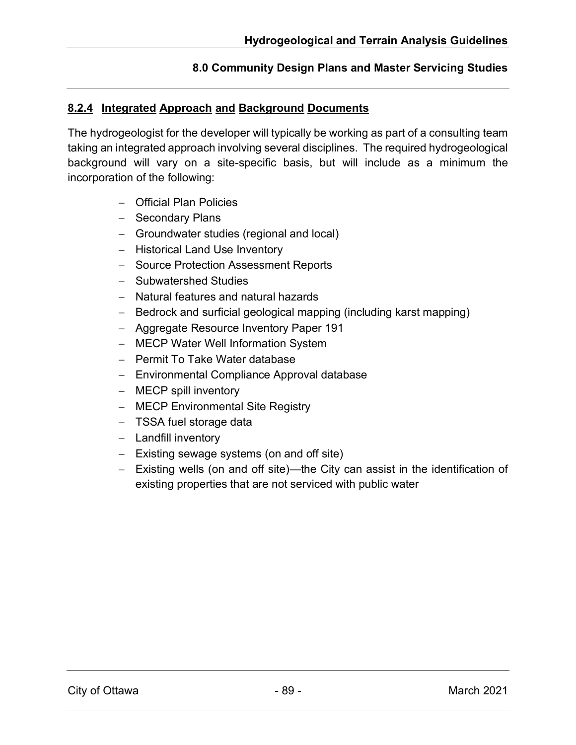### 8.2.4 Integrated Approach and Background Documents

The hydrogeologist for the developer will typically be working as part of a consulting team taking an integrated approach involving several disciplines. The required hydrogeological background will vary on a site-specific basis, but will include as a minimum the incorporation of the following:

- Official Plan Policies
- Secondary Plans
- Groundwater studies (regional and local)
- Historical Land Use Inventory
- Source Protection Assessment Reports
- Subwatershed Studies
- Natural features and natural hazards
- Bedrock and surficial geological mapping (including karst mapping)
- Aggregate Resource Inventory Paper 191
- MECP Water Well Information System
- Permit To Take Water database
- Environmental Compliance Approval database
- MECP spill inventory
- MECP Environmental Site Registry
- TSSA fuel storage data
- Landfill inventory
- Existing sewage systems (on and off site)
- Existing wells (on and off site)—the City can assist in the identification of existing properties that are not serviced with public water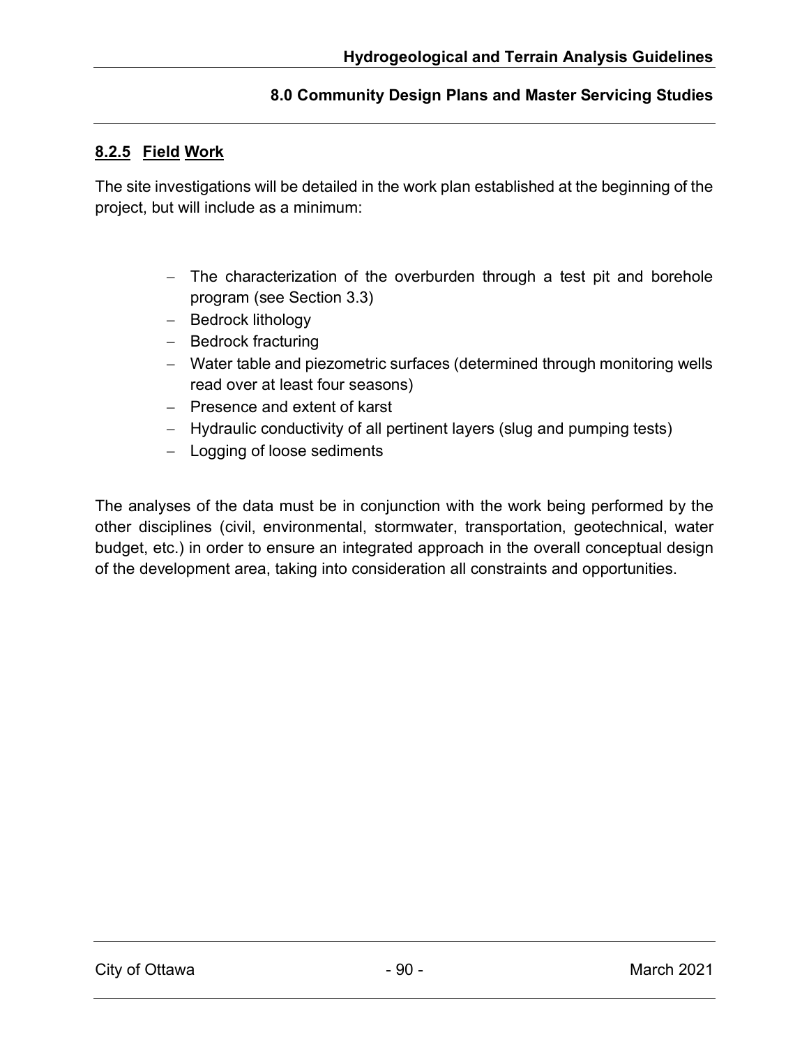### 8.2.5 Field Work

The site investigations will be detailed in the work plan established at the beginning of the project, but will include as a minimum:

- The characterization of the overburden through a test pit and borehole program (see Section 3.3)
- Bedrock lithology
- Bedrock fracturing
- Water table and piezometric surfaces (determined through monitoring wells read over at least four seasons)
- Presence and extent of karst
- Hydraulic conductivity of all pertinent layers (slug and pumping tests)
- Logging of loose sediments

The analyses of the data must be in conjunction with the work being performed by the other disciplines (civil, environmental, stormwater, transportation, geotechnical, water budget, etc.) in order to ensure an integrated approach in the overall conceptual design of the development area, taking into consideration all constraints and opportunities.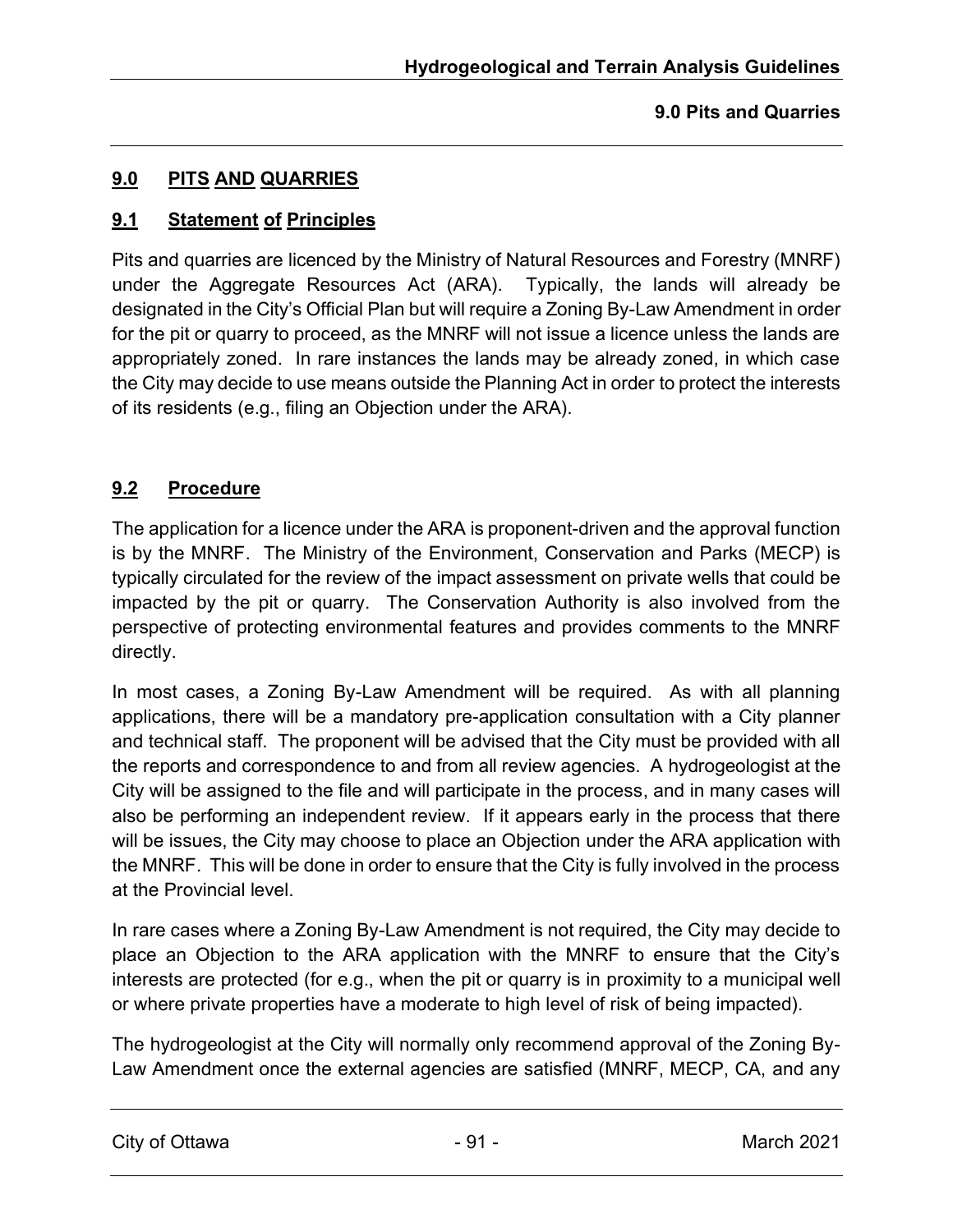## 9.0 PITS AND QUARRIES

### 9.1 Statement of Principles

Pits and quarries are licenced by the Ministry of Natural Resources and Forestry (MNRF) under the Aggregate Resources Act (ARA). Typically, the lands will already be designated in the City's Official Plan but will require a Zoning By-Law Amendment in order for the pit or quarry to proceed, as the MNRF will not issue a licence unless the lands are appropriately zoned. In rare instances the lands may be already zoned, in which case the City may decide to use means outside the Planning Act in order to protect the interests of its residents (e.g., filing an Objection under the ARA).

### 9.2 Procedure

The application for a licence under the ARA is proponent-driven and the approval function is by the MNRF. The Ministry of the Environment, Conservation and Parks (MECP) is typically circulated for the review of the impact assessment on private wells that could be impacted by the pit or quarry. The Conservation Authority is also involved from the perspective of protecting environmental features and provides comments to the MNRF directly.

In most cases, a Zoning By-Law Amendment will be required. As with all planning applications, there will be a mandatory pre-application consultation with a City planner and technical staff. The proponent will be advised that the City must be provided with all the reports and correspondence to and from all review agencies. A hydrogeologist at the City will be assigned to the file and will participate in the process, and in many cases will also be performing an independent review. If it appears early in the process that there will be issues, the City may choose to place an Objection under the ARA application with the MNRF. This will be done in order to ensure that the City is fully involved in the process at the Provincial level.

In rare cases where a Zoning By-Law Amendment is not required, the City may decide to place an Objection to the ARA application with the MNRF to ensure that the City's interests are protected (for e.g., when the pit or quarry is in proximity to a municipal well or where private properties have a moderate to high level of risk of being impacted).

The hydrogeologist at the City will normally only recommend approval of the Zoning By-Law Amendment once the external agencies are satisfied (MNRF, MECP, CA, and any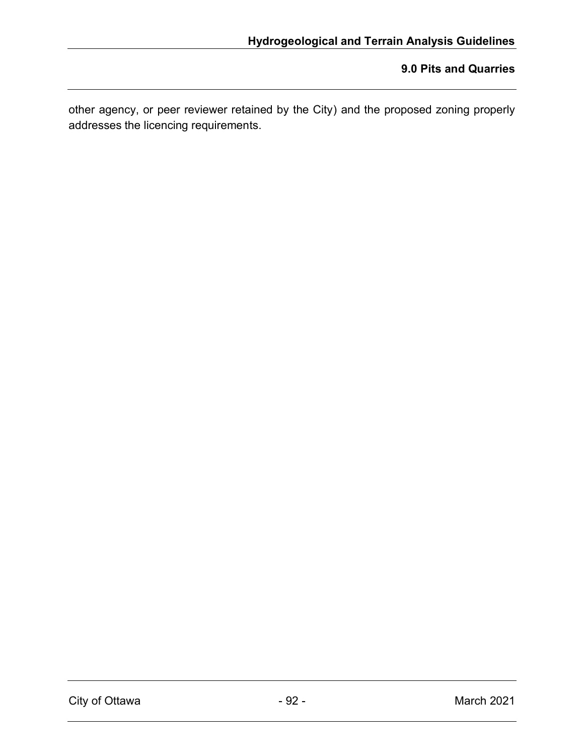other agency, or peer reviewer retained by the City) and the proposed zoning properly addresses the licencing requirements.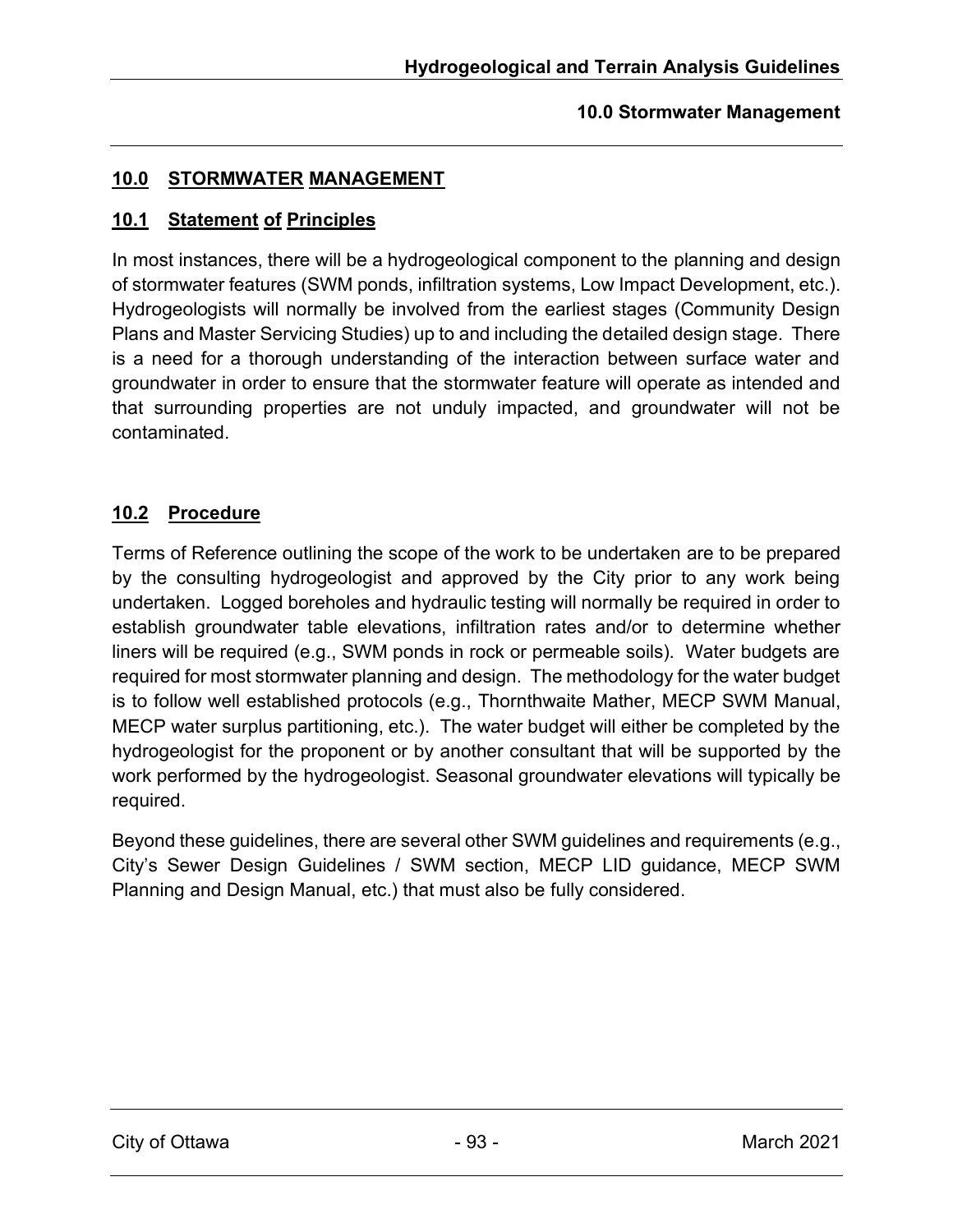## 10.0 STORMWATER MANAGEMENT

### 10.1 Statement of Principles

In most instances, there will be a hydrogeological component to the planning and design of stormwater features (SWM ponds, infiltration systems, Low Impact Development, etc.). Hydrogeologists will normally be involved from the earliest stages (Community Design Plans and Master Servicing Studies) up to and including the detailed design stage. There is a need for a thorough understanding of the interaction between surface water and groundwater in order to ensure that the stormwater feature will operate as intended and that surrounding properties are not unduly impacted, and groundwater will not be contaminated.

### 10.2 Procedure

Terms of Reference outlining the scope of the work to be undertaken are to be prepared by the consulting hydrogeologist and approved by the City prior to any work being undertaken. Logged boreholes and hydraulic testing will normally be required in order to establish groundwater table elevations, infiltration rates and/or to determine whether liners will be required (e.g., SWM ponds in rock or permeable soils). Water budgets are required for most stormwater planning and design. The methodology for the water budget is to follow well established protocols (e.g., Thornthwaite Mather, MECP SWM Manual, MECP water surplus partitioning, etc.). The water budget will either be completed by the hydrogeologist for the proponent or by another consultant that will be supported by the work performed by the hydrogeologist. Seasonal groundwater elevations will typically be required.

Beyond these guidelines, there are several other SWM guidelines and requirements (e.g., City's Sewer Design Guidelines / SWM section, MECP LID guidance, MECP SWM Planning and Design Manual, etc.) that must also be fully considered.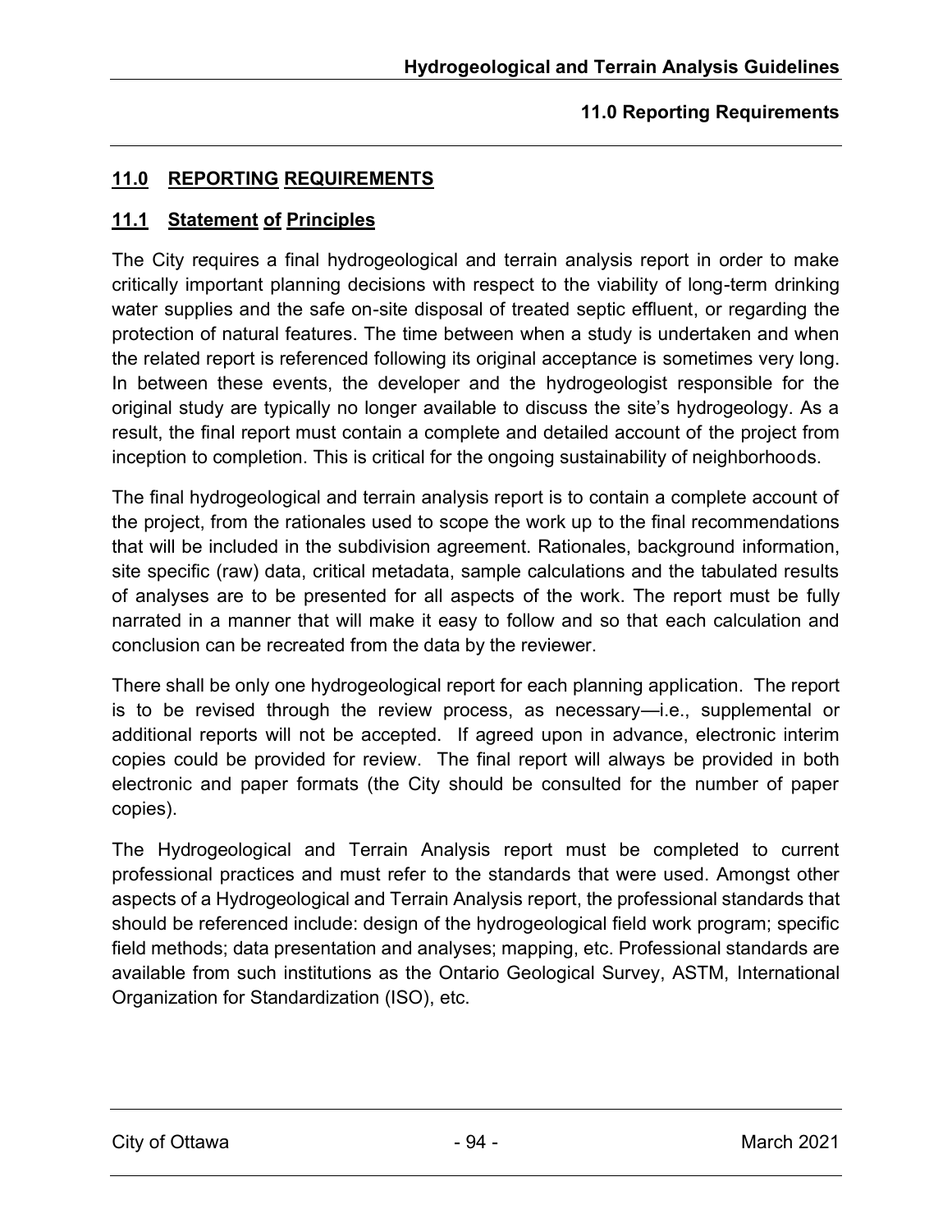## 11.0 REPORTING REQUIREMENTS

### 11.1 Statement of Principles

The City requires a final hydrogeological and terrain analysis report in order to make critically important planning decisions with respect to the viability of long-term drinking water supplies and the safe on-site disposal of treated septic effluent, or regarding the protection of natural features. The time between when a study is undertaken and when the related report is referenced following its original acceptance is sometimes very long. In between these events, the developer and the hydrogeologist responsible for the original study are typically no longer available to discuss the site's hydrogeology. As a result, the final report must contain a complete and detailed account of the project from inception to completion. This is critical for the ongoing sustainability of neighborhoods.

The final hydrogeological and terrain analysis report is to contain a complete account of the project, from the rationales used to scope the work up to the final recommendations that will be included in the subdivision agreement. Rationales, background information, site specific (raw) data, critical metadata, sample calculations and the tabulated results of analyses are to be presented for all aspects of the work. The report must be fully narrated in a manner that will make it easy to follow and so that each calculation and conclusion can be recreated from the data by the reviewer.

There shall be only one hydrogeological report for each planning application. The report is to be revised through the review process, as necessary—i.e., supplemental or additional reports will not be accepted. If agreed upon in advance, electronic interim copies could be provided for review. The final report will always be provided in both electronic and paper formats (the City should be consulted for the number of paper copies).

The Hydrogeological and Terrain Analysis report must be completed to current professional practices and must refer to the standards that were used. Amongst other aspects of a Hydrogeological and Terrain Analysis report, the professional standards that should be referenced include: design of the hydrogeological field work program; specific field methods; data presentation and analyses; mapping, etc. Professional standards are available from such institutions as the Ontario Geological Survey, ASTM, International Organization for Standardization (ISO), etc.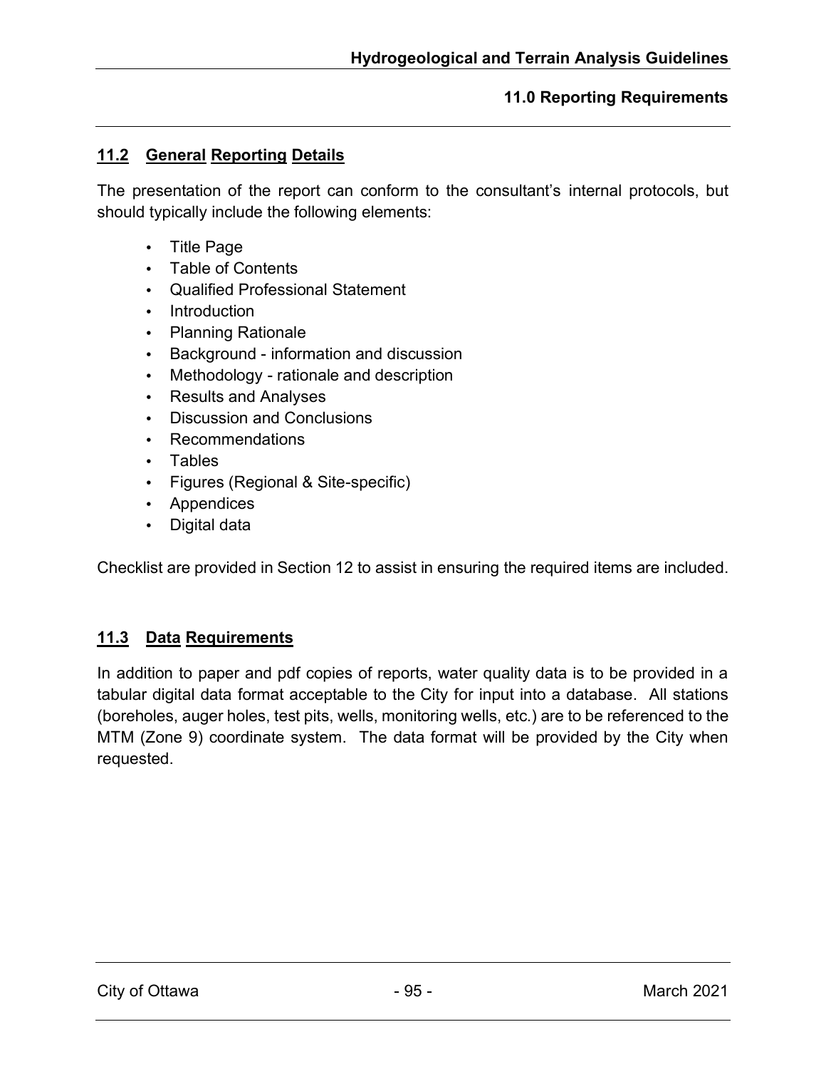## 11.2 General Reporting Details

The presentation of the report can conform to the consultant's internal protocols, but should typically include the following elements:

- Title Page
- Table of Contents
- Qualified Professional Statement
- Introduction
- Planning Rationale
- Background - information and discussion
- Methodology - rationale and description
- Results and Analyses
- Discussion and Conclusions
- Recommendations
- Tables
- Figures (Regional & Site-specific)
- Appendices
- Digital data

Checklist are provided in Section 12 to assist in ensuring the required items are included.

## 11.3 Data Requirements

In addition to paper and pdf copies of reports, water quality data is to be provided in a tabular digital data format acceptable to the City for input into a database. All stations (boreholes, auger holes, test pits, wells, monitoring wells, etc.) are to be referenced to the MTM (Zone 9) coordinate system. The data format will be provided by the City when requested.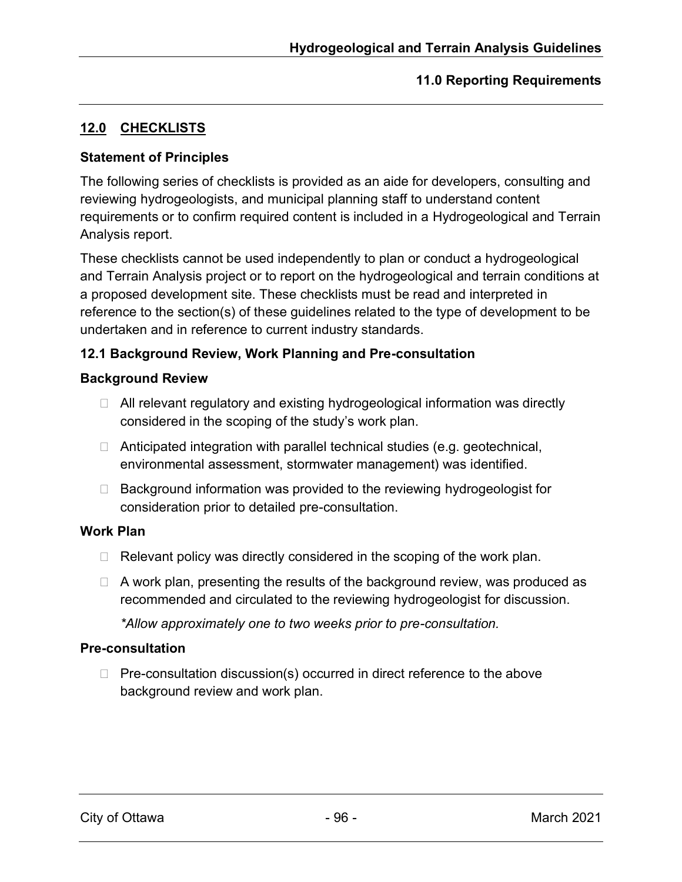## 12.0 CHECKLISTS

### Statement of Principles

The following series of checklists is provided as an aide for developers, consulting and reviewing hydrogeologists, and municipal planning staff to understand content requirements or to confirm required content is included in a Hydrogeological and Terrain Analysis report.

These checklists cannot be used independently to plan or conduct a hydrogeological and Terrain Analysis project or to report on the hydrogeological and terrain conditions at a proposed development site. These checklists must be read and interpreted in reference to the section(s) of these guidelines related to the type of development to be undertaken and in reference to current industry standards.

### 12.1 Background Review, Work Planning and Pre-consultation

#### Background Review

- ☐ All relevant regulatory and existing hydrogeological information was directly considered in the scoping of the study's work plan.
- ☐ Anticipated integration with parallel technical studies (e.g. geotechnical, environmental assessment, stormwater management) was identified.
- ☐ Background information was provided to the reviewing hydrogeologist for consideration prior to detailed pre-consultation.

#### Work Plan

- ☐ Relevant policy was directly considered in the scoping of the work plan.
- ☐ A work plan, presenting the results of the background review, was produced as recommended and circulated to the reviewing hydrogeologist for discussion.

  *\*Allow approximately one to two weeks prior to pre-consultation.*

#### Pre-consultation

- ☐ Pre-consultation discussion(s) occurred in direct reference to the above background review and work plan.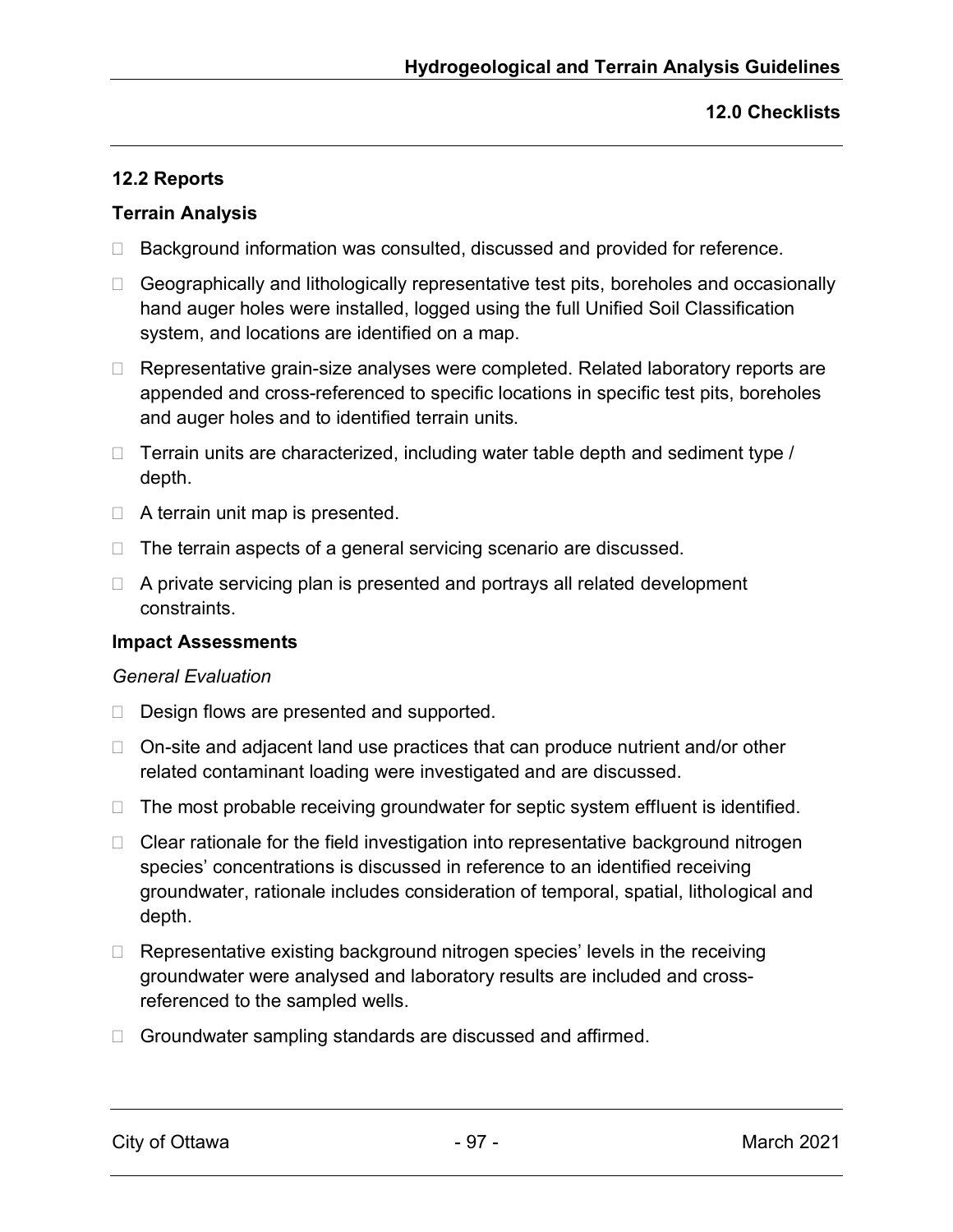## 12.2 Reports

### Terrain Analysis

- ☐ Background information was consulted, discussed and provided for reference.
- ☐ Geographically and lithologically representative test pits, boreholes and occasionally hand auger holes were installed, logged using the full Unified Soil Classification system, and locations are identified on a map.
- ☐ Representative grain-size analyses were completed. Related laboratory reports are appended and cross-referenced to specific locations in specific test pits, boreholes and auger holes and to identified terrain units.
- ☐ Terrain units are characterized, including water table depth and sediment type / depth.
- ☐ A terrain unit map is presented.
- ☐ The terrain aspects of a general servicing scenario are discussed.
- ☐ A private servicing plan is presented and portrays all related development constraints.

### Impact Assessments

*General Evaluation*

- ☐ Design flows are presented and supported.
- ☐ On-site and adjacent land use practices that can produce nutrient and/or other related contaminant loading were investigated and are discussed.
- ☐ The most probable receiving groundwater for septic system effluent is identified.
- ☐ Clear rationale for the field investigation into representative background nitrogen species' concentrations is discussed in reference to an identified receiving groundwater, rationale includes consideration of temporal, spatial, lithological and depth.
- ☐ Representative existing background nitrogen species' levels in the receiving groundwater were analysed and laboratory results are included and cross-referenced to the sampled wells.
- ☐ Groundwater sampling standards are discussed and affirmed.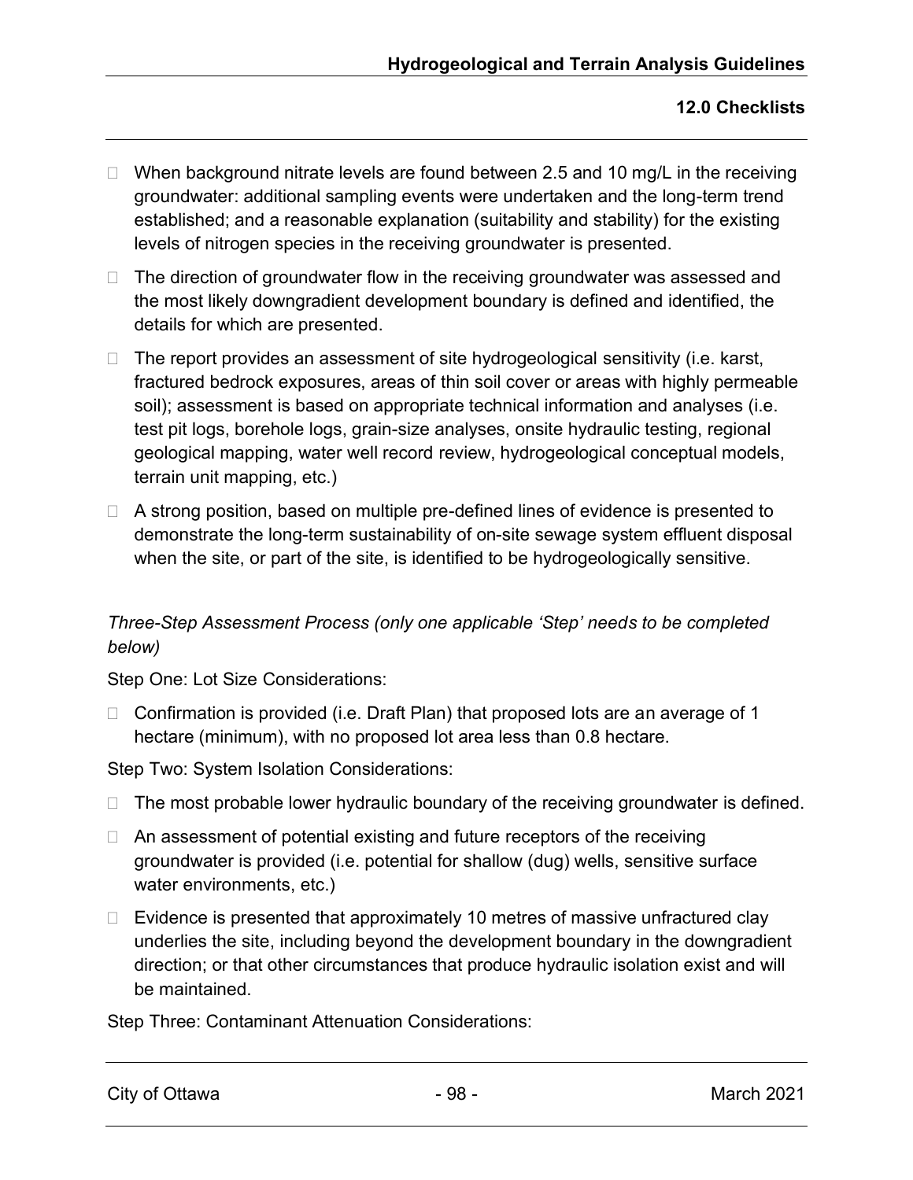- When background nitrate levels are found between 2.5 and 10 mg/L in the receiving groundwater: additional sampling events were undertaken and the long-term trend established; and a reasonable explanation (suitability and stability) for the existing levels of nitrogen species in the receiving groundwater is presented.
- The direction of groundwater flow in the receiving groundwater was assessed and the most likely downgradient development boundary is defined and identified, the details for which are presented.
- The report provides an assessment of site hydrogeological sensitivity (i.e. karst, fractured bedrock exposures, areas of thin soil cover or areas with highly permeable soil); assessment is based on appropriate technical information and analyses (i.e. test pit logs, borehole logs, grain-size analyses, onsite hydraulic testing, regional geological mapping, water well record review, hydrogeological conceptual models, terrain unit mapping, etc.)
- A strong position, based on multiple pre-defined lines of evidence is presented to demonstrate the long-term sustainability of on-site sewage system effluent disposal when the site, or part of the site, is identified to be hydrogeologically sensitive.

*Three-Step Assessment Process (only one applicable 'Step' needs to be completed below)*

Step One: Lot Size Considerations:

- Confirmation is provided (i.e. Draft Plan) that proposed lots are an average of 1 hectare (minimum), with no proposed lot area less than 0.8 hectare.

Step Two: System Isolation Considerations:

- The most probable lower hydraulic boundary of the receiving groundwater is defined.
- An assessment of potential existing and future receptors of the receiving groundwater is provided (i.e. potential for shallow (dug) wells, sensitive surface water environments, etc.)
- Evidence is presented that approximately 10 metres of massive unfractured clay underlies the site, including beyond the development boundary in the downgradient direction; or that other circumstances that produce hydraulic isolation exist and will be maintained.

Step Three: Contaminant Attenuation Considerations: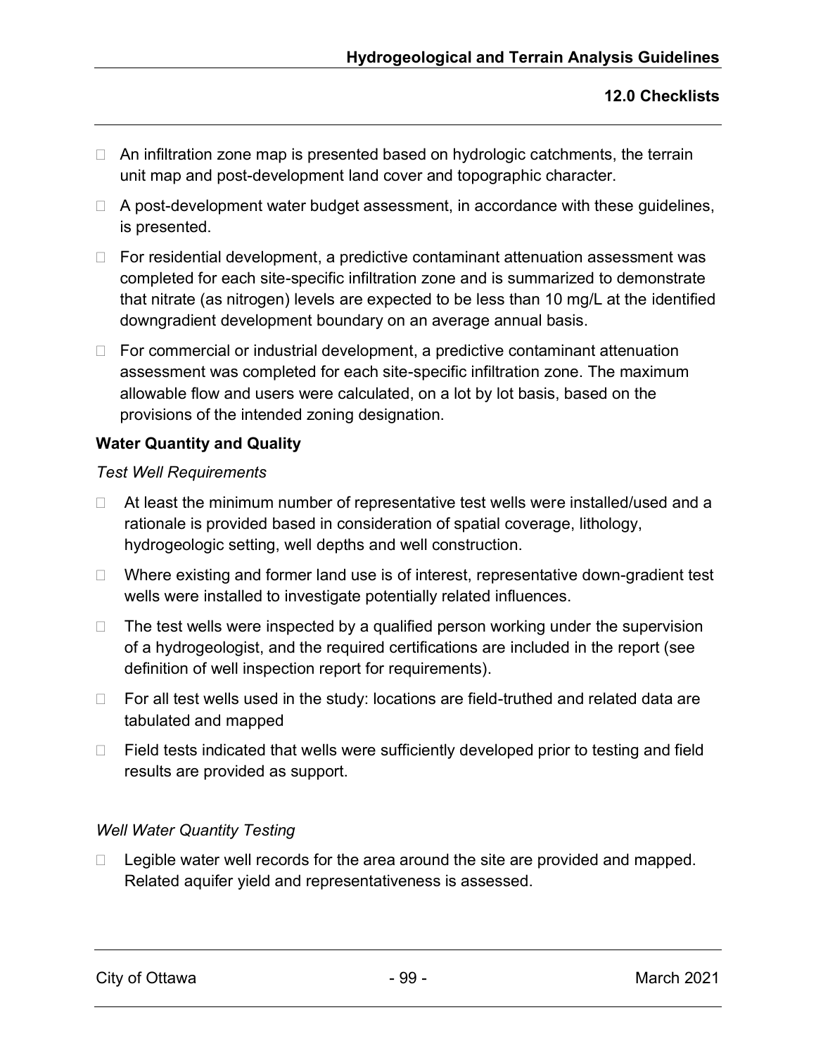- An infiltration zone map is presented based on hydrologic catchments, the terrain unit map and post-development land cover and topographic character.
- A post-development water budget assessment, in accordance with these guidelines, is presented.
- For residential development, a predictive contaminant attenuation assessment was completed for each site-specific infiltration zone and is summarized to demonstrate that nitrate (as nitrogen) levels are expected to be less than 10 mg/L at the identified downgradient development boundary on an average annual basis.
- For commercial or industrial development, a predictive contaminant attenuation assessment was completed for each site-specific infiltration zone. The maximum allowable flow and users were calculated, on a lot by lot basis, based on the provisions of the intended zoning designation.

**Water Quantity and Quality**

*Test Well Requirements*

- At least the minimum number of representative test wells were installed/used and a rationale is provided based in consideration of spatial coverage, lithology, hydrogeologic setting, well depths and well construction.
- Where existing and former land use is of interest, representative down-gradient test wells were installed to investigate potentially related influences.
- The test wells were inspected by a qualified person working under the supervision of a hydrogeologist, and the required certifications are included in the report (see definition of well inspection report for requirements).
- For all test wells used in the study: locations are field-truthed and related data are tabulated and mapped
- Field tests indicated that wells were sufficiently developed prior to testing and field results are provided as support.

*Well Water Quantity Testing*

- Legible water well records for the area around the site are provided and mapped. Related aquifer yield and representativeness is assessed.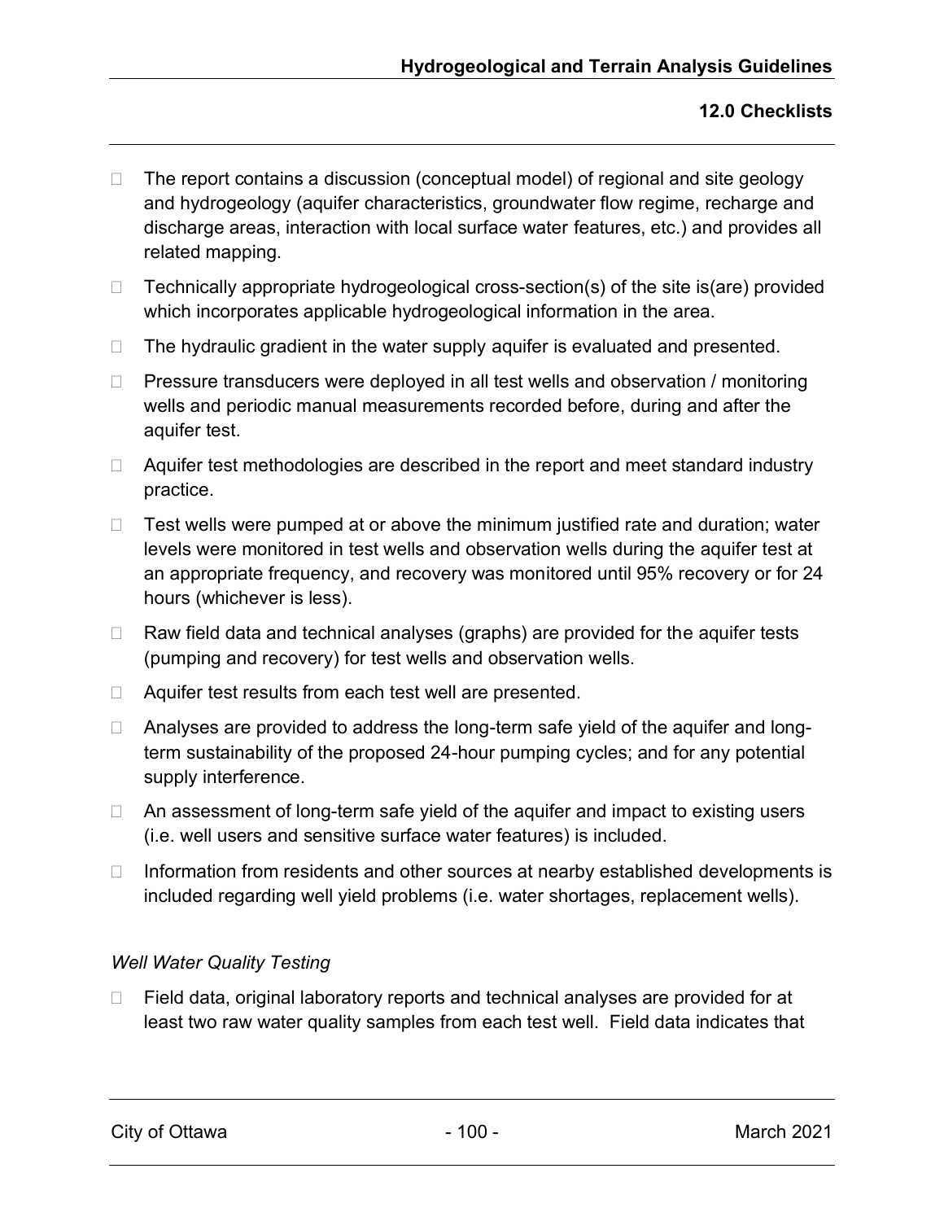- The report contains a discussion (conceptual model) of regional and site geology and hydrogeology (aquifer characteristics, groundwater flow regime, recharge and discharge areas, interaction with local surface water features, etc.) and provides all related mapping.
- Technically appropriate hydrogeological cross-section(s) of the site is(are) provided which incorporates applicable hydrogeological information in the area.
- The hydraulic gradient in the water supply aquifer is evaluated and presented.
- Pressure transducers were deployed in all test wells and observation / monitoring wells and periodic manual measurements recorded before, during and after the aquifer test.
- Aquifer test methodologies are described in the report and meet standard industry practice.
- Test wells were pumped at or above the minimum justified rate and duration; water levels were monitored in test wells and observation wells during the aquifer test at an appropriate frequency, and recovery was monitored until 95% recovery or for 24 hours (whichever is less).
- Raw field data and technical analyses (graphs) are provided for the aquifer tests (pumping and recovery) for test wells and observation wells.
- Aquifer test results from each test well are presented.
- Analyses are provided to address the long-term safe yield of the aquifer and long-term sustainability of the proposed 24-hour pumping cycles; and for any potential supply interference.
- An assessment of long-term safe yield of the aquifer and impact to existing users (i.e. well users and sensitive surface water features) is included.
- Information from residents and other sources at nearby established developments is included regarding well yield problems (i.e. water shortages, replacement wells).

*Well Water Quality Testing*

- Field data, original laboratory reports and technical analyses are provided for at least two raw water quality samples from each test well. Field data indicates that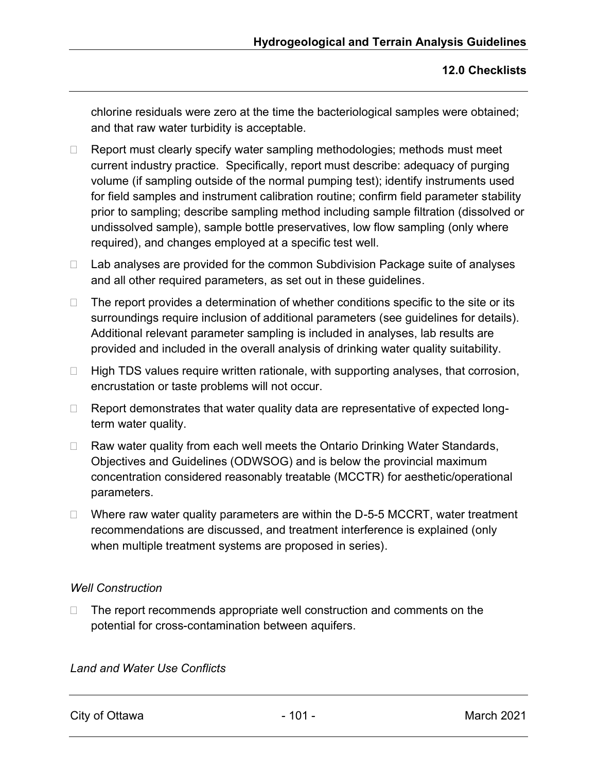chlorine residuals were zero at the time the bacteriological samples were obtained; and that raw water turbidity is acceptable.

- Report must clearly specify water sampling methodologies; methods must meet current industry practice. Specifically, report must describe: adequacy of purging volume (if sampling outside of the normal pumping test); identify instruments used for field samples and instrument calibration routine; confirm field parameter stability prior to sampling; describe sampling method including sample filtration (dissolved or undissolved sample), sample bottle preservatives, low flow sampling (only where required), and changes employed at a specific test well.
- Lab analyses are provided for the common Subdivision Package suite of analyses and all other required parameters, as set out in these guidelines.
- The report provides a determination of whether conditions specific to the site or its surroundings require inclusion of additional parameters (see guidelines for details). Additional relevant parameter sampling is included in analyses, lab results are provided and included in the overall analysis of drinking water quality suitability.
- High TDS values require written rationale, with supporting analyses, that corrosion, encrustation or taste problems will not occur.
- Report demonstrates that water quality data are representative of expected long-term water quality.
- Raw water quality from each well meets the Ontario Drinking Water Standards, Objectives and Guidelines (ODWSOG) and is below the provincial maximum concentration considered reasonably treatable (MCCTR) for aesthetic/operational parameters.
- Where raw water quality parameters are within the D-5-5 MCCRT, water treatment recommendations are discussed, and treatment interference is explained (only when multiple treatment systems are proposed in series).

*Well Construction*

- The report recommends appropriate well construction and comments on the potential for cross-contamination between aquifers.

*Land and Water Use Conflicts*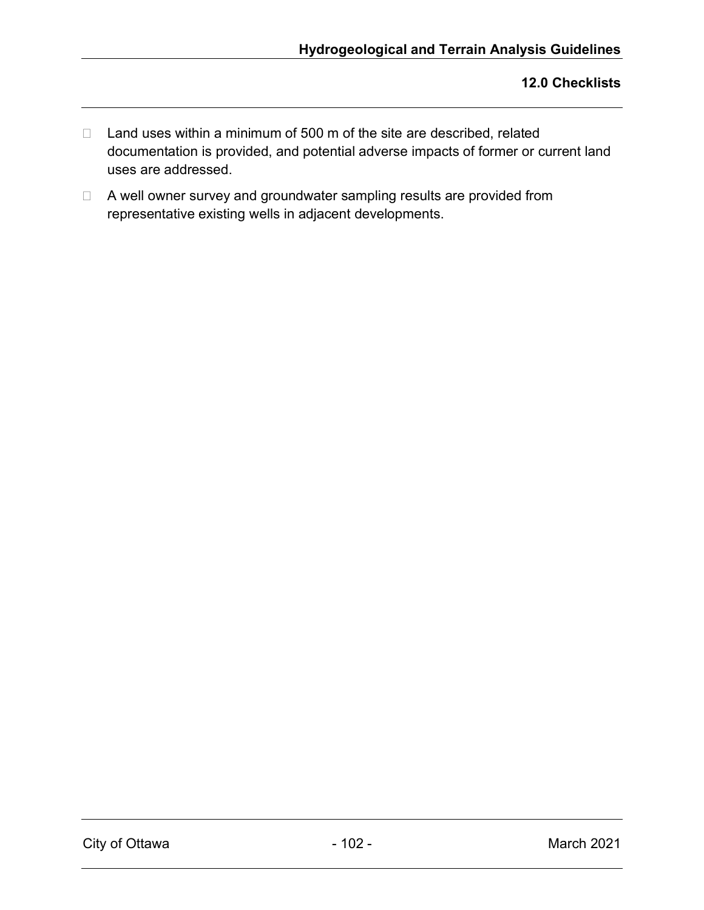- ☐ Land uses within a minimum of 500 m of the site are described, related documentation is provided, and potential adverse impacts of former or current land uses are addressed.
- ☐ A well owner survey and groundwater sampling results are provided from representative existing wells in adjacent developments.